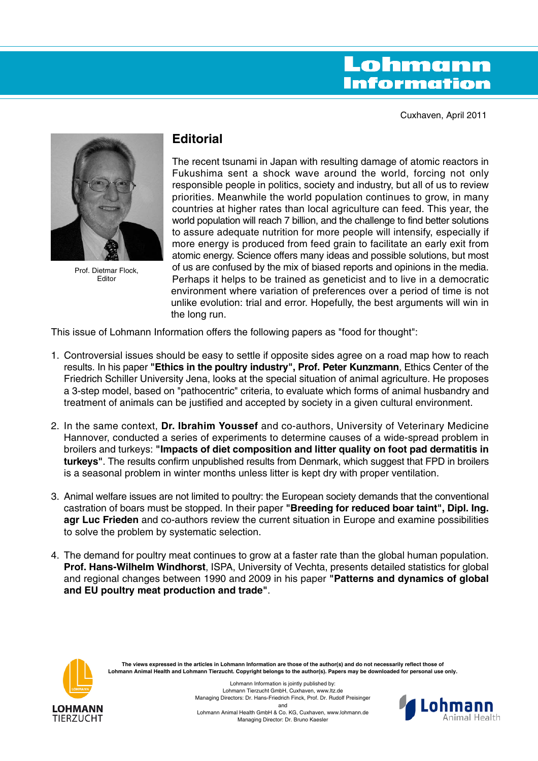# Lohmann Information

Cuxhaven, April 2011

Prof. Dietmar Flock, Editor

## Editorial

The recent tsunami in Japan with resulting damage of atomic reactors in Fukushima sent a shock wave around the world, forcing not only responsible people in politics, society and industry, but all of us to review priorities. Meanwhile the world population continues to grow, in many countries at higher rates than local agriculture can feed. This year, the world population will reach 7 billion, and the challenge to find better solutions to assure adequate nutrition for more people will intensify, especially if more energy is produced from feed grain to facilitate an early exit from atomic energy. Science offers many ideas and possible solutions, but most of us are confused by the mix of biased reports and opinions in the media. Perhaps it helps to be trained as geneticist and to live in a democratic environment where variation of preferences over a period of time is not unlike evolution: trial and error. Hopefully, the best arguments will win in the long run.

This issue of Lohmann Information offers the following papers as "food for thought":

1. Controversial issues should be easy to settle if opposite sides agree on a road map how to reach results. In his paper **"Ethics in the poultry industry", Prof. Peter Kunzmann**, Ethics Center of the Friedrich Schiller University Jena, looks at the special situation of animal agriculture. He proposes a 3-step model, based on "pathocentric" criteria, to evaluate which forms of animal husbandry and treatment of animals can be justified and accepted by society in a given cultural environment.

2. In the same context, **Dr. Ibrahim Youssef** and co-authors, University of Veterinary Medicine Hannover, conducted a series of experiments to determine causes of a wide-spread problem in broilers and turkeys: **"Impacts of diet composition and litter quality on foot pad dermatitis in turkeys"**. The results confirm unpublished results from Denmark, which suggest that FPD in broilers is a seasonal problem in winter months unless litter is kept dry with proper ventilation.

3. Animal welfare issues are not limited to poultry: the European society demands that the conventional castration of boars must be stopped. In their paper **"Breeding for reduced boar taint", Dipl. Ing. agr Luc Frieden** and co-authors review the current situation in Europe and examine possibilities to solve the problem by systematic selection.

4. The demand for poultry meat continues to grow at a faster rate than the global human population. **Prof. Hans-Wilhelm Windhorst**, ISPA, University of Vechta, presents detailed statistics for global and regional changes between 1990 and 2009 in his paper **"Patterns and dynamics of global and EU poultry meat production and trade"**.

**The views expressed in the articles in Lohmann Information are those of the author(s) and do not necessarily reflect those of Lohmann Animal Health and Lohmann Tierzucht. Copyright belongs to the author(s). Papers may be downloaded for personal use only.**

Lohmann Information is jointly published by:
Lohmann Tierzucht GmbH, Cuxhaven, www.ltz.de
Managing Directors: Dr. Hans-Friedrich Finck, Prof. Dr. Rudolf Preisinger
and
Lohmann Animal Health GmbH & Co. KG, Cuxhaven, www.lohmann.de
Managing Director: Dr. Bruno Kaesler

LOHMANN TIERZUCHT

Lohmann Animal Health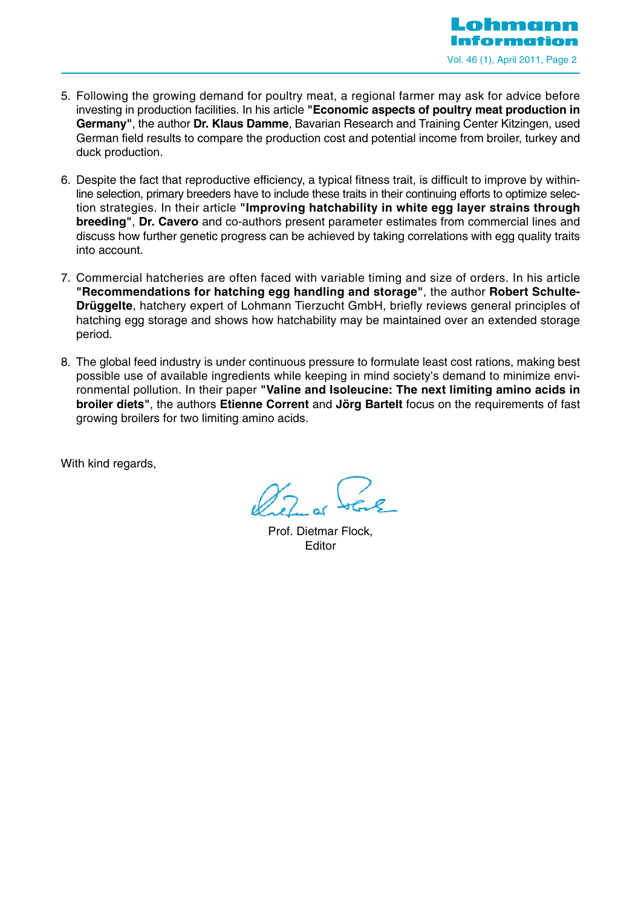5. Following the growing demand for poultry meat, a regional farmer may ask for advice before investing in production facilities. In his article **"Economic aspects of poultry meat production in Germany"**, the author **Dr. Klaus Damme**, Bavarian Research and Training Center Kitzingen, used German field results to compare the production cost and potential income from broiler, turkey and duck production.

6. Despite the fact that reproductive efficiency, a typical fitness trait, is difficult to improve by within-line selection, primary breeders have to include these traits in their continuing efforts to optimize selection strategies. In their article **"Improving hatchability in white egg layer strains through breeding"**, **Dr. Cavero** and co-authors present parameter estimates from commercial lines and discuss how further genetic progress can be achieved by taking correlations with egg quality traits into account.

7. Commercial hatcheries are often faced with variable timing and size of orders. In his article **"Recommendations for hatching egg handling and storage"**, the author **Robert Schulte-Drüggelte**, hatchery expert of Lohmann Tierzucht GmbH, briefly reviews general principles of hatching egg storage and shows how hatchability may be maintained over an extended storage period.

8. The global feed industry is under continuous pressure to formulate least cost rations, making best possible use of available ingredients while keeping in mind society's demand to minimize environmental pollution. In their paper **"Valine and Isoleucine: The next limiting amino acids in broiler diets"**, the authors **Etienne Corrent** and **Jörg Bartelt** focus on the requirements of fast growing broilers for two limiting amino acids.

With kind regards,

Prof. Dietmar Flock,
Editor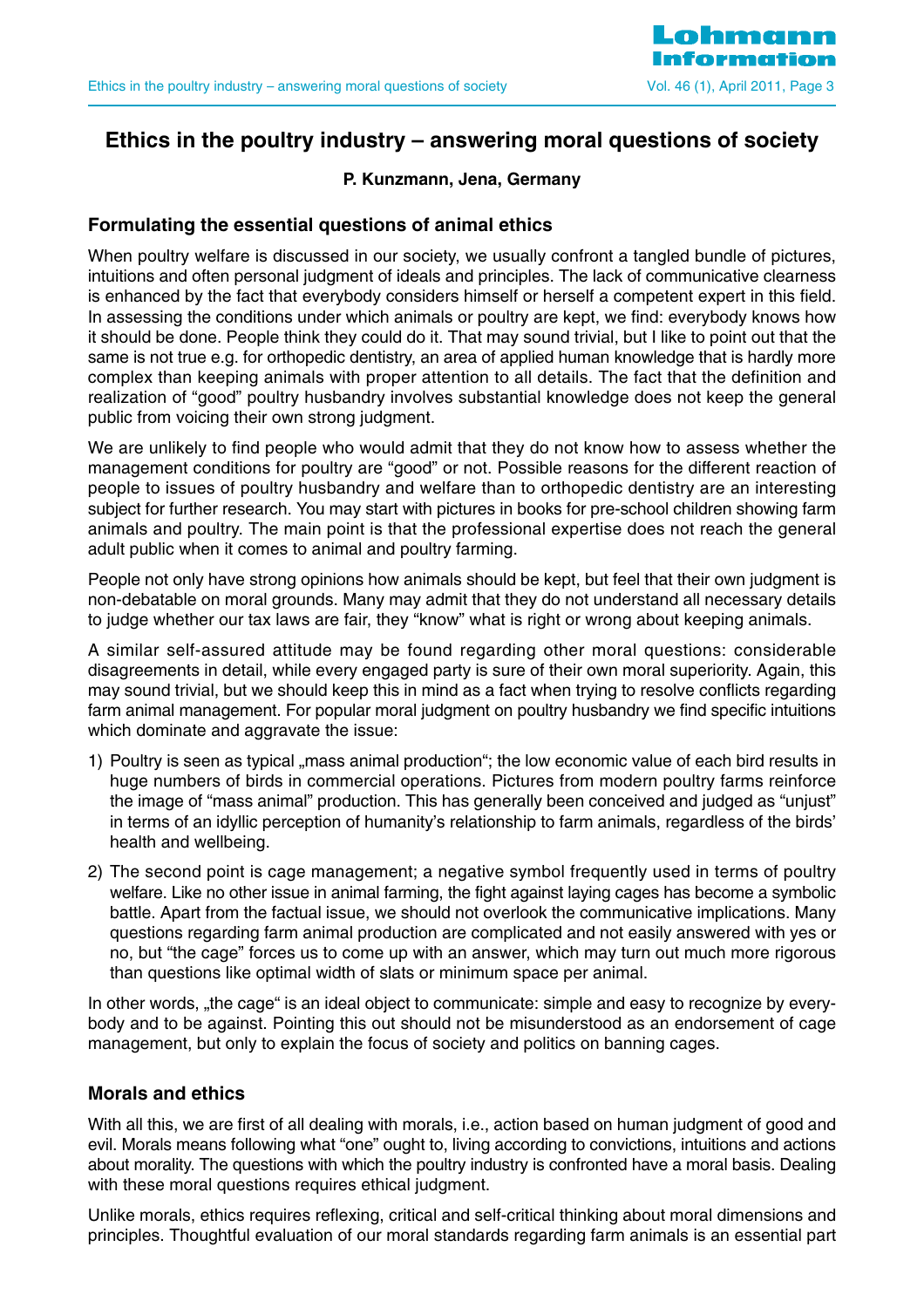# Ethics in the poultry industry – answering moral questions of society

**P. Kunzmann, Jena, Germany**

## Formulating the essential questions of animal ethics

When poultry welfare is discussed in our society, we usually confront a tangled bundle of pictures, intuitions and often personal judgment of ideals and principles. The lack of communicative clearness is enhanced by the fact that everybody considers himself or herself a competent expert in this field. In assessing the conditions under which animals or poultry are kept, we find: everybody knows how it should be done. People think they could do it. That may sound trivial, but I like to point out that the same is not true e.g. for orthopedic dentistry, an area of applied human knowledge that is hardly more complex than keeping animals with proper attention to all details. The fact that the definition and realization of "good" poultry husbandry involves substantial knowledge does not keep the general public from voicing their own strong judgment.

We are unlikely to find people who would admit that they do not know how to assess whether the management conditions for poultry are "good" or not. Possible reasons for the different reaction of people to issues of poultry husbandry and welfare than to orthopedic dentistry are an interesting subject for further research. You may start with pictures in books for pre-school children showing farm animals and poultry. The main point is that the professional expertise does not reach the general adult public when it comes to animal and poultry farming.

People not only have strong opinions how animals should be kept, but feel that their own judgment is non-debatable on moral grounds. Many may admit that they do not understand all necessary details to judge whether our tax laws are fair, they "know" what is right or wrong about keeping animals.

A similar self-assured attitude may be found regarding other moral questions: considerable disagreements in detail, while every engaged party is sure of their own moral superiority. Again, this may sound trivial, but we should keep this in mind as a fact when trying to resolve conflicts regarding farm animal management. For popular moral judgment on poultry husbandry we find specific intuitions which dominate and aggravate the issue:

1) Poultry is seen as typical „mass animal production"; the low economic value of each bird results in huge numbers of birds in commercial operations. Pictures from modern poultry farms reinforce the image of "mass animal" production. This has generally been conceived and judged as "unjust" in terms of an idyllic perception of humanity's relationship to farm animals, regardless of the birds' health and wellbeing.
2) The second point is cage management; a negative symbol frequently used in terms of poultry welfare. Like no other issue in animal farming, the fight against laying cages has become a symbolic battle. Apart from the factual issue, we should not overlook the communicative implications. Many questions regarding farm animal production are complicated and not easily answered with yes or no, but "the cage" forces us to come up with an answer, which may turn out much more rigorous than questions like optimal width of slats or minimum space per animal.

In other words, „the cage" is an ideal object to communicate: simple and easy to recognize by everybody and to be against. Pointing this out should not be misunderstood as an endorsement of cage management, but only to explain the focus of society and politics on banning cages.

## Morals and ethics

With all this, we are first of all dealing with morals, i.e., action based on human judgment of good and evil. Morals means following what "one" ought to, living according to convictions, intuitions and actions about morality. The questions with which the poultry industry is confronted have a moral basis. Dealing with these moral questions requires ethical judgment.

Unlike morals, ethics requires reflexing, critical and self-critical thinking about moral dimensions and principles. Thoughtful evaluation of our moral standards regarding farm animals is an essential part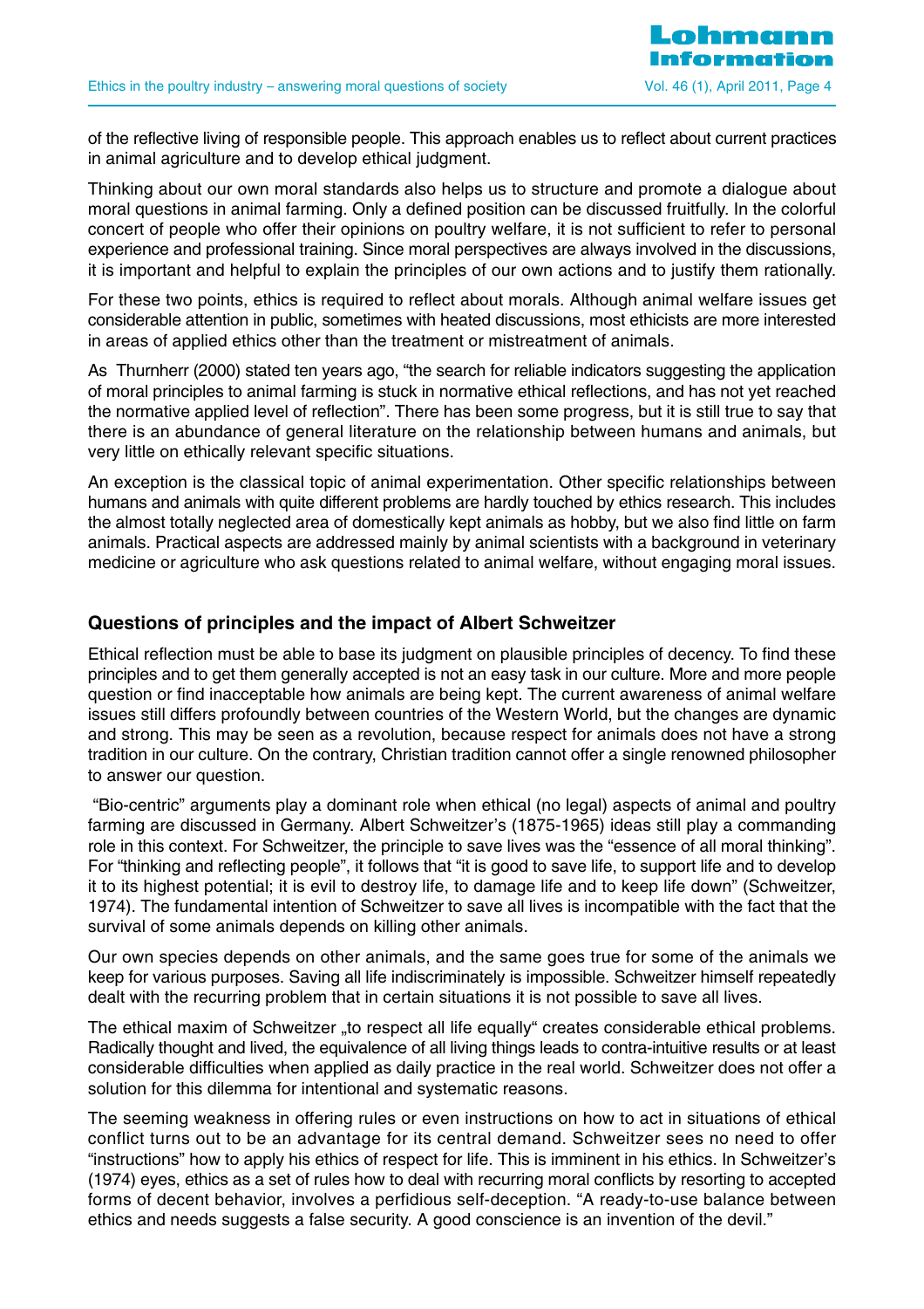of the reflective living of responsible people. This approach enables us to reflect about current practices in animal agriculture and to develop ethical judgment.

Thinking about our own moral standards also helps us to structure and promote a dialogue about moral questions in animal farming. Only a defined position can be discussed fruitfully. In the colorful concert of people who offer their opinions on poultry welfare, it is not sufficient to refer to personal experience and professional training. Since moral perspectives are always involved in the discussions, it is important and helpful to explain the principles of our own actions and to justify them rationally.

For these two points, ethics is required to reflect about morals. Although animal welfare issues get considerable attention in public, sometimes with heated discussions, most ethicists are more interested in areas of applied ethics other than the treatment or mistreatment of animals.

As Thurnherr (2000) stated ten years ago, "the search for reliable indicators suggesting the application of moral principles to animal farming is stuck in normative ethical reflections, and has not yet reached the normative applied level of reflection". There has been some progress, but it is still true to say that there is an abundance of general literature on the relationship between humans and animals, but very little on ethically relevant specific situations.

An exception is the classical topic of animal experimentation. Other specific relationships between humans and animals with quite different problems are hardly touched by ethics research. This includes the almost totally neglected area of domestically kept animals as hobby, but we also find little on farm animals. Practical aspects are addressed mainly by animal scientists with a background in veterinary medicine or agriculture who ask questions related to animal welfare, without engaging moral issues.

## Questions of principles and the impact of Albert Schweitzer

Ethical reflection must be able to base its judgment on plausible principles of decency. To find these principles and to get them generally accepted is not an easy task in our culture. More and more people question or find inacceptable how animals are being kept. The current awareness of animal welfare issues still differs profoundly between countries of the Western World, but the changes are dynamic and strong. This may be seen as a revolution, because respect for animals does not have a strong tradition in our culture. On the contrary, Christian tradition cannot offer a single renowned philosopher to answer our question.

"Bio-centric" arguments play a dominant role when ethical (no legal) aspects of animal and poultry farming are discussed in Germany. Albert Schweitzer's (1875-1965) ideas still play a commanding role in this context. For Schweitzer, the principle to save lives was the "essence of all moral thinking". For "thinking and reflecting people", it follows that "it is good to save life, to support life and to develop it to its highest potential; it is evil to destroy life, to damage life and to keep life down" (Schweitzer, 1974). The fundamental intention of Schweitzer to save all lives is incompatible with the fact that the survival of some animals depends on killing other animals.

Our own species depends on other animals, and the same goes true for some of the animals we keep for various purposes. Saving all life indiscriminately is impossible. Schweitzer himself repeatedly dealt with the recurring problem that in certain situations it is not possible to save all lives.

The ethical maxim of Schweitzer „to respect all life equally" creates considerable ethical problems. Radically thought and lived, the equivalence of all living things leads to contra-intuitive results or at least considerable difficulties when applied as daily practice in the real world. Schweitzer does not offer a solution for this dilemma for intentional and systematic reasons.

The seeming weakness in offering rules or even instructions on how to act in situations of ethical conflict turns out to be an advantage for its central demand. Schweitzer sees no need to offer "instructions" how to apply his ethics of respect for life. This is imminent in his ethics. In Schweitzer's (1974) eyes, ethics as a set of rules how to deal with recurring moral conflicts by resorting to accepted forms of decent behavior, involves a perfidious self-deception. "A ready-to-use balance between ethics and needs suggests a false security. A good conscience is an invention of the devil."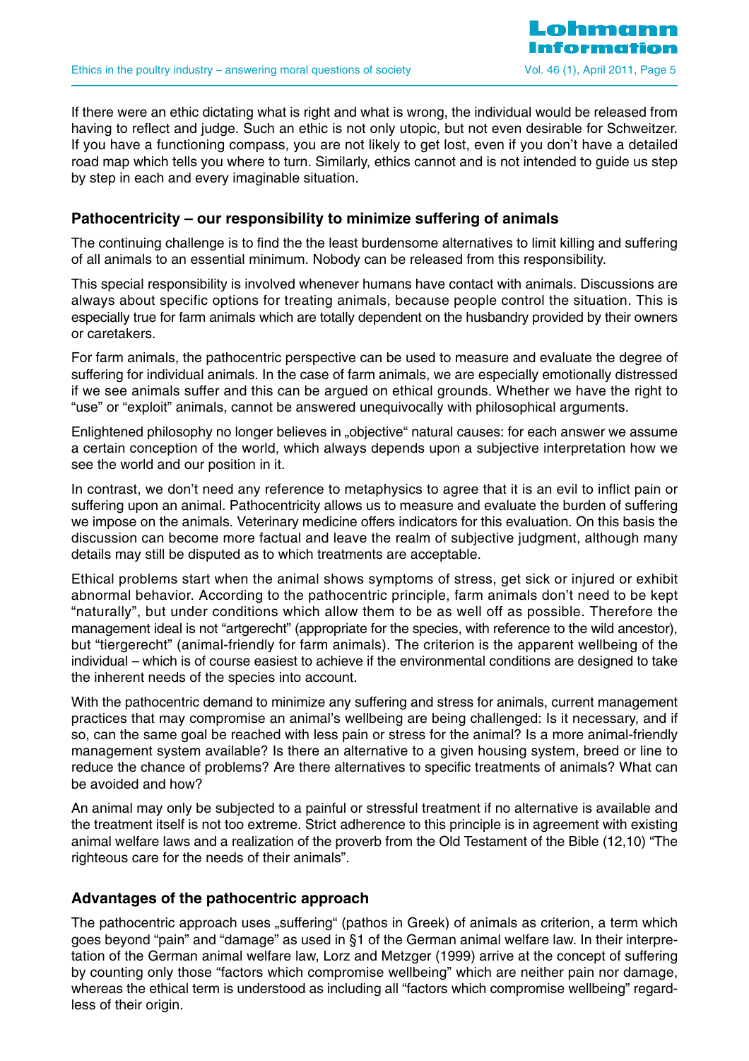If there were an ethic dictating what is right and what is wrong, the individual would be released from having to reflect and judge. Such an ethic is not only utopic, but not even desirable for Schweitzer. If you have a functioning compass, you are not likely to get lost, even if you don't have a detailed road map which tells you where to turn. Similarly, ethics cannot and is not intended to guide us step by step in each and every imaginable situation.

## Pathocentricity – our responsibility to minimize suffering of animals

The continuing challenge is to find the the least burdensome alternatives to limit killing and suffering of all animals to an essential minimum. Nobody can be released from this responsibility.

This special responsibility is involved whenever humans have contact with animals. Discussions are always about specific options for treating animals, because people control the situation. This is especially true for farm animals which are totally dependent on the husbandry provided by their owners or caretakers.

For farm animals, the pathocentric perspective can be used to measure and evaluate the degree of suffering for individual animals. In the case of farm animals, we are especially emotionally distressed if we see animals suffer and this can be argued on ethical grounds. Whether we have the right to "use" or "exploit" animals, cannot be answered unequivocally with philosophical arguments.

Enlightened philosophy no longer believes in „objective" natural causes: for each answer we assume a certain conception of the world, which always depends upon a subjective interpretation how we see the world and our position in it.

In contrast, we don't need any reference to metaphysics to agree that it is an evil to inflict pain or suffering upon an animal. Pathocentricity allows us to measure and evaluate the burden of suffering we impose on the animals. Veterinary medicine offers indicators for this evaluation. On this basis the discussion can become more factual and leave the realm of subjective judgment, although many details may still be disputed as to which treatments are acceptable.

Ethical problems start when the animal shows symptoms of stress, get sick or injured or exhibit abnormal behavior. According to the pathocentric principle, farm animals don't need to be kept "naturally", but under conditions which allow them to be as well off as possible. Therefore the management ideal is not "artgerecht" (appropriate for the species, with reference to the wild ancestor), but "tiergerecht" (animal-friendly for farm animals). The criterion is the apparent wellbeing of the individual – which is of course easiest to achieve if the environmental conditions are designed to take the inherent needs of the species into account.

With the pathocentric demand to minimize any suffering and stress for animals, current management practices that may compromise an animal's wellbeing are being challenged: Is it necessary, and if so, can the same goal be reached with less pain or stress for the animal? Is a more animal-friendly management system available? Is there an alternative to a given housing system, breed or line to reduce the chance of problems? Are there alternatives to specific treatments of animals? What can be avoided and how?

An animal may only be subjected to a painful or stressful treatment if no alternative is available and the treatment itself is not too extreme. Strict adherence to this principle is in agreement with existing animal welfare laws and a realization of the proverb from the Old Testament of the Bible (12,10) "The righteous care for the needs of their animals".

## Advantages of the pathocentric approach

The pathocentric approach uses „suffering" (pathos in Greek) of animals as criterion, a term which goes beyond "pain" and "damage" as used in §1 of the German animal welfare law. In their interpretation of the German animal welfare law, Lorz and Metzger (1999) arrive at the concept of suffering by counting only those "factors which compromise wellbeing" which are neither pain nor damage, whereas the ethical term is understood as including all "factors which compromise wellbeing" regardless of their origin.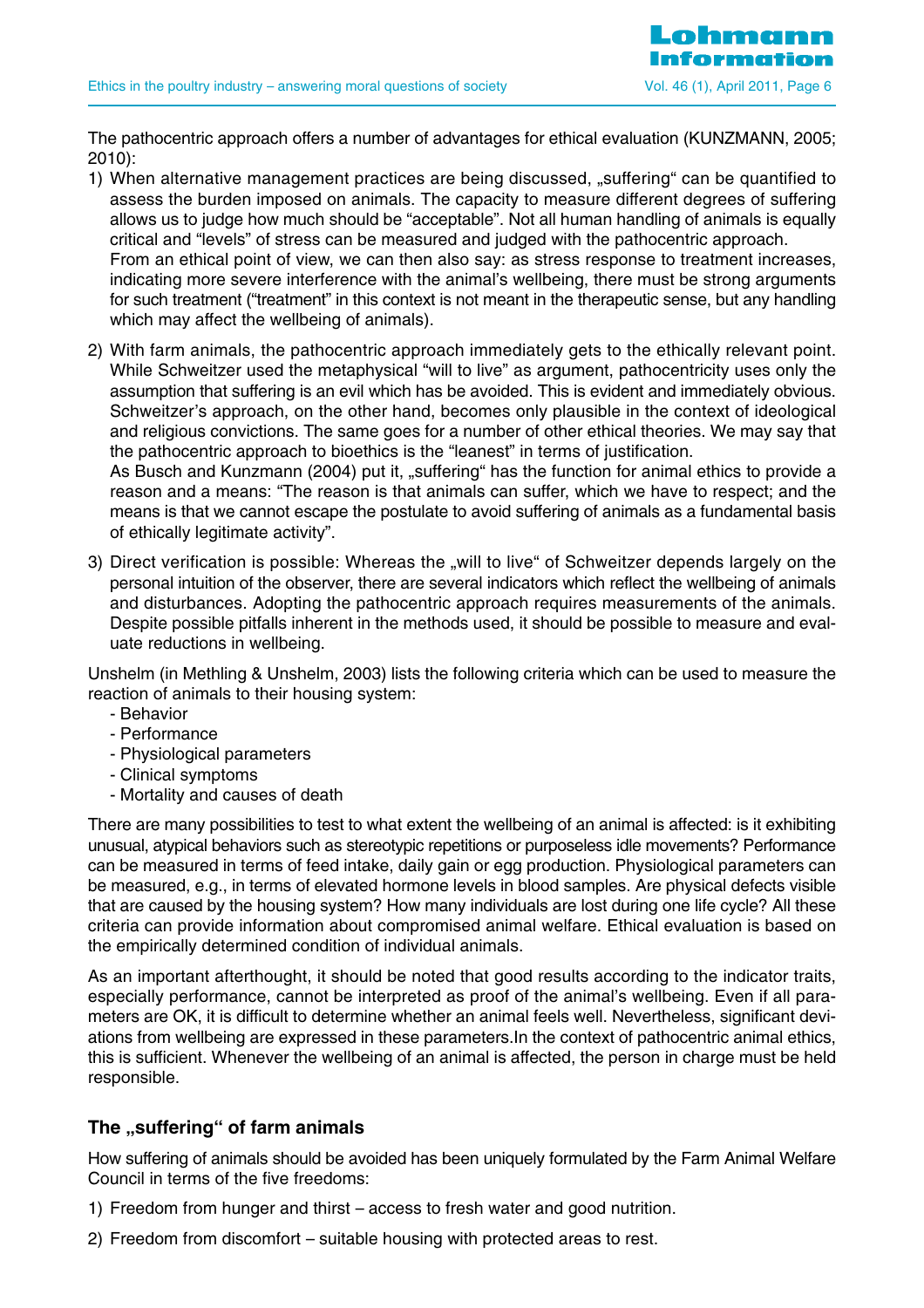The pathocentric approach offers a number of advantages for ethical evaluation (KUNZMANN, 2005; 2010):

1) When alternative management practices are being discussed, „suffering“ can be quantified to assess the burden imposed on animals. The capacity to measure different degrees of suffering allows us to judge how much should be "acceptable". Not all human handling of animals is equally critical and "levels" of stress can be measured and judged with the pathocentric approach.
   From an ethical point of view, we can then also say: as stress response to treatment increases, indicating more severe interference with the animal's wellbeing, there must be strong arguments for such treatment ("treatment" in this context is not meant in the therapeutic sense, but any handling which may affect the wellbeing of animals).

2) With farm animals, the pathocentric approach immediately gets to the ethically relevant point. While Schweitzer used the metaphysical "will to live" as argument, pathocentricity uses only the assumption that suffering is an evil which has be avoided. This is evident and immediately obvious. Schweitzer's approach, on the other hand, becomes only plausible in the context of ideological and religious convictions. The same goes for a number of other ethical theories. We may say that the pathocentric approach to bioethics is the "leanest" in terms of justification.
   As Busch and Kunzmann (2004) put it, „suffering“ has the function for animal ethics to provide a reason and a means: "The reason is that animals can suffer, which we have to respect; and the means is that we cannot escape the postulate to avoid suffering of animals as a fundamental basis of ethically legitimate activity".

3) Direct verification is possible: Whereas the „will to live“ of Schweitzer depends largely on the personal intuition of the observer, there are several indicators which reflect the wellbeing of animals and disturbances. Adopting the pathocentric approach requires measurements of the animals. Despite possible pitfalls inherent in the methods used, it should be possible to measure and evaluate reductions in wellbeing.

Unshelm (in Methling & Unshelm, 2003) lists the following criteria which can be used to measure the reaction of animals to their housing system:

- Behavior
- Performance
- Physiological parameters
- Clinical symptoms
- Mortality and causes of death

There are many possibilities to test to what extent the wellbeing of an animal is affected: is it exhibiting unusual, atypical behaviors such as stereotypic repetitions or purposeless idle movements? Performance can be measured in terms of feed intake, daily gain or egg production. Physiological parameters can be measured, e.g., in terms of elevated hormone levels in blood samples. Are physical defects visible that are caused by the housing system? How many individuals are lost during one life cycle? All these criteria can provide information about compromised animal welfare. Ethical evaluation is based on the empirically determined condition of individual animals.

As an important afterthought, it should be noted that good results according to the indicator traits, especially performance, cannot be interpreted as proof of the animal's wellbeing. Even if all parameters are OK, it is difficult to determine whether an animal feels well. Nevertheless, significant deviations from wellbeing are expressed in these parameters.In the context of pathocentric animal ethics, this is sufficient. Whenever the wellbeing of an animal is affected, the person in charge must be held responsible.

## The „suffering“ of farm animals

How suffering of animals should be avoided has been uniquely formulated by the Farm Animal Welfare Council in terms of the five freedoms:

1) Freedom from hunger and thirst – access to fresh water and good nutrition.
2) Freedom from discomfort – suitable housing with protected areas to rest.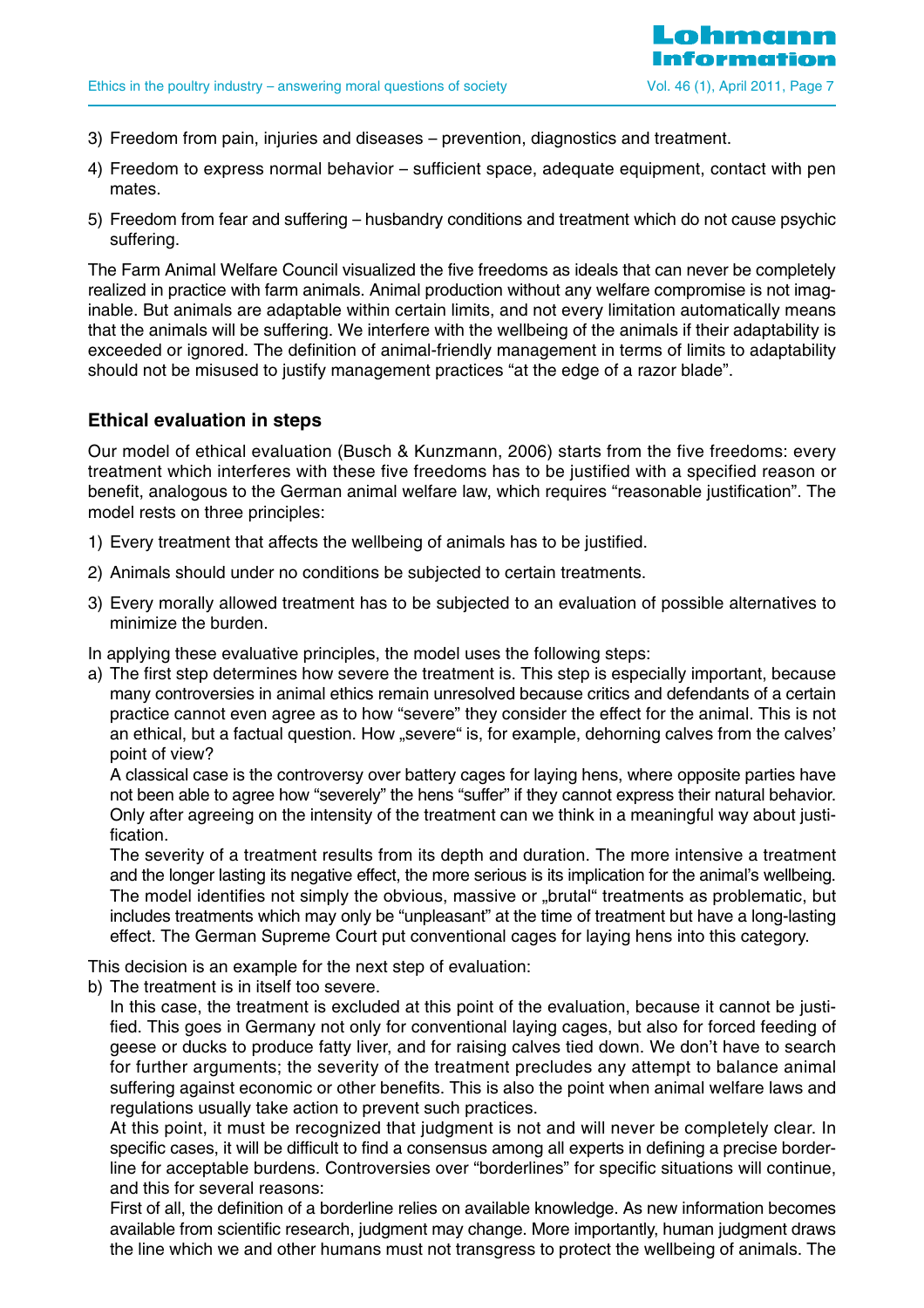3) Freedom from pain, injuries and diseases – prevention, diagnostics and treatment.

4) Freedom to express normal behavior – sufficient space, adequate equipment, contact with pen mates.

5) Freedom from fear and suffering – husbandry conditions and treatment which do not cause psychic suffering.

The Farm Animal Welfare Council visualized the five freedoms as ideals that can never be completely realized in practice with farm animals. Animal production without any welfare compromise is not imaginable. But animals are adaptable within certain limits, and not every limitation automatically means that the animals will be suffering. We interfere with the wellbeing of the animals if their adaptability is exceeded or ignored. The definition of animal-friendly management in terms of limits to adaptability should not be misused to justify management practices "at the edge of a razor blade".

## Ethical evaluation in steps

Our model of ethical evaluation (Busch & Kunzmann, 2006) starts from the five freedoms: every treatment which interferes with these five freedoms has to be justified with a specified reason or benefit, analogous to the German animal welfare law, which requires "reasonable justification". The model rests on three principles:

1) Every treatment that affects the wellbeing of animals has to be justified.

2) Animals should under no conditions be subjected to certain treatments.

3) Every morally allowed treatment has to be subjected to an evaluation of possible alternatives to minimize the burden.

In applying these evaluative principles, the model uses the following steps:

a) The first step determines how severe the treatment is. This step is especially important, because many controversies in animal ethics remain unresolved because critics and defendants of a certain practice cannot even agree as to how "severe" they consider the effect for the animal. This is not an ethical, but a factual question. How „severe" is, for example, dehorning calves from the calves' point of view?

   A classical case is the controversy over battery cages for laying hens, where opposite parties have not been able to agree how "severely" the hens "suffer" if they cannot express their natural behavior. Only after agreeing on the intensity of the treatment can we think in a meaningful way about justification.

   The severity of a treatment results from its depth and duration. The more intensive a treatment and the longer lasting its negative effect, the more serious is its implication for the animal's wellbeing. The model identifies not simply the obvious, massive or „brutal" treatments as problematic, but includes treatments which may only be "unpleasant" at the time of treatment but have a long-lasting effect. The German Supreme Court put conventional cages for laying hens into this category.

This decision is an example for the next step of evaluation:

b) The treatment is in itself too severe.

   In this case, the treatment is excluded at this point of the evaluation, because it cannot be justified. This goes in Germany not only for conventional laying cages, but also for forced feeding of geese or ducks to produce fatty liver, and for raising calves tied down. We don't have to search for further arguments; the severity of the treatment precludes any attempt to balance animal suffering against economic or other benefits. This is also the point when animal welfare laws and regulations usually take action to prevent such practices.

   At this point, it must be recognized that judgment is not and will never be completely clear. In specific cases, it will be difficult to find a consensus among all experts in defining a precise borderline for acceptable burdens. Controversies over "borderlines" for specific situations will continue, and this for several reasons:

   First of all, the definition of a borderline relies on available knowledge. As new information becomes available from scientific research, judgment may change. More importantly, human judgment draws the line which we and other humans must not transgress to protect the wellbeing of animals. The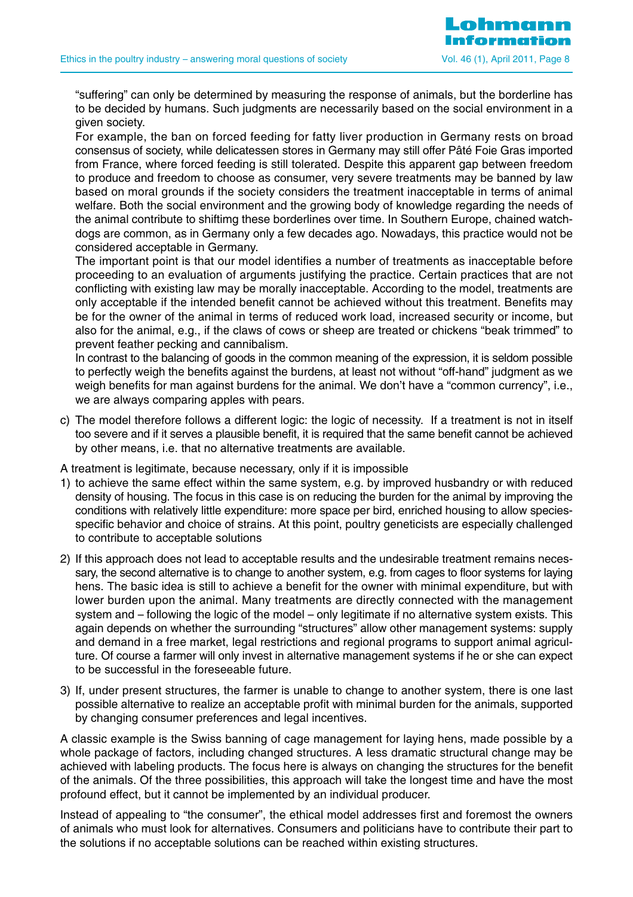"suffering" can only be determined by measuring the response of animals, but the borderline has to be decided by humans. Such judgments are necessarily based on the social environment in a given society.

For example, the ban on forced feeding for fatty liver production in Germany rests on broad consensus of society, while delicatessen stores in Germany may still offer Pâté Foie Gras imported from France, where forced feeding is still tolerated. Despite this apparent gap between freedom to produce and freedom to choose as consumer, very severe treatments may be banned by law based on moral grounds if the society considers the treatment inacceptable in terms of animal welfare. Both the social environment and the growing body of knowledge regarding the needs of the animal contribute to shiftimg these borderlines over time. In Southern Europe, chained watch-dogs are common, as in Germany only a few decades ago. Nowadays, this practice would not be considered acceptable in Germany.

The important point is that our model identifies a number of treatments as inacceptable before proceeding to an evaluation of arguments justifying the practice. Certain practices that are not conflicting with existing law may be morally inacceptable. According to the model, treatments are only acceptable if the intended benefit cannot be achieved without this treatment. Benefits may be for the owner of the animal in terms of reduced work load, increased security or income, but also for the animal, e.g., if the claws of cows or sheep are treated or chickens "beak trimmed" to prevent feather pecking and cannibalism.

In contrast to the balancing of goods in the common meaning of the expression, it is seldom possible to perfectly weigh the benefits against the burdens, at least not without "off-hand" judgment as we weigh benefits for man against burdens for the animal. We don't have a "common currency", i.e., we are always comparing apples with pears.

c) The model therefore follows a different logic: the logic of necessity. If a treatment is not in itself too severe and if it serves a plausible benefit, it is required that the same benefit cannot be achieved by other means, i.e. that no alternative treatments are available.

A treatment is legitimate, because necessary, only if it is impossible

1) to achieve the same effect within the same system, e.g. by improved husbandry or with reduced density of housing. The focus in this case is on reducing the burden for the animal by improving the conditions with relatively little expenditure: more space per bird, enriched housing to allow species-specific behavior and choice of strains. At this point, poultry geneticists are especially challenged to contribute to acceptable solutions

2) If this approach does not lead to acceptable results and the undesirable treatment remains necessary, the second alternative is to change to another system, e.g. from cages to floor systems for laying hens. The basic idea is still to achieve a benefit for the owner with minimal expenditure, but with lower burden upon the animal. Many treatments are directly connected with the management system and – following the logic of the model – only legitimate if no alternative system exists. This again depends on whether the surrounding "structures" allow other management systems: supply and demand in a free market, legal restrictions and regional programs to support animal agriculture. Of course a farmer will only invest in alternative management systems if he or she can expect to be successful in the foreseeable future.

3) If, under present structures, the farmer is unable to change to another system, there is one last possible alternative to realize an acceptable profit with minimal burden for the animals, supported by changing consumer preferences and legal incentives.

A classic example is the Swiss banning of cage management for laying hens, made possible by a whole package of factors, including changed structures. A less dramatic structural change may be achieved with labeling products. The focus here is always on changing the structures for the benefit of the animals. Of the three possibilities, this approach will take the longest time and have the most profound effect, but it cannot be implemented by an individual producer.

Instead of appealing to "the consumer", the ethical model addresses first and foremost the owners of animals who must look for alternatives. Consumers and politicians have to contribute their part to the solutions if no acceptable solutions can be reached within existing structures.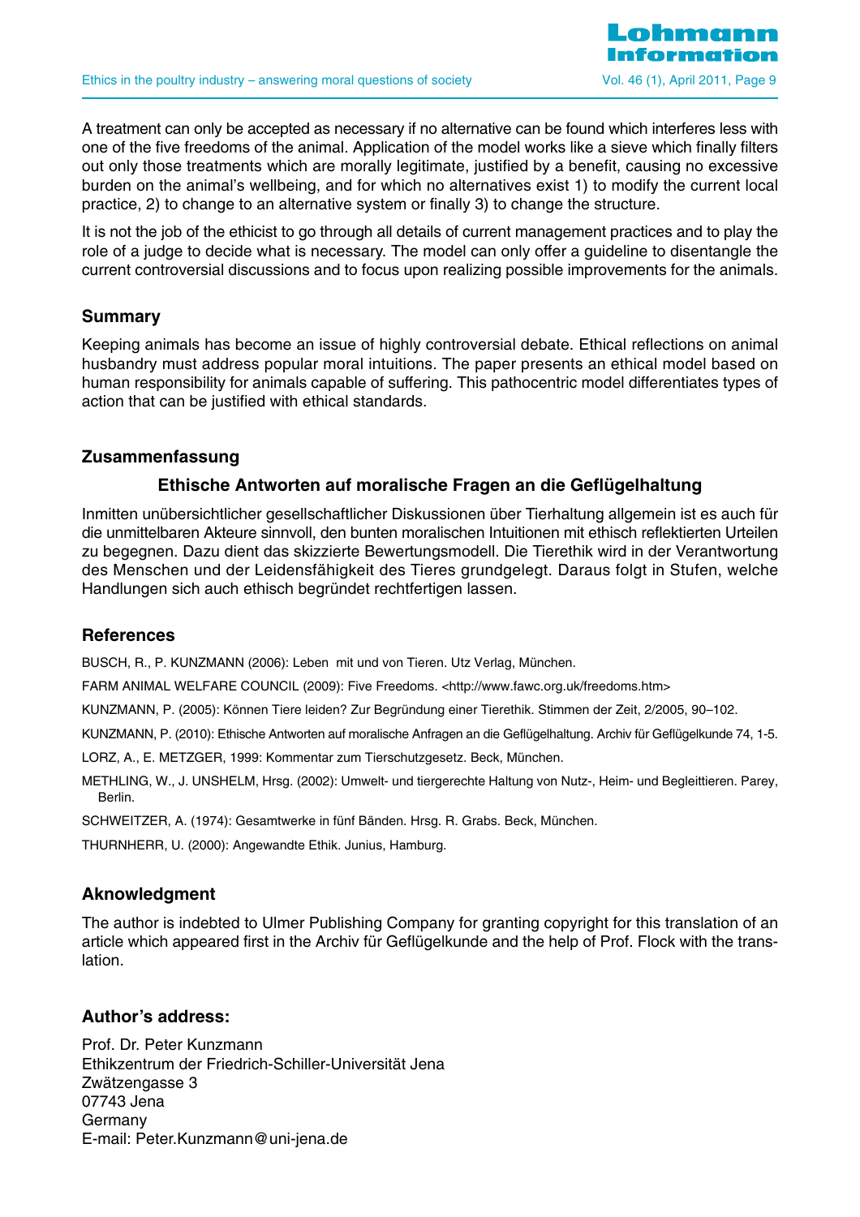A treatment can only be accepted as necessary if no alternative can be found which interferes less with one of the five freedoms of the animal. Application of the model works like a sieve which finally filters out only those treatments which are morally legitimate, justified by a benefit, causing no excessive burden on the animal's wellbeing, and for which no alternatives exist 1) to modify the current local practice, 2) to change to an alternative system or finally 3) to change the structure.

It is not the job of the ethicist to go through all details of current management practices and to play the role of a judge to decide what is necessary. The model can only offer a guideline to disentangle the current controversial discussions and to focus upon realizing possible improvements for the animals.

## Summary

Keeping animals has become an issue of highly controversial debate. Ethical reflections on animal husbandry must address popular moral intuitions. The paper presents an ethical model based on human responsibility for animals capable of suffering. This pathocentric model differentiates types of action that can be justified with ethical standards.

## Zusammenfassung

### Ethische Antworten auf moralische Fragen an die Geflügelhaltung

Inmitten unübersichtlicher gesellschaftlicher Diskussionen über Tierhaltung allgemein ist es auch für die unmittelbaren Akteure sinnvoll, den bunten moralischen Intuitionen mit ethisch reflektierten Urteilen zu begegnen. Dazu dient das skizzierte Bewertungsmodell. Die Tierethik wird in der Verantwortung des Menschen und der Leidensfähigkeit des Tieres grundgelegt. Daraus folgt in Stufen, welche Handlungen sich auch ethisch begründet rechtfertigen lassen.

## References

BUSCH, R., P. KUNZMANN (2006): Leben mit und von Tieren. Utz Verlag, München.

FARM ANIMAL WELFARE COUNCIL (2009): Five Freedoms. <http://www.fawc.org.uk/freedoms.htm>

KUNZMANN, P. (2005): Können Tiere leiden? Zur Begründung einer Tierethik. Stimmen der Zeit, 2/2005, 90–102.

KUNZMANN, P. (2010): Ethische Antworten auf moralische Anfragen an die Geflügelhaltung. Archiv für Geflügelkunde 74, 1-5.

LORZ, A., E. METZGER, 1999: Kommentar zum Tierschutzgesetz. Beck, München.

METHLING, W., J. UNSHELM, Hrsg. (2002): Umwelt- und tiergerechte Haltung von Nutz-, Heim- und Begleittieren. Parey, Berlin.

SCHWEITZER, A. (1974): Gesamtwerke in fünf Bänden. Hrsg. R. Grabs. Beck, München.

THURNHERR, U. (2000): Angewandte Ethik. Junius, Hamburg.

## Aknowledgment

The author is indebted to Ulmer Publishing Company for granting copyright for this translation of an article which appeared first in the Archiv für Geflügelkunde and the help of Prof. Flock with the translation.

## Author's address:

Prof. Dr. Peter Kunzmann
Ethikzentrum der Friedrich-Schiller-Universität Jena
Zwätzengasse 3
07743 Jena
Germany
E-mail: Peter.Kunzmann@uni-jena.de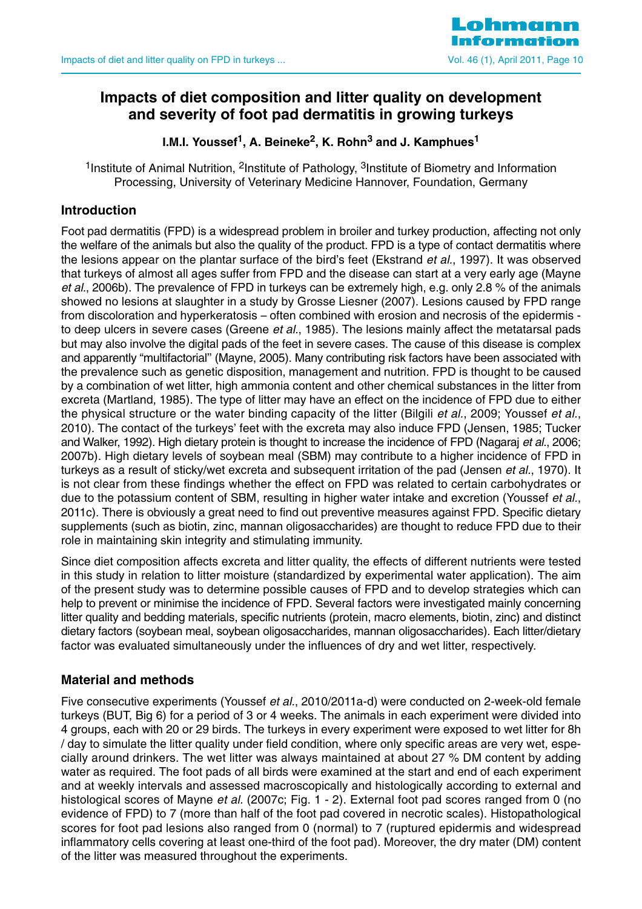# Impacts of diet composition and litter quality on development and severity of foot pad dermatitis in growing turkeys

**I.M.I. Youssef[1], A. Beineke[2], K. Rohn[3] and J. Kamphues[1]**

[1]Institute of Animal Nutrition, [2]Institute of Pathology, [3]Institute of Biometry and Information Processing, University of Veterinary Medicine Hannover, Foundation, Germany

## Introduction

Foot pad dermatitis (FPD) is a widespread problem in broiler and turkey production, affecting not only the welfare of the animals but also the quality of the product. FPD is a type of contact dermatitis where the lesions appear on the plantar surface of the bird's feet (Ekstrand *et al.*, 1997). It was observed that turkeys of almost all ages suffer from FPD and the disease can start at a very early age (Mayne *et al.*, 2006b). The prevalence of FPD in turkeys can be extremely high, e.g. only 2.8 % of the animals showed no lesions at slaughter in a study by Grosse Liesner (2007). Lesions caused by FPD range from discoloration and hyperkeratosis – often combined with erosion and necrosis of the epidermis - to deep ulcers in severe cases (Greene *et al.*, 1985). The lesions mainly affect the metatarsal pads but may also involve the digital pads of the feet in severe cases. The cause of this disease is complex and apparently "multifactorial" (Mayne, 2005). Many contributing risk factors have been associated with the prevalence such as genetic disposition, management and nutrition. FPD is thought to be caused by a combination of wet litter, high ammonia content and other chemical substances in the litter from excreta (Martland, 1985). The type of litter may have an effect on the incidence of FPD due to either the physical structure or the water binding capacity of the litter (Bilgili *et al.*, 2009; Youssef *et al.*, 2010). The contact of the turkeys' feet with the excreta may also induce FPD (Jensen, 1985; Tucker and Walker, 1992). High dietary protein is thought to increase the incidence of FPD (Nagaraj *et al.*, 2006; 2007b). High dietary levels of soybean meal (SBM) may contribute to a higher incidence of FPD in turkeys as a result of sticky/wet excreta and subsequent irritation of the pad (Jensen *et al.*, 1970). It is not clear from these findings whether the effect on FPD was related to certain carbohydrates or due to the potassium content of SBM, resulting in higher water intake and excretion (Youssef *et al.*, 2011c). There is obviously a great need to find out preventive measures against FPD. Specific dietary supplements (such as biotin, zinc, mannan oligosaccharides) are thought to reduce FPD due to their role in maintaining skin integrity and stimulating immunity.

Since diet composition affects excreta and litter quality, the effects of different nutrients were tested in this study in relation to litter moisture (standardized by experimental water application). The aim of the present study was to determine possible causes of FPD and to develop strategies which can help to prevent or minimise the incidence of FPD. Several factors were investigated mainly concerning litter quality and bedding materials, specific nutrients (protein, macro elements, biotin, zinc) and distinct dietary factors (soybean meal, soybean oligosaccharides, mannan oligosaccharides). Each litter/dietary factor was evaluated simultaneously under the influences of dry and wet litter, respectively.

## Material and methods

Five consecutive experiments (Youssef *et al.*, 2010/2011a-d) were conducted on 2-week-old female turkeys (BUT, Big 6) for a period of 3 or 4 weeks. The animals in each experiment were divided into 4 groups, each with 20 or 29 birds. The turkeys in every experiment were exposed to wet litter for 8h / day to simulate the litter quality under field condition, where only specific areas are very wet, especially around drinkers. The wet litter was always maintained at about 27 % DM content by adding water as required. The foot pads of all birds were examined at the start and end of each experiment and at weekly intervals and assessed macroscopically and histologically according to external and histological scores of Mayne *et al.* (2007c; Fig. 1 - 2). External foot pad scores ranged from 0 (no evidence of FPD) to 7 (more than half of the foot pad covered in necrotic scales). Histopathological scores for foot pad lesions also ranged from 0 (normal) to 7 (ruptured epidermis and widespread inflammatory cells covering at least one-third of the foot pad). Moreover, the dry mater (DM) content of the litter was measured throughout the experiments.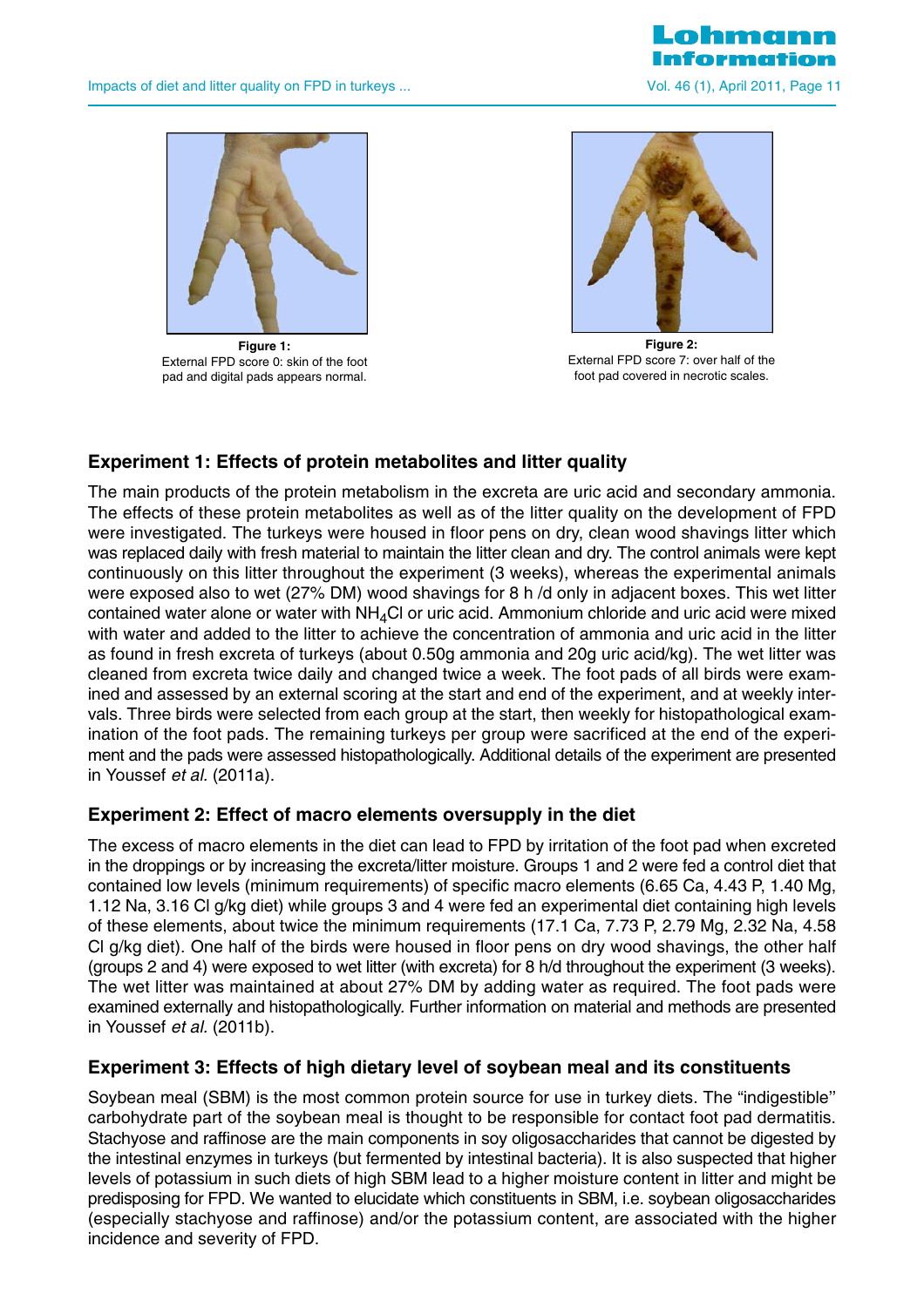**Figure 1:**
External FPD score 0: skin of the foot pad and digital pads appears normal.

**Figure 2:**
External FPD score 7: over half of the foot pad covered in necrotic scales.

## Experiment 1: Effects of protein metabolites and litter quality

The main products of the protein metabolism in the excreta are uric acid and secondary ammonia. The effects of these protein metabolites as well as of the litter quality on the development of FPD were investigated. The turkeys were housed in floor pens on dry, clean wood shavings litter which was replaced daily with fresh material to maintain the litter clean and dry. The control animals were kept continuously on this litter throughout the experiment (3 weeks), whereas the experimental animals were exposed also to wet (27% DM) wood shavings for 8 h /d only in adjacent boxes. This wet litter contained water alone or water with $NH_4Cl$ or uric acid. Ammonium chloride and uric acid were mixed with water and added to the litter to achieve the concentration of ammonia and uric acid in the litter as found in fresh excreta of turkeys (about 0.50g ammonia and 20g uric acid/kg). The wet litter was cleaned from excreta twice daily and changed twice a week. The foot pads of all birds were examined and assessed by an external scoring at the start and end of the experiment, and at weekly intervals. Three birds were selected from each group at the start, then weekly for histopathological examination of the foot pads. The remaining turkeys per group were sacrificed at the end of the experiment and the pads were assessed histopathologically. Additional details of the experiment are presented in Youssef *et al.* (2011a).

## Experiment 2: Effect of macro elements oversupply in the diet

The excess of macro elements in the diet can lead to FPD by irritation of the foot pad when excreted in the droppings or by increasing the excreta/litter moisture. Groups 1 and 2 were fed a control diet that contained low levels (minimum requirements) of specific macro elements (6.65 Ca, 4.43 P, 1.40 Mg, 1.12 Na, 3.16 Cl g/kg diet) while groups 3 and 4 were fed an experimental diet containing high levels of these elements, about twice the minimum requirements (17.1 Ca, 7.73 P, 2.79 Mg, 2.32 Na, 4.58 Cl g/kg diet). One half of the birds were housed in floor pens on dry wood shavings, the other half (groups 2 and 4) were exposed to wet litter (with excreta) for 8 h/d throughout the experiment (3 weeks). The wet litter was maintained at about 27% DM by adding water as required. The foot pads were examined externally and histopathologically. Further information on material and methods are presented in Youssef *et al.* (2011b).

## Experiment 3: Effects of high dietary level of soybean meal and its constituents

Soybean meal (SBM) is the most common protein source for use in turkey diets. The "indigestible" carbohydrate part of the soybean meal is thought to be responsible for contact foot pad dermatitis. Stachyose and raffinose are the main components in soy oligosaccharides that cannot be digested by the intestinal enzymes in turkeys (but fermented by intestinal bacteria). It is also suspected that higher levels of potassium in such diets of high SBM lead to a higher moisture content in litter and might be predisposing for FPD. We wanted to elucidate which constituents in SBM, i.e. soybean oligosaccharides (especially stachyose and raffinose) and/or the potassium content, are associated with the higher incidence and severity of FPD.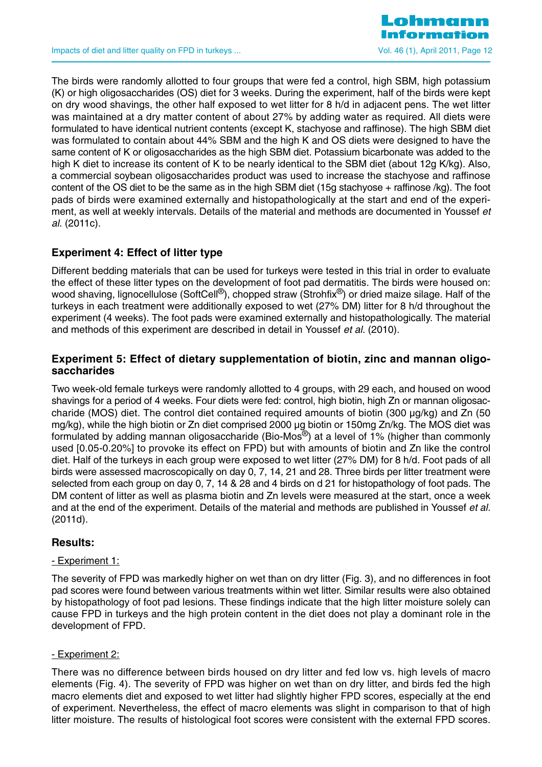The birds were randomly allotted to four groups that were fed a control, high SBM, high potassium (K) or high oligosaccharides (OS) diet for 3 weeks. During the experiment, half of the birds were kept on dry wood shavings, the other half exposed to wet litter for 8 h/d in adjacent pens. The wet litter was maintained at a dry matter content of about 27% by adding water as required. All diets were formulated to have identical nutrient contents (except K, stachyose and raffinose). The high SBM diet was formulated to contain about 44% SBM and the high K and OS diets were designed to have the same content of K or oligosaccharides as the high SBM diet. Potassium bicarbonate was added to the high K diet to increase its content of K to be nearly identical to the SBM diet (about 12g K/kg). Also, a commercial soybean oligosaccharides product was used to increase the stachyose and raffinose content of the OS diet to be the same as in the high SBM diet (15g stachyose + raffinose /kg). The foot pads of birds were examined externally and histopathologically at the start and end of the experiment, as well at weekly intervals. Details of the material and methods are documented in Youssef *et al.* (2011c).

### Experiment 4: Effect of litter type

Different bedding materials that can be used for turkeys were tested in this trial in order to evaluate the effect of these litter types on the development of foot pad dermatitis. The birds were housed on: wood shaving, lignocellulose (SoftCell®), chopped straw (Strohfix®) or dried maize silage. Half of the turkeys in each treatment were additionally exposed to wet (27% DM) litter for 8 h/d throughout the experiment (4 weeks). The foot pads were examined externally and histopathologically. The material and methods of this experiment are described in detail in Youssef *et al.* (2010).

### Experiment 5: Effect of dietary supplementation of biotin, zinc and mannan oligosaccharides

Two week-old female turkeys were randomly allotted to 4 groups, with 29 each, and housed on wood shavings for a period of 4 weeks. Four diets were fed: control, high biotin, high Zn or mannan oligosaccharide (MOS) diet. The control diet contained required amounts of biotin (300 µg/kg) and Zn (50 mg/kg), while the high biotin or Zn diet comprised 2000 µg biotin or 150mg Zn/kg. The MOS diet was formulated by adding mannan oligosaccharide (Bio-Mos®) at a level of 1% (higher than commonly used [0.05-0.20%] to provoke its effect on FPD) but with amounts of biotin and Zn like the control diet. Half of the turkeys in each group were exposed to wet litter (27% DM) for 8 h/d. Foot pads of all birds were assessed macroscopically on day 0, 7, 14, 21 and 28. Three birds per litter treatment were selected from each group on day 0, 7, 14 & 28 and 4 birds on d 21 for histopathology of foot pads. The DM content of litter as well as plasma biotin and Zn levels were measured at the start, once a week and at the end of the experiment. Details of the material and methods are published in Youssef *et al.* (2011d).

### Results:

- Experiment 1:

The severity of FPD was markedly higher on wet than on dry litter (Fig. 3), and no differences in foot pad scores were found between various treatments within wet litter. Similar results were also obtained by histopathology of foot pad lesions. These findings indicate that the high litter moisture solely can cause FPD in turkeys and the high protein content in the diet does not play a dominant role in the development of FPD.

- Experiment 2:

There was no difference between birds housed on dry litter and fed low vs. high levels of macro elements (Fig. 4). The severity of FPD was higher on wet than on dry litter, and birds fed the high macro elements diet and exposed to wet litter had slightly higher FPD scores, especially at the end of experiment. Nevertheless, the effect of macro elements was slight in comparison to that of high litter moisture. The results of histological foot scores were consistent with the external FPD scores.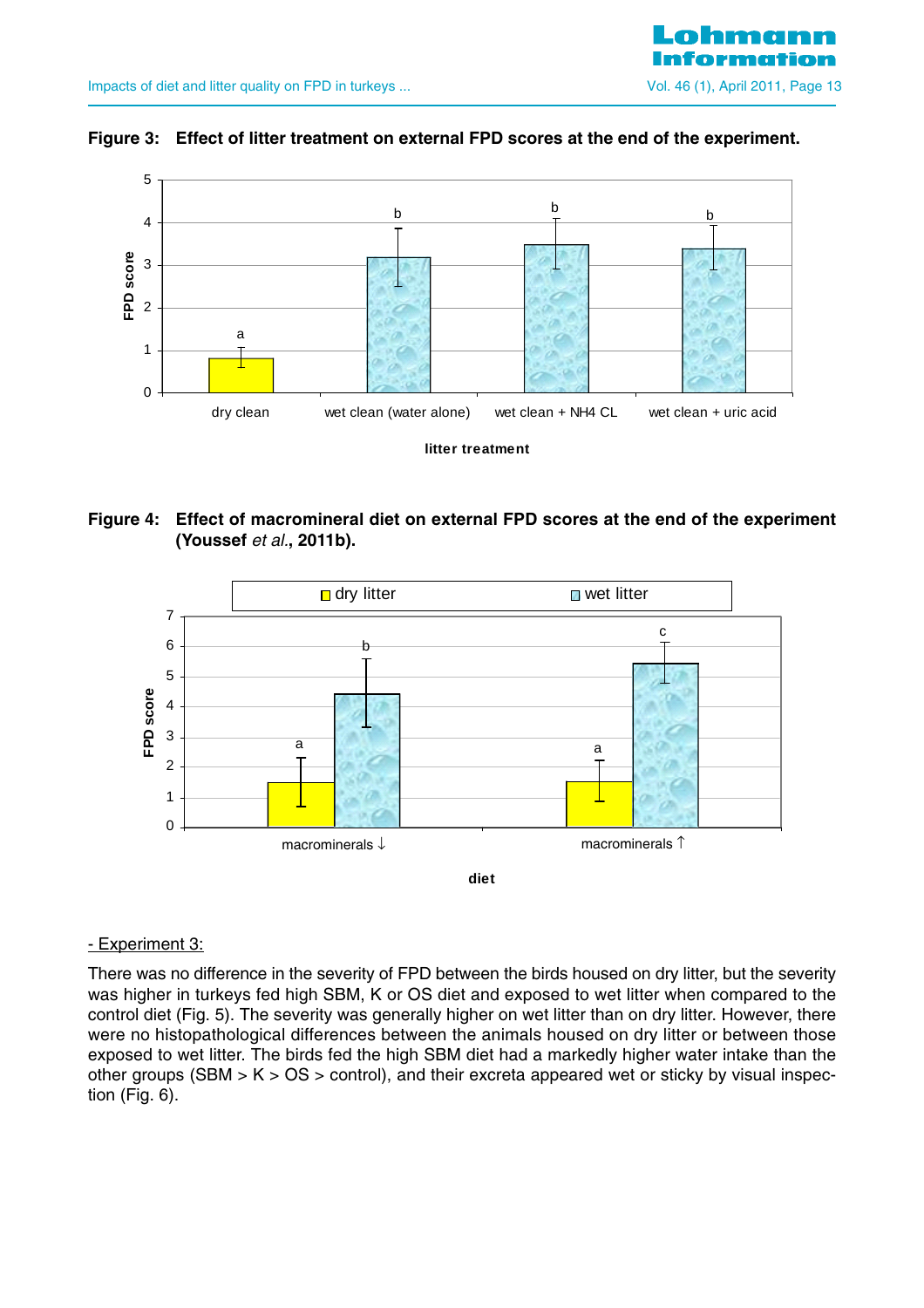**Figure 3: Effect of litter treatment on external FPD scores at the end of the experiment.**

FPD score

5
4
3
2
1
0

a
b
b
b

dry clean
wet clean (water alone)
wet clean + NH4 CL
wet clean + uric acid

litter treatment

**Figure 4: Effect of macromineral diet on external FPD scores at the end of the experiment (Youssef *et al*., 2011b).**

dry litter
wet litter

FPD score

7
6
5
4
3
2
1
0

a
b
a
c

macrominerals ↓
macrominerals ↑

diet

- Experiment 3:

There was no difference in the severity of FPD between the birds housed on dry litter, but the severity was higher in turkeys fed high SBM, K or OS diet and exposed to wet litter when compared to the control diet (Fig. 5). The severity was generally higher on wet litter than on dry litter. However, there were no histopathological differences between the animals housed on dry litter or between those exposed to wet litter. The birds fed the high SBM diet had a markedly higher water intake than the other groups (SBM > K > OS > control), and their excreta appeared wet or sticky by visual inspection (Fig. 6).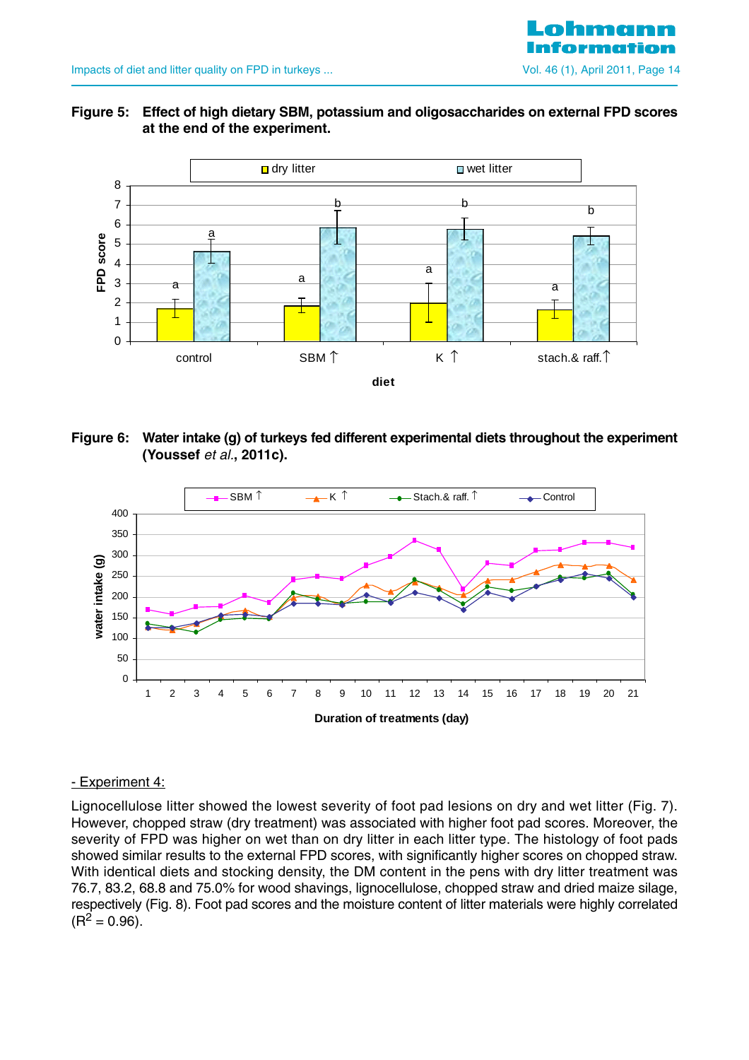**Figure 5: Effect of high dietary SBM, potassium and oligosaccharides on external FPD scores at the end of the experiment.**

dry litter
wet litter

FPD score

8
7
6
5
4
3
2
1
0

a a a b a b a b

control
SBM ↑
K ↑
stach.& raff.↑

diet

**Figure 6: Water intake (g) of turkeys fed different experimental diets throughout the experiment (Youssef *et al.*, 2011c).**

SBM ↑
K ↑
Stach.& raff. ↑
Control

water intake (g)

400
350
300
250
200
150
100
50
0

1 2 3 4 5 6 7 8 9 10 11 12 13 14 15 16 17 18 19 20 21

Duration of treatments (day)

- Experiment 4:

Lignocellulose litter showed the lowest severity of foot pad lesions on dry and wet litter (Fig. 7). However, chopped straw (dry treatment) was associated with higher foot pad scores. Moreover, the severity of FPD was higher on wet than on dry litter in each litter type. The histology of foot pads showed similar results to the external FPD scores, with significantly higher scores on chopped straw. With identical diets and stocking density, the DM content in the pens with dry litter treatment was 76.7, 83.2, 68.8 and 75.0% for wood shavings, lignocellulose, chopped straw and dried maize silage, respectively (Fig. 8). Foot pad scores and the moisture content of litter materials were highly correlated ($R^2$ = 0.96).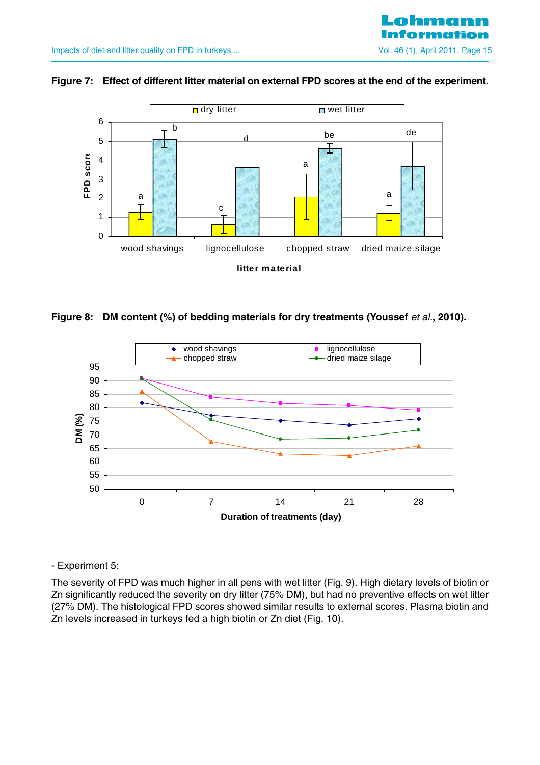**Figure 7: Effect of different litter material on external FPD scores at the end of the experiment.**

dry litter
wet litter

FPD score

6
5
4
3
2
1
0

a
b
c
d
a
be
a
de

wood shavings
lignocellulose
chopped straw
dried maize silage

litter material

**Figure 8: DM content (%) of bedding materials for dry treatments (Youssef *et al.*, 2010).**

wood shavings
lignocellulose
chopped straw
dried maize silage

DM (%)

95
90
85
80
75
70
65
60
55
50

0
7
14
21
28

Duration of treatments (day)

- Experiment 5:

The severity of FPD was much higher in all pens with wet litter (Fig. 9). High dietary levels of biotin or Zn significantly reduced the severity on dry litter (75% DM), but had no preventive effects on wet litter (27% DM). The histological FPD scores showed similar results to external scores. Plasma biotin and Zn levels increased in turkeys fed a high biotin or Zn diet (Fig. 10).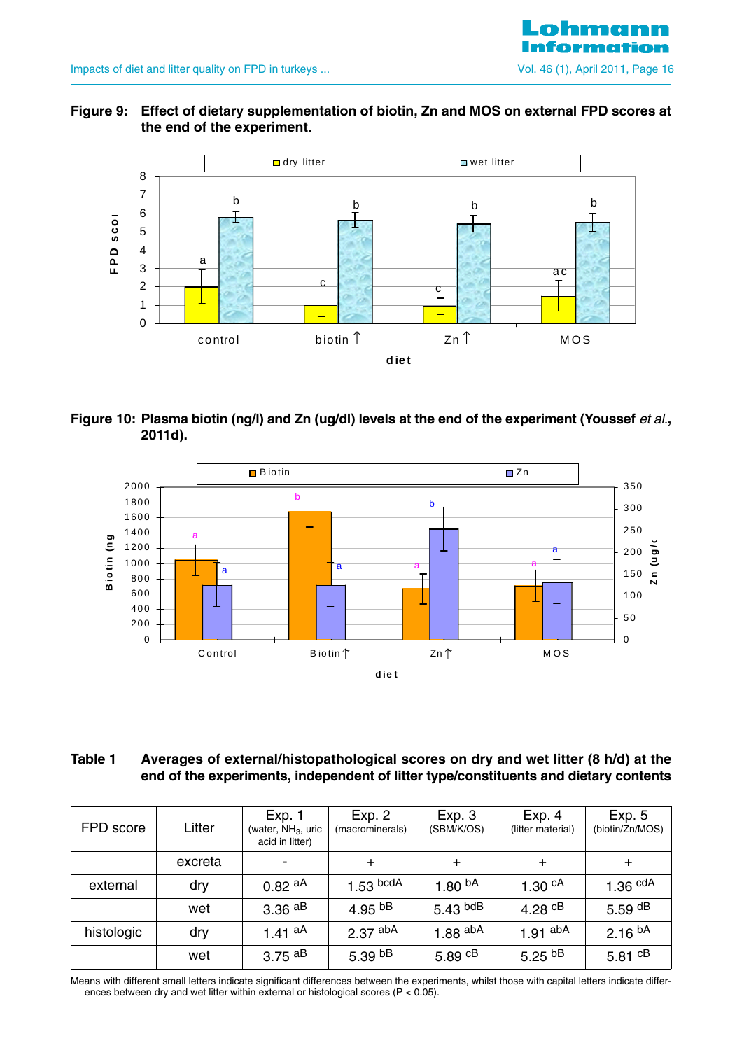**Figure 9: Effect of dietary supplementation of biotin, Zn and MOS on external FPD scores at the end of the experiment.**

dry litter
wet litter

FPD scor
8
7
6
5
4
3
2
1
0

a
b
c
b
c
b
ac
b

control
biotin ↑
Zn ↑
MOS

diet

**Figure 10: Plasma biotin (ng/l) and Zn (ug/dl) levels at the end of the experiment (Youssef *et al.*, 2011d).**

Biotin
Zn

Biotin (ng
2000
1800
1600
1400
1200
1000
800
600
400
200
0

Zn (ug/c
350
300
250
200
150
100
50
0

a
a
b
a
a
b
a
a

Control
Biotin ↑
Zn ↑
MOS

diet

**Table 1 Averages of external/histopathological scores on dry and wet litter (8 h/d) at the end of the experiments, independent of litter type/constituents and dietary contents**

| FPD score | Litter | Exp. 1 (water, $NH_3$, uric acid in litter) | Exp. 2 (macrominerals) | Exp. 3 (SBM/K/OS) | Exp. 4 (litter material) | Exp. 5 (biotin/Zn/MOS) |
|---|---|---|---|---|---|---|
| | excreta | - | + | + | + | + |
| external | dry | 0.82 $^{aA}$ | 1.53 $^{bcdA}$ | 1.80 $^{bA}$ | 1.30 $^{cA}$ | 1.36 $^{cdA}$ |
| | wet | 3.36 $^{aB}$ | 4.95 $^{bB}$ | 5.43 $^{bdB}$ | 4.28 $^{cB}$ | 5.59 $^{dB}$ |
| histologic | dry | 1.41 $^{aA}$ | 2.37 $^{abA}$ | 1.88 $^{abA}$ | 1.91 $^{abA}$ | 2.16 $^{bA}$ |
| | wet | 3.75 $^{aB}$ | 5.39 $^{bB}$ | 5.89 $^{cB}$ | 5.25 $^{bB}$ | 5.81 $^{cB}$ |

Means with different small letters indicate significant differences between the experiments, whilst those with capital letters indicate differences between dry and wet litter within external or histological scores ($P < 0.05$).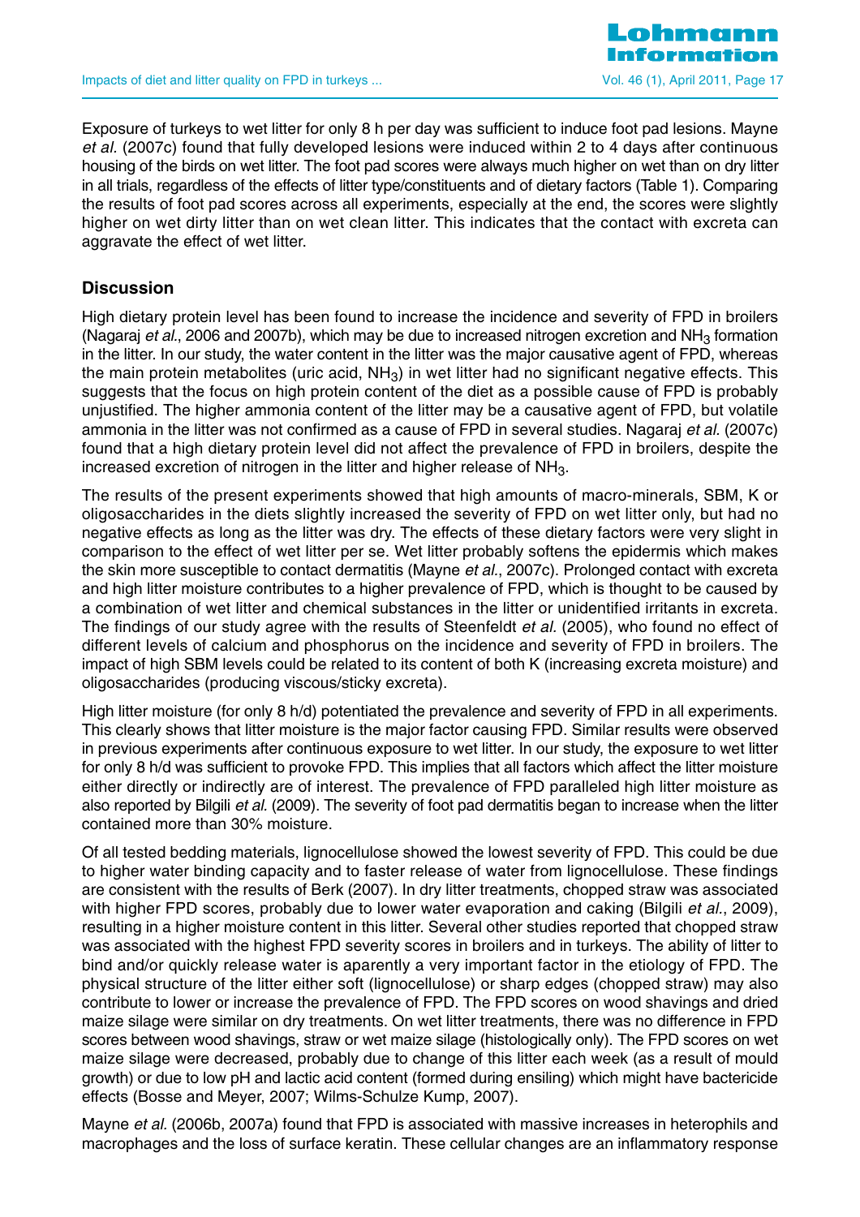Exposure of turkeys to wet litter for only 8 h per day was sufficient to induce foot pad lesions. Mayne *et al.* (2007c) found that fully developed lesions were induced within 2 to 4 days after continuous housing of the birds on wet litter. The foot pad scores were always much higher on wet than on dry litter in all trials, regardless of the effects of litter type/constituents and of dietary factors (Table 1). Comparing the results of foot pad scores across all experiments, especially at the end, the scores were slightly higher on wet dirty litter than on wet clean litter. This indicates that the contact with excreta can aggravate the effect of wet litter.

## Discussion

High dietary protein level has been found to increase the incidence and severity of FPD in broilers (Nagaraj *et al.*, 2006 and 2007b), which may be due to increased nitrogen excretion and $NH_3$ formation in the litter. In our study, the water content in the litter was the major causative agent of FPD, whereas the main protein metabolites (uric acid, $NH_3$) in wet litter had no significant negative effects. This suggests that the focus on high protein content of the diet as a possible cause of FPD is probably unjustified. The higher ammonia content of the litter may be a causative agent of FPD, but volatile ammonia in the litter was not confirmed as a cause of FPD in several studies. Nagaraj *et al.* (2007c) found that a high dietary protein level did not affect the prevalence of FPD in broilers, despite the increased excretion of nitrogen in the litter and higher release of $NH_3$.

The results of the present experiments showed that high amounts of macro-minerals, SBM, K or oligosaccharides in the diets slightly increased the severity of FPD on wet litter only, but had no negative effects as long as the litter was dry. The effects of these dietary factors were very slight in comparison to the effect of wet litter per se. Wet litter probably softens the epidermis which makes the skin more susceptible to contact dermatitis (Mayne *et al.*, 2007c). Prolonged contact with excreta and high litter moisture contributes to a higher prevalence of FPD, which is thought to be caused by a combination of wet litter and chemical substances in the litter or unidentified irritants in excreta. The findings of our study agree with the results of Steenfeldt *et al.* (2005), who found no effect of different levels of calcium and phosphorus on the incidence and severity of FPD in broilers. The impact of high SBM levels could be related to its content of both K (increasing excreta moisture) and oligosaccharides (producing viscous/sticky excreta).

High litter moisture (for only 8 h/d) potentiated the prevalence and severity of FPD in all experiments. This clearly shows that litter moisture is the major factor causing FPD. Similar results were observed in previous experiments after continuous exposure to wet litter. In our study, the exposure to wet litter for only 8 h/d was sufficient to provoke FPD. This implies that all factors which affect the litter moisture either directly or indirectly are of interest. The prevalence of FPD paralleled high litter moisture as also reported by Bilgili *et al.* (2009). The severity of foot pad dermatitis began to increase when the litter contained more than 30% moisture.

Of all tested bedding materials, lignocellulose showed the lowest severity of FPD. This could be due to higher water binding capacity and to faster release of water from lignocellulose. These findings are consistent with the results of Berk (2007). In dry litter treatments, chopped straw was associated with higher FPD scores, probably due to lower water evaporation and caking (Bilgili *et al.*, 2009), resulting in a higher moisture content in this litter. Several other studies reported that chopped straw was associated with the highest FPD severity scores in broilers and in turkeys. The ability of litter to bind and/or quickly release water is aparently a very important factor in the etiology of FPD. The physical structure of the litter either soft (lignocellulose) or sharp edges (chopped straw) may also contribute to lower or increase the prevalence of FPD. The FPD scores on wood shavings and dried maize silage were similar on dry treatments. On wet litter treatments, there was no difference in FPD scores between wood shavings, straw or wet maize silage (histologically only). The FPD scores on wet maize silage were decreased, probably due to change of this litter each week (as a result of mould growth) or due to low pH and lactic acid content (formed during ensiling) which might have bactericide effects (Bosse and Meyer, 2007; Wilms-Schulze Kump, 2007).

Mayne *et al.* (2006b, 2007a) found that FPD is associated with massive increases in heterophils and macrophages and the loss of surface keratin. These cellular changes are an inflammatory response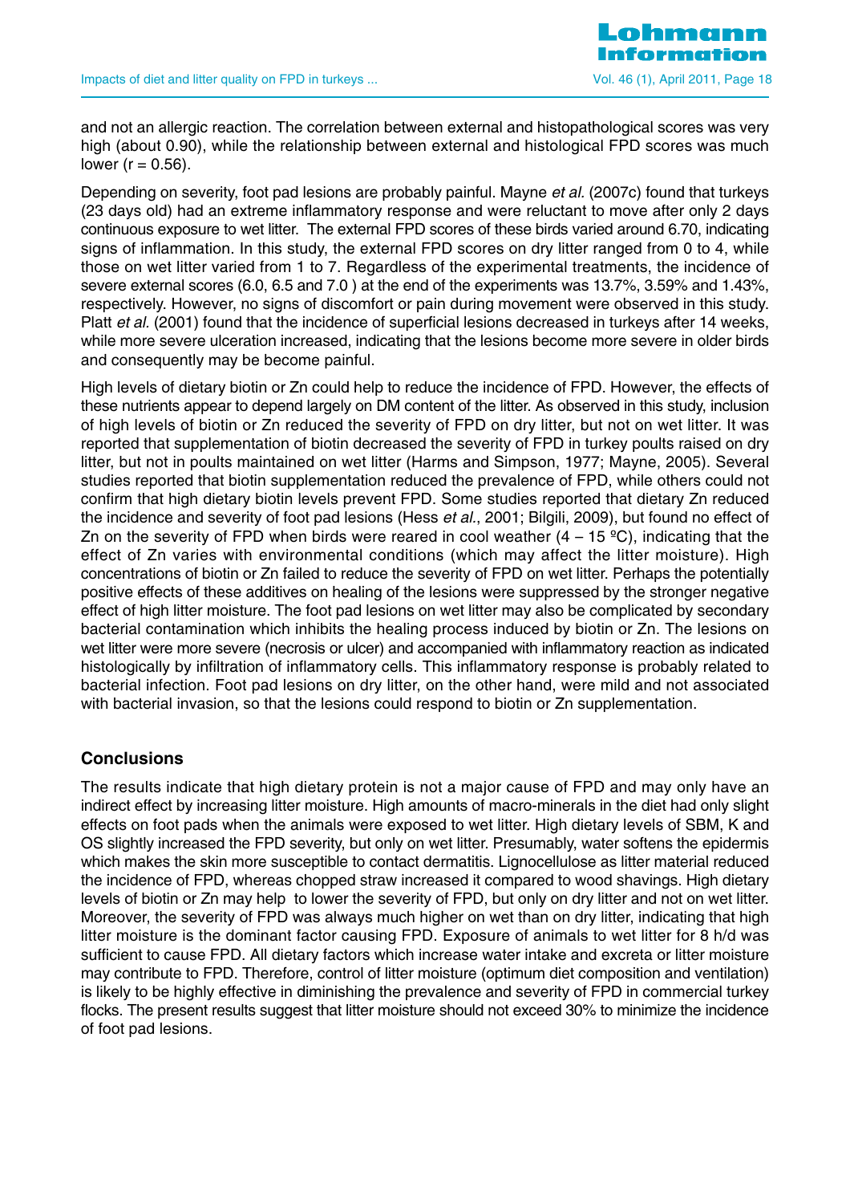and not an allergic reaction. The correlation between external and histopathological scores was very high (about 0.90), while the relationship between external and histological FPD scores was much lower (r = 0.56).

Depending on severity, foot pad lesions are probably painful. Mayne *et al.* (2007c) found that turkeys (23 days old) had an extreme inflammatory response and were reluctant to move after only 2 days continuous exposure to wet litter. The external FPD scores of these birds varied around 6.70, indicating signs of inflammation. In this study, the external FPD scores on dry litter ranged from 0 to 4, while those on wet litter varied from 1 to 7. Regardless of the experimental treatments, the incidence of severe external scores (6.0, 6.5 and 7.0 ) at the end of the experiments was 13.7%, 3.59% and 1.43%, respectively. However, no signs of discomfort or pain during movement were observed in this study. Platt *et al.* (2001) found that the incidence of superficial lesions decreased in turkeys after 14 weeks, while more severe ulceration increased, indicating that the lesions become more severe in older birds and consequently may be become painful.

High levels of dietary biotin or Zn could help to reduce the incidence of FPD. However, the effects of these nutrients appear to depend largely on DM content of the litter. As observed in this study, inclusion of high levels of biotin or Zn reduced the severity of FPD on dry litter, but not on wet litter. It was reported that supplementation of biotin decreased the severity of FPD in turkey poults raised on dry litter, but not in poults maintained on wet litter (Harms and Simpson, 1977; Mayne, 2005). Several studies reported that biotin supplementation reduced the prevalence of FPD, while others could not confirm that high dietary biotin levels prevent FPD. Some studies reported that dietary Zn reduced the incidence and severity of foot pad lesions (Hess *et al.*, 2001; Bilgili, 2009), but found no effect of Zn on the severity of FPD when birds were reared in cool weather (4 – 15 ºC), indicating that the effect of Zn varies with environmental conditions (which may affect the litter moisture). High concentrations of biotin or Zn failed to reduce the severity of FPD on wet litter. Perhaps the potentially positive effects of these additives on healing of the lesions were suppressed by the stronger negative effect of high litter moisture. The foot pad lesions on wet litter may also be complicated by secondary bacterial contamination which inhibits the healing process induced by biotin or Zn. The lesions on wet litter were more severe (necrosis or ulcer) and accompanied with inflammatory reaction as indicated histologically by infiltration of inflammatory cells. This inflammatory response is probably related to bacterial infection. Foot pad lesions on dry litter, on the other hand, were mild and not associated with bacterial invasion, so that the lesions could respond to biotin or Zn supplementation.

## Conclusions

The results indicate that high dietary protein is not a major cause of FPD and may only have an indirect effect by increasing litter moisture. High amounts of macro-minerals in the diet had only slight effects on foot pads when the animals were exposed to wet litter. High dietary levels of SBM, K and OS slightly increased the FPD severity, but only on wet litter. Presumably, water softens the epidermis which makes the skin more susceptible to contact dermatitis. Lignocellulose as litter material reduced the incidence of FPD, whereas chopped straw increased it compared to wood shavings. High dietary levels of biotin or Zn may help to lower the severity of FPD, but only on dry litter and not on wet litter. Moreover, the severity of FPD was always much higher on wet than on dry litter, indicating that high litter moisture is the dominant factor causing FPD. Exposure of animals to wet litter for 8 h/d was sufficient to cause FPD. All dietary factors which increase water intake and excreta or litter moisture may contribute to FPD. Therefore, control of litter moisture (optimum diet composition and ventilation) is likely to be highly effective in diminishing the prevalence and severity of FPD in commercial turkey flocks. The present results suggest that litter moisture should not exceed 30% to minimize the incidence of foot pad lesions.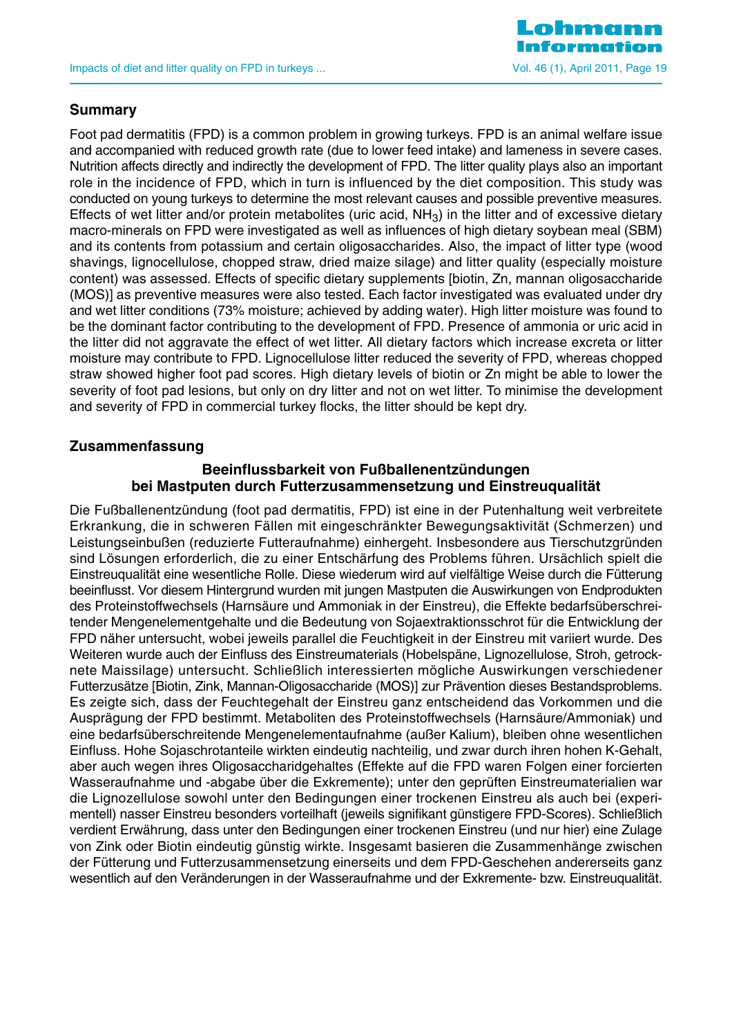## Summary

Foot pad dermatitis (FPD) is a common problem in growing turkeys. FPD is an animal welfare issue and accompanied with reduced growth rate (due to lower feed intake) and lameness in severe cases. Nutrition affects directly and indirectly the development of FPD. The litter quality plays also an important role in the incidence of FPD, which in turn is influenced by the diet composition. This study was conducted on young turkeys to determine the most relevant causes and possible preventive measures. Effects of wet litter and/or protein metabolites (uric acid, $NH_3$) in the litter and of excessive dietary macro-minerals on FPD were investigated as well as influences of high dietary soybean meal (SBM) and its contents from potassium and certain oligosaccharides. Also, the impact of litter type (wood shavings, lignocellulose, chopped straw, dried maize silage) and litter quality (especially moisture content) was assessed. Effects of specific dietary supplements [biotin, Zn, mannan oligosaccharide (MOS)] as preventive measures were also tested. Each factor investigated was evaluated under dry and wet litter conditions (73% moisture; achieved by adding water). High litter moisture was found to be the dominant factor contributing to the development of FPD. Presence of ammonia or uric acid in the litter did not aggravate the effect of wet litter. All dietary factors which increase excreta or litter moisture may contribute to FPD. Lignocellulose litter reduced the severity of FPD, whereas chopped straw showed higher foot pad scores. High dietary levels of biotin or Zn might be able to lower the severity of foot pad lesions, but only on dry litter and not on wet litter. To minimise the development and severity of FPD in commercial turkey flocks, the litter should be kept dry.

## Zusammenfassung

### Beeinflussbarkeit von Fußballenentzündungen bei Mastputen durch Futterzusammensetzung und Einstreuqualität

Die Fußballenentzündung (foot pad dermatitis, FPD) ist eine in der Putenhaltung weit verbreitete Erkrankung, die in schweren Fällen mit eingeschränkter Bewegungsaktivität (Schmerzen) und Leistungseinbußen (reduzierte Futteraufnahme) einhergeht. Insbesondere aus Tierschutzgründen sind Lösungen erforderlich, die zu einer Entschärfung des Problems führen. Ursächlich spielt die Einstreuqualität eine wesentliche Rolle. Diese wiederum wird auf vielfältige Weise durch die Fütterung beeinflusst. Vor diesem Hintergrund wurden mit jungen Mastputen die Auswirkungen von Endprodukten des Proteinstoffwechsels (Harnsäure und Ammoniak in der Einstreu), die Effekte bedarfsüberschreitender Mengenelementgehalte und die Bedeutung von Sojaextraktionsschrot für die Entwicklung der FPD näher untersucht, wobei jeweils parallel die Feuchtigkeit in der Einstreu mit variiert wurde. Des Weiteren wurde auch der Einfluss des Einstreumaterials (Hobelspäne, Lignozellulose, Stroh, getrocknete Maissilage) untersucht. Schließlich interessierten mögliche Auswirkungen verschiedener Futterzusätze [Biotin, Zink, Mannan-Oligosaccharide (MOS)] zur Prävention dieses Bestandsproblems. Es zeigte sich, dass der Feuchtegehalt der Einstreu ganz entscheidend das Vorkommen und die Ausprägung der FPD bestimmt. Metaboliten des Proteinstoffwechsels (Harnsäure/Ammoniak) und eine bedarfsüberschreitende Mengenelementaufnahme (außer Kalium), bleiben ohne wesentlichen Einfluss. Hohe Sojaschrotanteile wirkten eindeutig nachteilig, und zwar durch ihren hohen K-Gehalt, aber auch wegen ihres Oligosaccharidgehaltes (Effekte auf die FPD waren Folgen einer forcierten Wasseraufnahme und -abgabe über die Exkremente); unter den geprüften Einstreumaterialien war die Lignozellulose sowohl unter den Bedingungen einer trockenen Einstreu als auch bei (experimentell) nasser Einstreu besonders vorteilhaft (jeweils signifikant günstigere FPD-Scores). Schließlich verdient Erwähnung, dass unter den Bedingungen einer trockenen Einstreu (und nur hier) eine Zulage von Zink oder Biotin eindeutig günstig wirkte. Insgesamt basieren die Zusammenhänge zwischen der Fütterung und Futterzusammensetzung einerseits und dem FPD-Geschehen andererseits ganz wesentlich auf den Veränderungen in der Wasseraufnahme und der Exkremente- bzw. Einstreuqualität.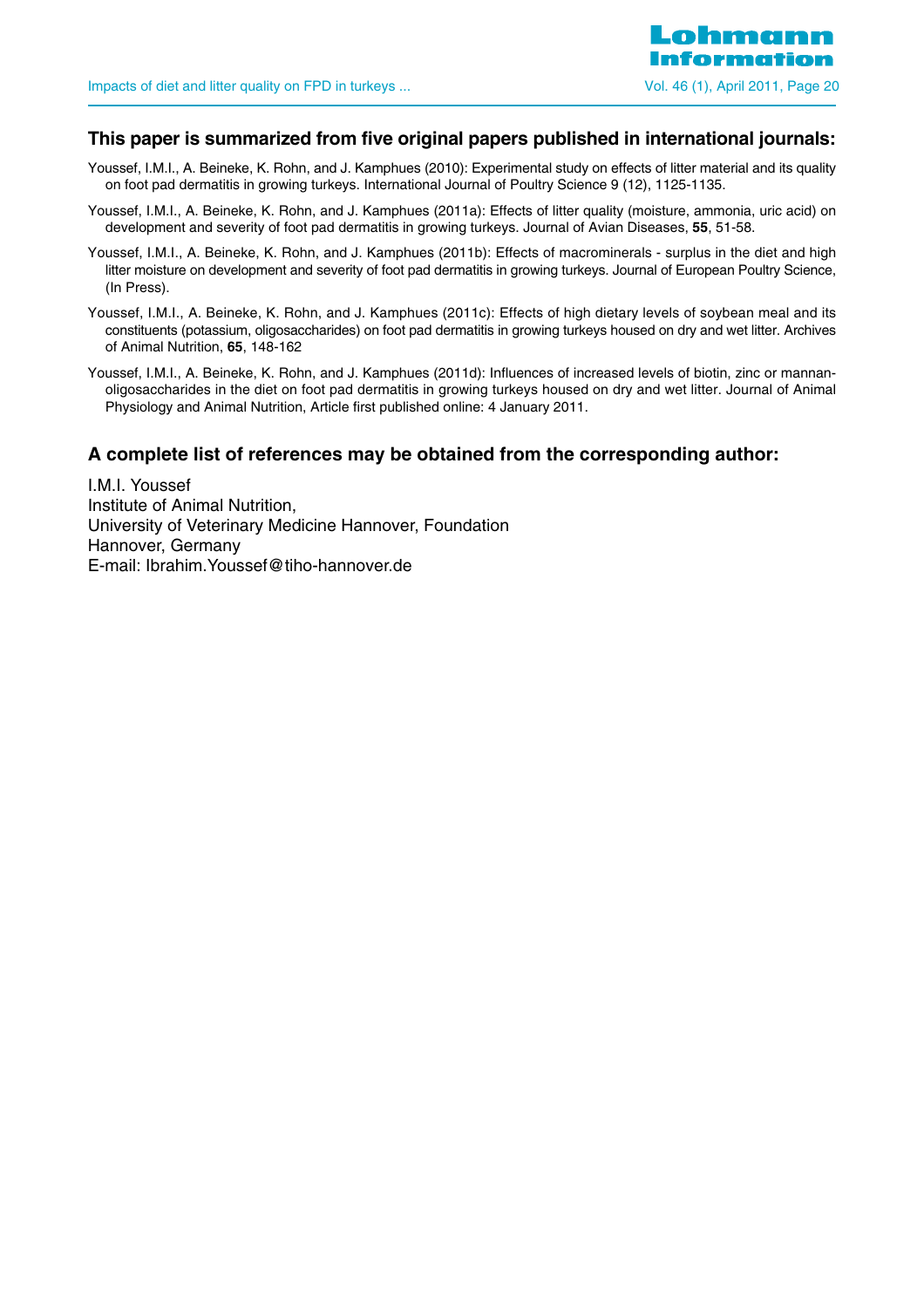## This paper is summarized from five original papers published in international journals:

Youssef, I.M.I., A. Beineke, K. Rohn, and J. Kamphues (2010): Experimental study on effects of litter material and its quality on foot pad dermatitis in growing turkeys. International Journal of Poultry Science 9 (12), 1125-1135.

Youssef, I.M.I., A. Beineke, K. Rohn, and J. Kamphues (2011a): Effects of litter quality (moisture, ammonia, uric acid) on development and severity of foot pad dermatitis in growing turkeys. Journal of Avian Diseases, **55**, 51-58.

Youssef, I.M.I., A. Beineke, K. Rohn, and J. Kamphues (2011b): Effects of macrominerals - surplus in the diet and high litter moisture on development and severity of foot pad dermatitis in growing turkeys. Journal of European Poultry Science, (In Press).

Youssef, I.M.I., A. Beineke, K. Rohn, and J. Kamphues (2011c): Effects of high dietary levels of soybean meal and its constituents (potassium, oligosaccharides) on foot pad dermatitis in growing turkeys housed on dry and wet litter. Archives of Animal Nutrition, **65**, 148-162

Youssef, I.M.I., A. Beineke, K. Rohn, and J. Kamphues (2011d): Influences of increased levels of biotin, zinc or mannan-oligosaccharides in the diet on foot pad dermatitis in growing turkeys housed on dry and wet litter. Journal of Animal Physiology and Animal Nutrition, Article first published online: 4 January 2011.

## A complete list of references may be obtained from the corresponding author:

I.M.I. Youssef
Institute of Animal Nutrition,
University of Veterinary Medicine Hannover, Foundation
Hannover, Germany
E-mail: Ibrahim.Youssef@tiho-hannover.de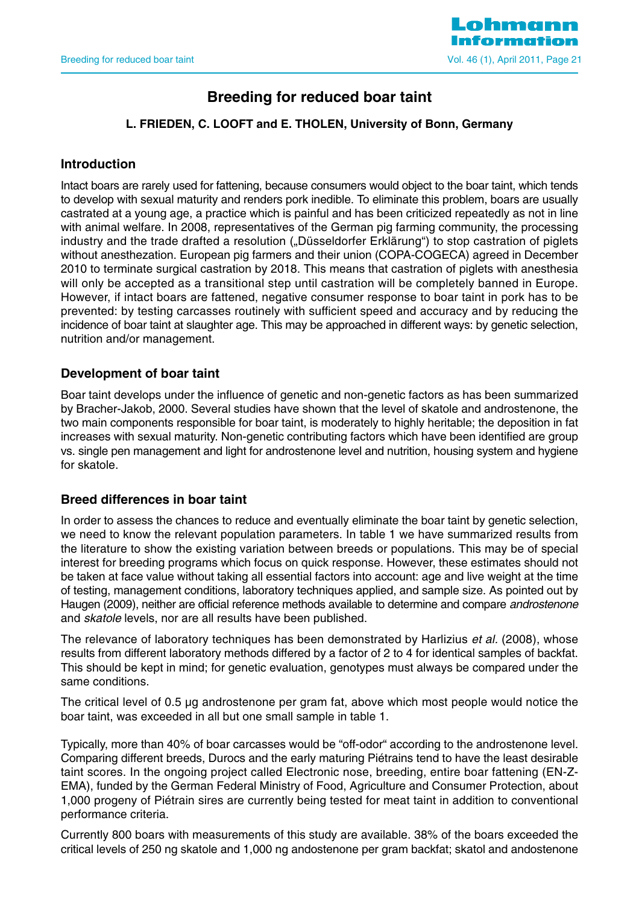# Breeding for reduced boar taint

**L. FRIEDEN, C. LOOFT and E. THOLEN, University of Bonn, Germany**

## Introduction

Intact boars are rarely used for fattening, because consumers would object to the boar taint, which tends to develop with sexual maturity and renders pork inedible. To eliminate this problem, boars are usually castrated at a young age, a practice which is painful and has been criticized repeatedly as not in line with animal welfare. In 2008, representatives of the German pig farming community, the processing industry and the trade drafted a resolution („Düsseldorfer Erklärung") to stop castration of piglets without anesthezation. European pig farmers and their union (COPA-COGECA) agreed in December 2010 to terminate surgical castration by 2018. This means that castration of piglets with anesthesia will only be accepted as a transitional step until castration will be completely banned in Europe. However, if intact boars are fattened, negative consumer response to boar taint in pork has to be prevented: by testing carcasses routinely with sufficient speed and accuracy and by reducing the incidence of boar taint at slaughter age. This may be approached in different ways: by genetic selection, nutrition and/or management.

## Development of boar taint

Boar taint develops under the influence of genetic and non-genetic factors as has been summarized by Bracher-Jakob, 2000. Several studies have shown that the level of skatole and androstenone, the two main components responsible for boar taint, is moderately to highly heritable; the deposition in fat increases with sexual maturity. Non-genetic contributing factors which have been identified are group vs. single pen management and light for androstenone level and nutrition, housing system and hygiene for skatole.

## Breed differences in boar taint

In order to assess the chances to reduce and eventually eliminate the boar taint by genetic selection, we need to know the relevant population parameters. In table 1 we have summarized results from the literature to show the existing variation between breeds or populations. This may be of special interest for breeding programs which focus on quick response. However, these estimates should not be taken at face value without taking all essential factors into account: age and live weight at the time of testing, management conditions, laboratory techniques applied, and sample size. As pointed out by Haugen (2009), neither are official reference methods available to determine and compare *androstenone* and *skatole* levels, nor are all results have been published.

The relevance of laboratory techniques has been demonstrated by Harlizius *et al*. (2008), whose results from different laboratory methods differed by a factor of 2 to 4 for identical samples of backfat. This should be kept in mind; for genetic evaluation, genotypes must always be compared under the same conditions.

The critical level of 0.5 µg androstenone per gram fat, above which most people would notice the boar taint, was exceeded in all but one small sample in table 1.

Typically, more than 40% of boar carcasses would be "off-odor" according to the androstenone level. Comparing different breeds, Durocs and the early maturing Piétrains tend to have the least desirable taint scores. In the ongoing project called Electronic nose, breeding, entire boar fattening (EN-Z-EMA), funded by the German Federal Ministry of Food, Agriculture and Consumer Protection, about 1,000 progeny of Piétrain sires are currently being tested for meat taint in addition to conventional performance criteria.

Currently 800 boars with measurements of this study are available. 38% of the boars exceeded the critical levels of 250 ng skatole and 1,000 ng andostenone per gram backfat; skatol and andostenone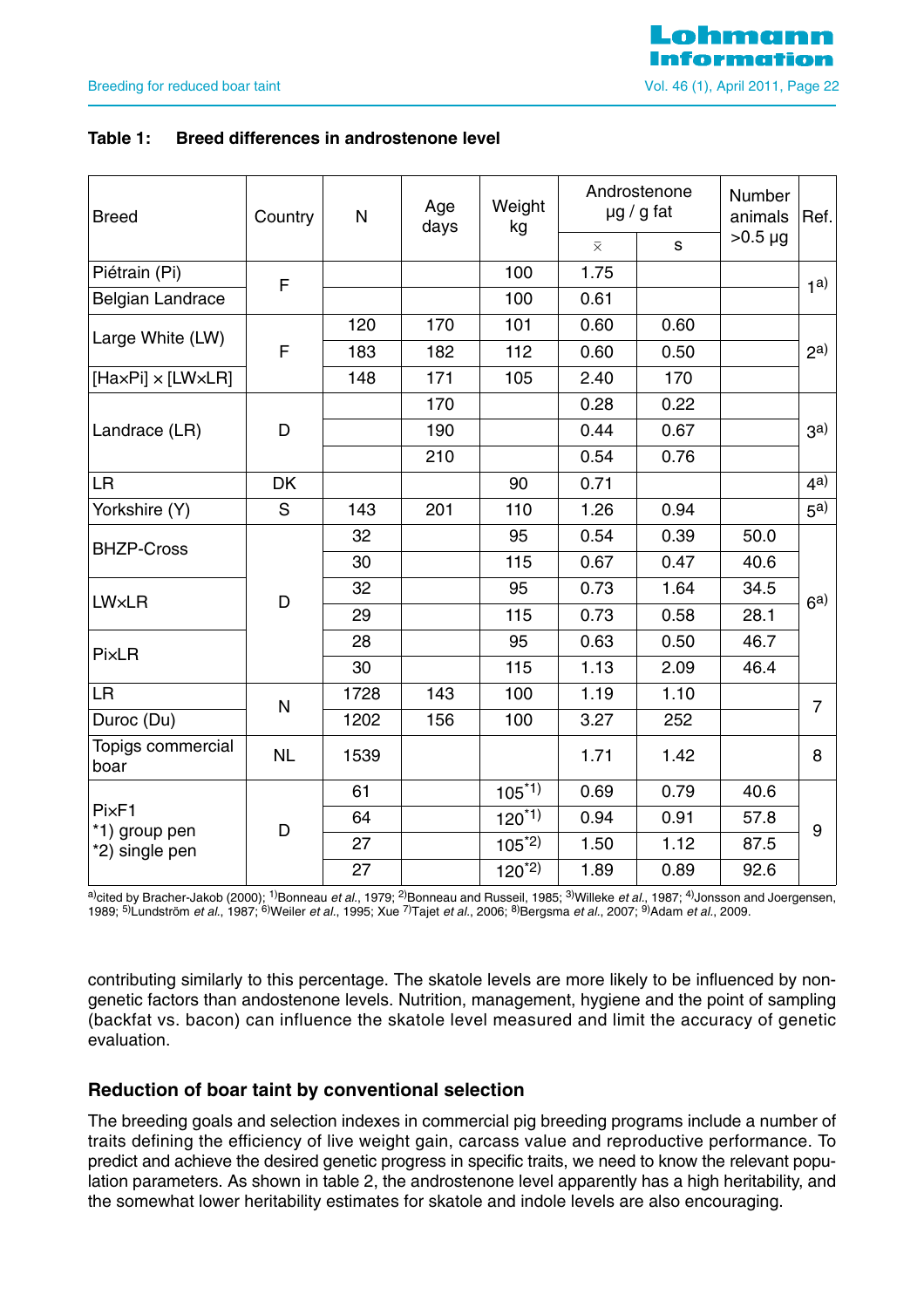**Table 1: Breed differences in androstenone level**

| Breed | Country | N | Age days | Weight kg | Androstenone µg / g fat | | Number animals >0.5 µg | Ref. |
|---|---|---|---|---|---|---|---|---|
| | | | | | $\bar{x}$ | s | | |
| Piétrain (Pi) | F | | | 100 | 1.75 | | | 1[a)] |
| Belgian Landrace | | | | 100 | 0.61 | | | |
| Large White (LW) | F | 120 | 170 | 101 | 0.60 | 0.60 | | 2[a)] |
| | | 183 | 182 | 112 | 0.60 | 0.50 | | |
| [HaxPi] × [LWxLR] | | 148 | 171 | 105 | 2.40 | 170 | | |
| Landrace (LR) | D | | 170 | | 0.28 | 0.22 | | 3[a)] |
| | | | 190 | | 0.44 | 0.67 | | |
| | | | 210 | | 0.54 | 0.76 | | |
| LR | DK | | | 90 | 0.71 | | | 4[a)] |
| Yorkshire (Y) | S | 143 | 201 | 110 | 1.26 | 0.94 | | 5[a)] |
| BHZP-Cross | D | 32 | | 95 | 0.54 | 0.39 | 50.0 | 6[a)] |
| | | 30 | | 115 | 0.67 | 0.47 | 40.6 | |
| LW×LR | | 32 | | 95 | 0.73 | 1.64 | 34.5 | |
| | | 29 | | 115 | 0.73 | 0.58 | 28.1 | |
| Pi×LR | | 28 | | 95 | 0.63 | 0.50 | 46.7 | |
| | | 30 | | 115 | 1.13 | 2.09 | 46.4 | |
| LR | N | 1728 | 143 | 100 | 1.19 | 1.10 | | 7 |
| Duroc (Du) | | 1202 | 156 | 100 | 3.27 | 252 | | |
| Topigs commercial boar | NL | 1539 | | | 1.71 | 1.42 | | 8 |
| Pi×F1 *1) group pen *2) single pen | D | 61 | | 105[*1)] | 0.69 | 0.79 | 40.6 | 9 |
| | | 64 | | 120[*1)] | 0.94 | 0.91 | 57.8 | |
| | | 27 | | 105[*2)] | 1.50 | 1.12 | 87.5 | |
| | | 27 | | 120[*2)] | 1.89 | 0.89 | 92.6 | |

[a)]cited by Bracher-Jakob (2000); [1)]Bonneau *et al.*, 1979; [2)]Bonneau and Russeil, 1985; [3)]Willeke *et al.*, 1987; [4)]Jonsson and Joergensen, 1989; [5)]Lundström *et al.*, 1987; [6)]Weiler *et al.*, 1995; Xue [7)]Tajet *et al.*, 2006; [8)]Bergsma *et al.*, 2007; [9)]Adam *et al.*, 2009.

contributing similarly to this percentage. The skatole levels are more likely to be influenced by non-genetic factors than andostenone levels. Nutrition, management, hygiene and the point of sampling (backfat vs. bacon) can influence the skatole level measured and limit the accuracy of genetic evaluation.

## Reduction of boar taint by conventional selection

The breeding goals and selection indexes in commercial pig breeding programs include a number of traits defining the efficiency of live weight gain, carcass value and reproductive performance. To predict and achieve the desired genetic progress in specific traits, we need to know the relevant population parameters. As shown in table 2, the androstenone level apparently has a high heritability, and the somewhat lower heritability estimates for skatole and indole levels are also encouraging.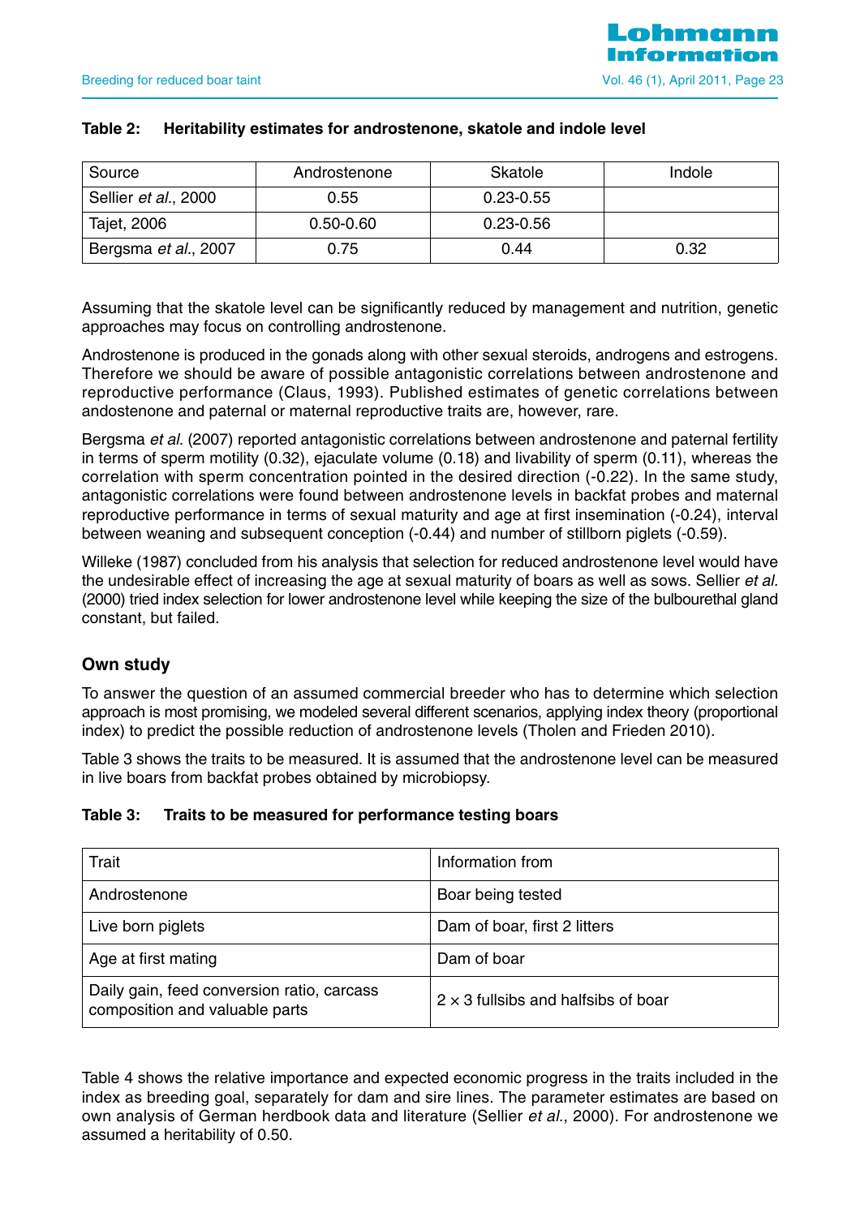**Table 2: Heritability estimates for androstenone, skatole and indole level**

| Source | Androstenone | Skatole | Indole |
| --- | --- | --- | --- |
| Sellier *et al.*, 2000 | 0.55 | 0.23-0.55 | |
| Tajet, 2006 | 0.50-0.60 | 0.23-0.56 | |
| Bergsma *et al.*, 2007 | 0.75 | 0.44 | 0.32 |

Assuming that the skatole level can be significantly reduced by management and nutrition, genetic approaches may focus on controlling androstenone.

Androstenone is produced in the gonads along with other sexual steroids, androgens and estrogens. Therefore we should be aware of possible antagonistic correlations between androstenone and reproductive performance (Claus, 1993). Published estimates of genetic correlations between andostenone and paternal or maternal reproductive traits are, however, rare.

Bergsma *et al.* (2007) reported antagonistic correlations between androstenone and paternal fertility in terms of sperm motility (0.32), ejaculate volume (0.18) and livability of sperm (0.11), whereas the correlation with sperm concentration pointed in the desired direction (-0.22). In the same study, antagonistic correlations were found between androstenone levels in backfat probes and maternal reproductive performance in terms of sexual maturity and age at first insemination (-0.24), interval between weaning and subsequent conception (-0.44) and number of stillborn piglets (-0.59).

Willeke (1987) concluded from his analysis that selection for reduced androstenone level would have the undesirable effect of increasing the age at sexual maturity of boars as well as sows. Sellier *et al.* (2000) tried index selection for lower androstenone level while keeping the size of the bulbourethal gland constant, but failed.

## Own study

To answer the question of an assumed commercial breeder who has to determine which selection approach is most promising, we modeled several different scenarios, applying index theory (proportional index) to predict the possible reduction of androstenone levels (Tholen and Frieden 2010).

Table 3 shows the traits to be measured. It is assumed that the androstenone level can be measured in live boars from backfat probes obtained by microbiopsy.

**Table 3: Traits to be measured for performance testing boars**

| Trait | Information from |
| --- | --- |
| Androstenone | Boar being tested |
| Live born piglets | Dam of boar, first 2 litters |
| Age at first mating | Dam of boar |
| Daily gain, feed conversion ratio, carcass composition and valuable parts | 2 × 3 fullsibs and halfsibs of boar |

Table 4 shows the relative importance and expected economic progress in the traits included in the index as breeding goal, separately for dam and sire lines. The parameter estimates are based on own analysis of German herdbook data and literature (Sellier *et al.*, 2000). For androstenone we assumed a heritability of 0.50.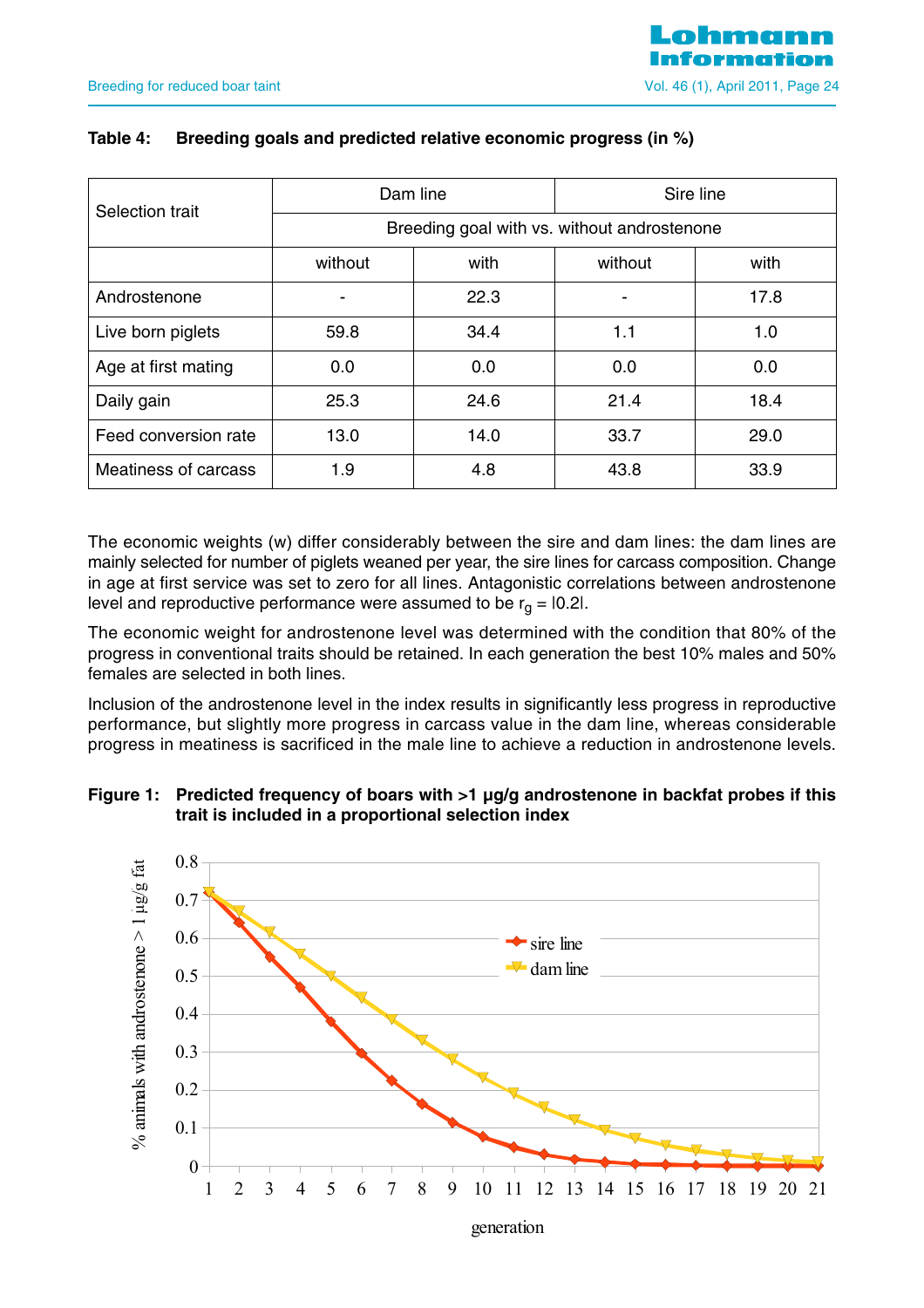**Table 4: Breeding goals and predicted relative economic progress (in %)**

| Selection trait | Dam line | | Sire line | |
|---|---|---|---|---|
| | Breeding goal with vs. without androstenone | | | |
| | without | with | without | with |
| Androstenone | - | 22.3 | - | 17.8 |
| Live born piglets | 59.8 | 34.4 | 1.1 | 1.0 |
| Age at first mating | 0.0 | 0.0 | 0.0 | 0.0 |
| Daily gain | 25.3 | 24.6 | 21.4 | 18.4 |
| Feed conversion rate | 13.0 | 14.0 | 33.7 | 29.0 |
| Meatiness of carcass | 1.9 | 4.8 | 43.8 | 33.9 |

The economic weights (w) differ considerably between the sire and dam lines: the dam lines are mainly selected for number of piglets weaned per year, the sire lines for carcass composition. Change in age at first service was set to zero for all lines. Antagonistic correlations between androstenone level and reproductive performance were assumed to be $r_g = |0.2|$.

The economic weight for androstenone level was determined with the condition that 80% of the progress in conventional traits should be retained. In each generation the best 10% males and 50% females are selected in both lines.

Inclusion of the androstenone level in the index results in significantly less progress in reproductive performance, but slightly more progress in carcass value in the dam line, whereas considerable progress in meatiness is sacrificed in the male line to achieve a reduction in androstenone levels.

**Figure 1: Predicted frequency of boars with >1 µg/g androstenone in backfat probes if this trait is included in a proportional selection index**

% animals with androstenone > 1 µg/g fat

0.8
0.7
0.6
0.5
0.4
0.3
0.2
0.1
0

1 2 3 4 5 6 7 8 9 10 11 12 13 14 15 16 17 18 19 20 21

generation

sire line
dam line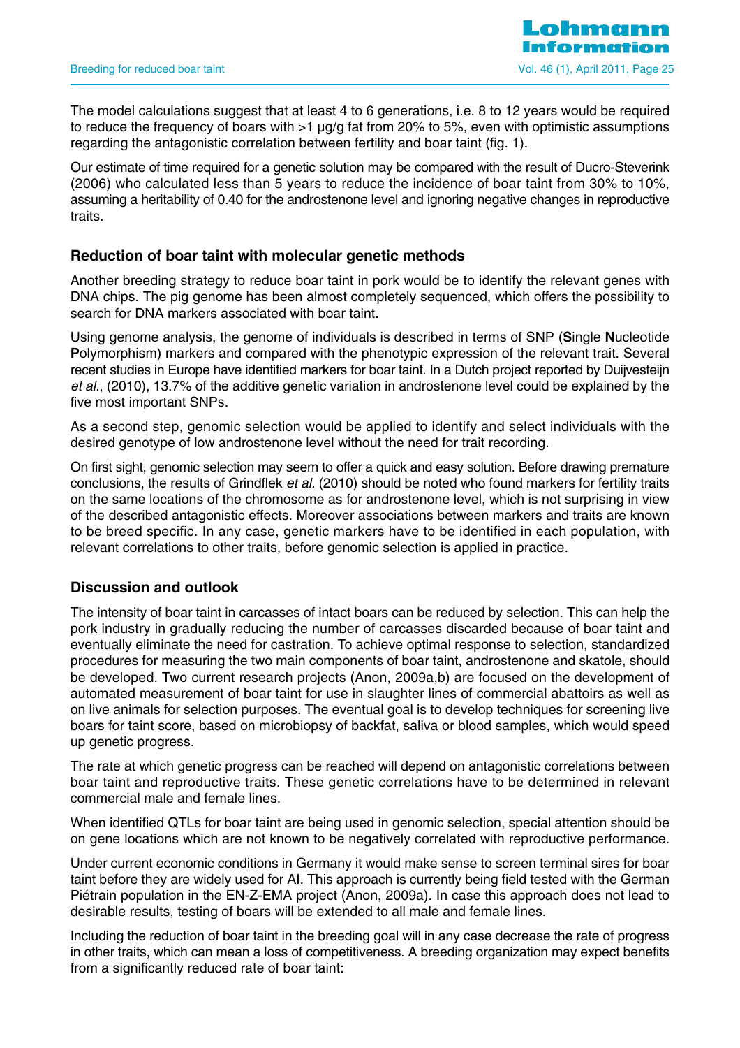The model calculations suggest that at least 4 to 6 generations, i.e. 8 to 12 years would be required to reduce the frequency of boars with >1 µg/g fat from 20% to 5%, even with optimistic assumptions regarding the antagonistic correlation between fertility and boar taint (fig. 1).

Our estimate of time required for a genetic solution may be compared with the result of Ducro-Steverink (2006) who calculated less than 5 years to reduce the incidence of boar taint from 30% to 10%, assuming a heritability of 0.40 for the androstenone level and ignoring negative changes in reproductive traits.

## Reduction of boar taint with molecular genetic methods

Another breeding strategy to reduce boar taint in pork would be to identify the relevant genes with DNA chips. The pig genome has been almost completely sequenced, which offers the possibility to search for DNA markers associated with boar taint.

Using genome analysis, the genome of individuals is described in terms of SNP (**S**ingle **N**ucleotide **P**olymorphism) markers and compared with the phenotypic expression of the relevant trait. Several recent studies in Europe have identified markers for boar taint. In a Dutch project reported by Duijvesteijn *et al.*, (2010), 13.7% of the additive genetic variation in androstenone level could be explained by the five most important SNPs.

As a second step, genomic selection would be applied to identify and select individuals with the desired genotype of low androstenone level without the need for trait recording.

On first sight, genomic selection may seem to offer a quick and easy solution. Before drawing premature conclusions, the results of Grindflek *et al.* (2010) should be noted who found markers for fertility traits on the same locations of the chromosome as for androstenone level, which is not surprising in view of the described antagonistic effects. Moreover associations between markers and traits are known to be breed specific. In any case, genetic markers have to be identified in each population, with relevant correlations to other traits, before genomic selection is applied in practice.

## Discussion and outlook

The intensity of boar taint in carcasses of intact boars can be reduced by selection. This can help the pork industry in gradually reducing the number of carcasses discarded because of boar taint and eventually eliminate the need for castration. To achieve optimal response to selection, standardized procedures for measuring the two main components of boar taint, androstenone and skatole, should be developed. Two current research projects (Anon, 2009a,b) are focused on the development of automated measurement of boar taint for use in slaughter lines of commercial abattoirs as well as on live animals for selection purposes. The eventual goal is to develop techniques for screening live boars for taint score, based on microbiopsy of backfat, saliva or blood samples, which would speed up genetic progress.

The rate at which genetic progress can be reached will depend on antagonistic correlations between boar taint and reproductive traits. These genetic correlations have to be determined in relevant commercial male and female lines.

When identified QTLs for boar taint are being used in genomic selection, special attention should be on gene locations which are not known to be negatively correlated with reproductive performance.

Under current economic conditions in Germany it would make sense to screen terminal sires for boar taint before they are widely used for AI. This approach is currently being field tested with the German Piétrain population in the EN-Z-EMA project (Anon, 2009a). In case this approach does not lead to desirable results, testing of boars will be extended to all male and female lines.

Including the reduction of boar taint in the breeding goal will in any case decrease the rate of progress in other traits, which can mean a loss of competitiveness. A breeding organization may expect benefits from a significantly reduced rate of boar taint: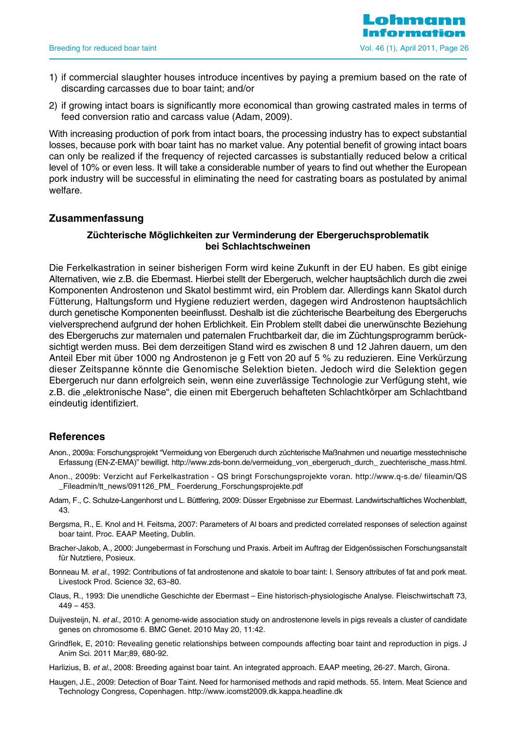1) if commercial slaughter houses introduce incentives by paying a premium based on the rate of discarding carcasses due to boar taint; and/or

2) if growing intact boars is significantly more economical than growing castrated males in terms of feed conversion ratio and carcass value (Adam, 2009).

With increasing production of pork from intact boars, the processing industry has to expect substantial losses, because pork with boar taint has no market value. Any potential benefit of growing intact boars can only be realized if the frequency of rejected carcasses is substantially reduced below a critical level of 10% or even less. It will take a considerable number of years to find out whether the European pork industry will be successful in eliminating the need for castrating boars as postulated by animal welfare.

## Zusammenfassung

### Züchterische Möglichkeiten zur Verminderung der Ebergeruchsproblematik bei Schlachtschweinen

Die Ferkelkastration in seiner bisherigen Form wird keine Zukunft in der EU haben. Es gibt einige Alternativen, wie z.B. die Ebermast. Hierbei stellt der Ebergeruch, welcher hauptsächlich durch die zwei Komponenten Androstenon und Skatol bestimmt wird, ein Problem dar. Allerdings kann Skatol durch Fütterung, Haltungsform und Hygiene reduziert werden, dagegen wird Androstenon hauptsächlich durch genetische Komponenten beeinflusst. Deshalb ist die züchterische Bearbeitung des Ebergeruchs vielversprechend aufgrund der hohen Erblichkeit. Ein Problem stellt dabei die unerwünschte Beziehung des Ebergeruchs zur maternalen und paternalen Fruchtbarkeit dar, die im Züchtungsprogramm berücksichtigt werden muss. Bei dem derzeitigen Stand wird es zwischen 8 und 12 Jahren dauern, um den Anteil Eber mit über 1000 ng Androstenon je g Fett von 20 auf 5 % zu reduzieren. Eine Verkürzung dieser Zeitspanne könnte die Genomische Selektion bieten. Jedoch wird die Selektion gegen Ebergeruch nur dann erfolgreich sein, wenn eine zuverlässige Technologie zur Verfügung steht, wie z.B. die „elektronische Nase", die einen mit Ebergeruch behafteten Schlachtkörper am Schlachtband eindeutig identifiziert.

## References

Anon., 2009a: Forschungsprojekt "Vermeidung von Ebergeruch durch züchterische Maßnahmen und neuartige messtechnische Erfassung (EN-Z-EMA)" bewilligt. http://www.zds-bonn.de/vermeidung_von_ebergeruch_durch_ zuechterische_mass.html.

Anon., 2009b: Verzicht auf Ferkelkastration - QS bringt Forschungsprojekte voran. http://www.q-s.de/ fileamin/QS _Fileadmin/tt_news/091126_PM_ Foerderung_Forschungsprojekte.pdf

Adam, F., C. Schulze-Langenhorst und L. Büttfering, 2009: Düsser Ergebnisse zur Ebermast. Landwirtschaftliches Wochenblatt, 43.

Bergsma, R., E. Knol and H. Feitsma, 2007: Parameters of AI boars and predicted correlated responses of selection against boar taint. Proc. EAAP Meeting, Dublin.

Bracher-Jakob, A., 2000: Jungebermast in Forschung und Praxis. Arbeit im Auftrag der Eidgenössischen Forschungsanstalt für Nutztiere, Posieux.

Bonneau M. *et al.*, 1992: Contributions of fat androstenone and skatole to boar taint: I. Sensory attributes of fat and pork meat. Livestock Prod. Science 32, 63–80.

Claus, R., 1993: Die unendliche Geschichte der Ebermast – Eine historisch-physiologische Analyse. Fleischwirtschaft 73, 449 – 453.

Duijvesteijn, N. *et al.*, 2010: A genome-wide association study on androstenone levels in pigs reveals a cluster of candidate genes on chromosome 6. BMC Genet. 2010 May 20, 11:42.

Grindflek, E, 2010: Revealing genetic relationships between compounds affecting boar taint and reproduction in pigs. J Anim Sci. 2011 Mar;89, 680-92.

Harlizius, B. *et al.*, 2008: Breeding against boar taint. An integrated approach. EAAP meeting, 26-27. March, Girona.

Haugen, J.E., 2009: Detection of Boar Taint. Need for harmonised methods and rapid methods. 55. Intern. Meat Science and Technology Congress, Copenhagen. http://www.icomst2009.dk.kappa.headline.dk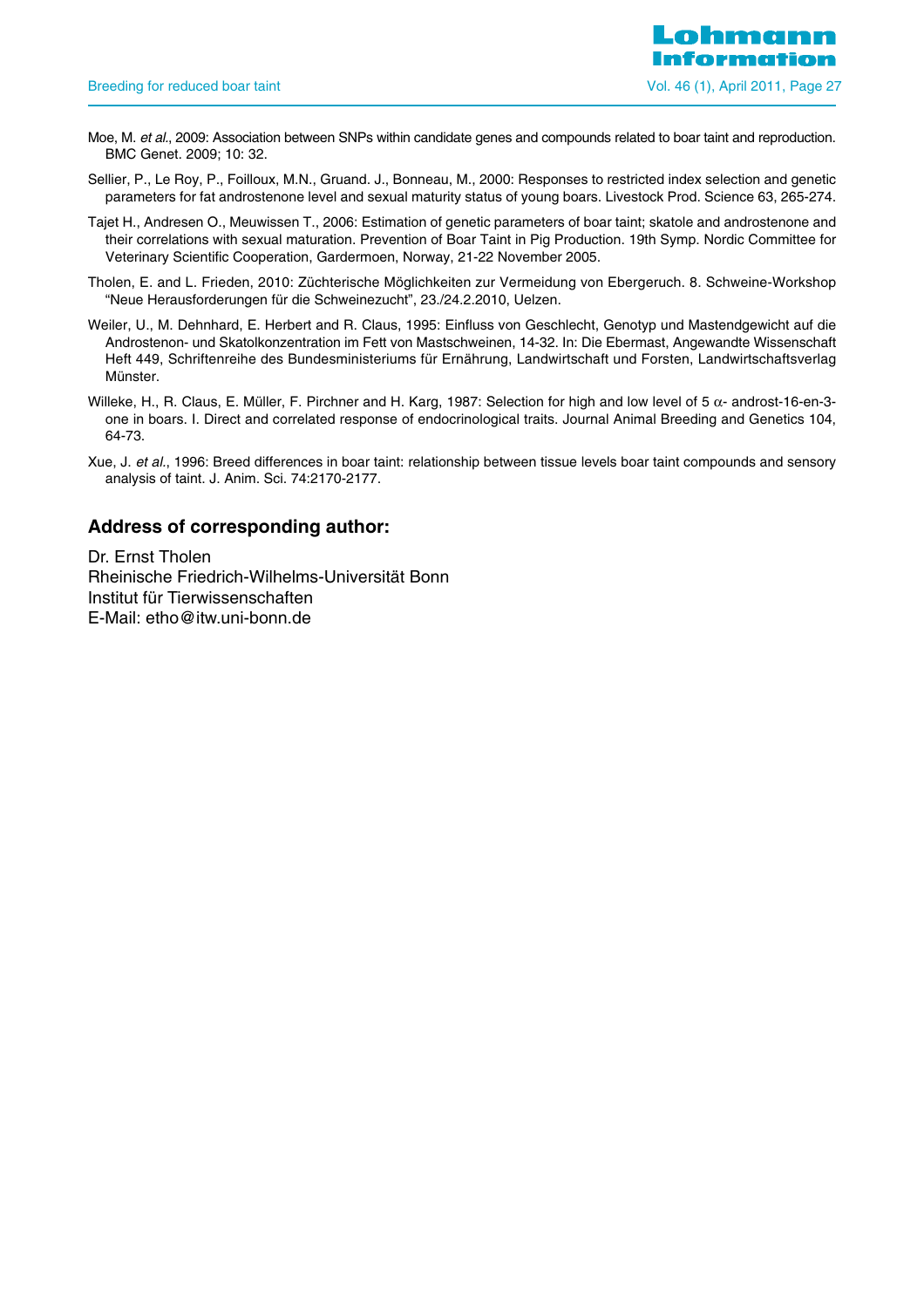Moe, M. *et al.*, 2009: Association between SNPs within candidate genes and compounds related to boar taint and reproduction. BMC Genet. 2009; 10: 32.

Sellier, P., Le Roy, P., Foilloux, M.N., Gruand. J., Bonneau, M., 2000: Responses to restricted index selection and genetic parameters for fat androstenone level and sexual maturity status of young boars. Livestock Prod. Science 63, 265-274.

Tajet H., Andresen O., Meuwissen T., 2006: Estimation of genetic parameters of boar taint; skatole and androstenone and their correlations with sexual maturation. Prevention of Boar Taint in Pig Production. 19th Symp. Nordic Committee for Veterinary Scientific Cooperation, Gardermoen, Norway, 21-22 November 2005.

Tholen, E. and L. Frieden, 2010: Züchterische Möglichkeiten zur Vermeidung von Ebergeruch. 8. Schweine-Workshop "Neue Herausforderungen für die Schweinezucht", 23./24.2.2010, Uelzen.

Weiler, U., M. Dehnhard, E. Herbert and R. Claus, 1995: Einfluss von Geschlecht, Genotyp und Mastendgewicht auf die Androstenon- und Skatolkonzentration im Fett von Mastschweinen, 14-32. In: Die Ebermast, Angewandte Wissenschaft Heft 449, Schriftenreihe des Bundesministeriums für Ernährung, Landwirtschaft und Forsten, Landwirtschaftsverlag Münster.

Willeke, H., R. Claus, E. Müller, F. Pirchner and H. Karg, 1987: Selection for high and low level of 5 $\alpha$- androst-16-en-3-one in boars. I. Direct and correlated response of endocrinological traits. Journal Animal Breeding and Genetics 104, 64-73.

Xue, J. *et al.*, 1996: Breed differences in boar taint: relationship between tissue levels boar taint compounds and sensory analysis of taint. J. Anim. Sci. 74:2170-2177.

## Address of corresponding author:

Dr. Ernst Tholen
Rheinische Friedrich-Wilhelms-Universität Bonn
Institut für Tierwissenschaften
E-Mail: etho@itw.uni-bonn.de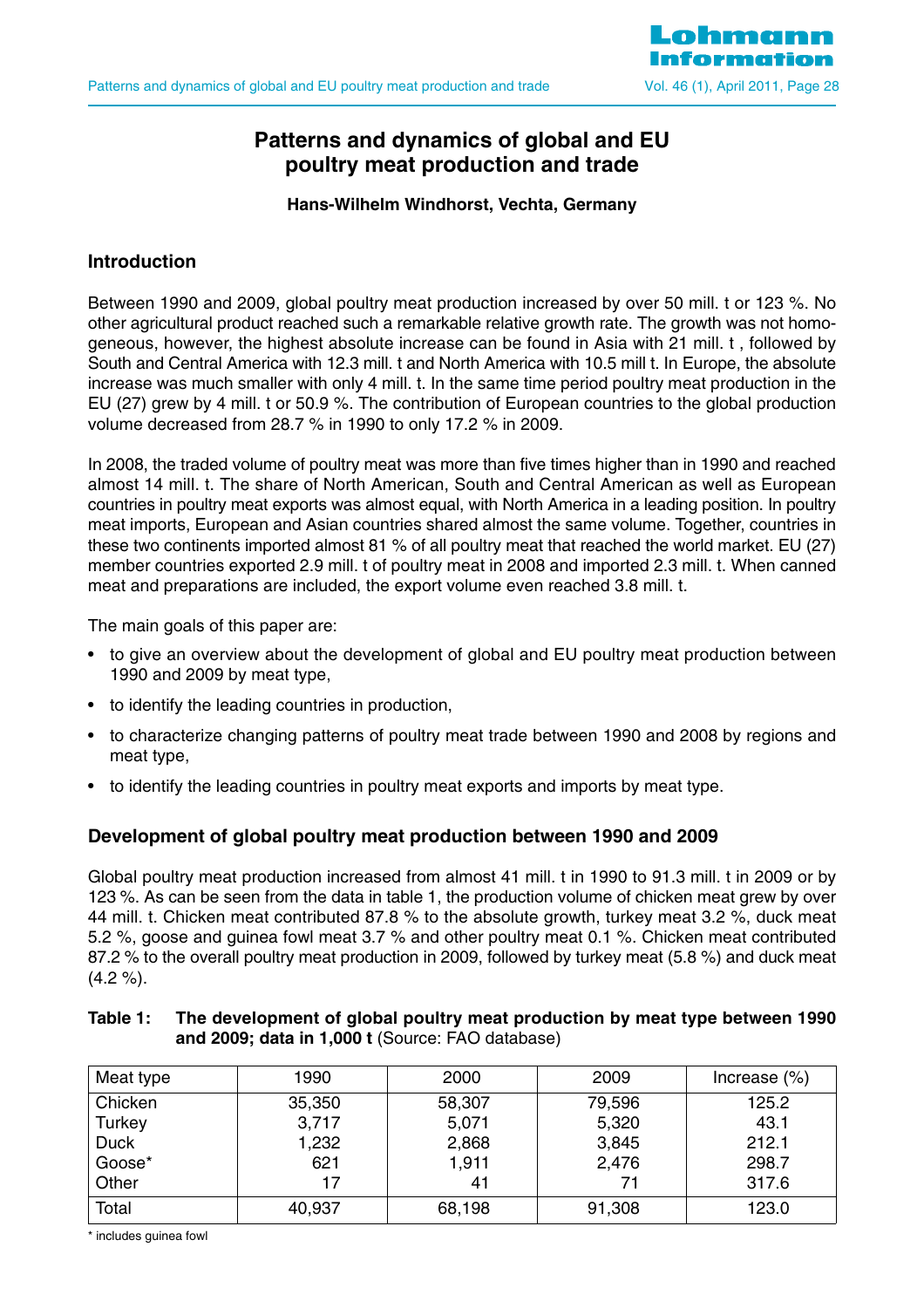# Patterns and dynamics of global and EU poultry meat production and trade

**Hans-Wilhelm Windhorst, Vechta, Germany**

## Introduction

Between 1990 and 2009, global poultry meat production increased by over 50 mill. t or 123 %. No other agricultural product reached such a remarkable relative growth rate. The growth was not homogeneous, however, the highest absolute increase can be found in Asia with 21 mill. t , followed by South and Central America with 12.3 mill. t and North America with 10.5 mill t. In Europe, the absolute increase was much smaller with only 4 mill. t. In the same time period poultry meat production in the EU (27) grew by 4 mill. t or 50.9 %. The contribution of European countries to the global production volume decreased from 28.7 % in 1990 to only 17.2 % in 2009.

In 2008, the traded volume of poultry meat was more than five times higher than in 1990 and reached almost 14 mill. t. The share of North American, South and Central American as well as European countries in poultry meat exports was almost equal, with North America in a leading position. In poultry meat imports, European and Asian countries shared almost the same volume. Together, countries in these two continents imported almost 81 % of all poultry meat that reached the world market. EU (27) member countries exported 2.9 mill. t of poultry meat in 2008 and imported 2.3 mill. t. When canned meat and preparations are included, the export volume even reached 3.8 mill. t.

The main goals of this paper are:

- to give an overview about the development of global and EU poultry meat production between 1990 and 2009 by meat type,
- to identify the leading countries in production,
- to characterize changing patterns of poultry meat trade between 1990 and 2008 by regions and meat type,
- to identify the leading countries in poultry meat exports and imports by meat type.

## Development of global poultry meat production between 1990 and 2009

Global poultry meat production increased from almost 41 mill. t in 1990 to 91.3 mill. t in 2009 or by 123 %. As can be seen from the data in table 1, the production volume of chicken meat grew by over 44 mill. t. Chicken meat contributed 87.8 % to the absolute growth, turkey meat 3.2 %, duck meat 5.2 %, goose and guinea fowl meat 3.7 % and other poultry meat 0.1 %. Chicken meat contributed 87.2 % to the overall poultry meat production in 2009, followed by turkey meat (5.8 %) and duck meat (4.2 %).

**Table 1: The development of global poultry meat production by meat type between 1990 and 2009; data in 1,000 t** (Source: FAO database)

| Meat type | 1990 | 2000 | 2009 | Increase (%) |
|---|---|---|---|---|
| Chicken | 35,350 | 58,307 | 79,596 | 125.2 |
| Turkey | 3,717 | 5,071 | 5,320 | 43.1 |
| Duck | 1,232 | 2,868 | 3,845 | 212.1 |
| Goose* | 621 | 1,911 | 2,476 | 298.7 |
| Other | 17 | 41 | 71 | 317.6 |
| Total | 40,937 | 68,198 | 91,308 | 123.0 |

\* includes guinea fowl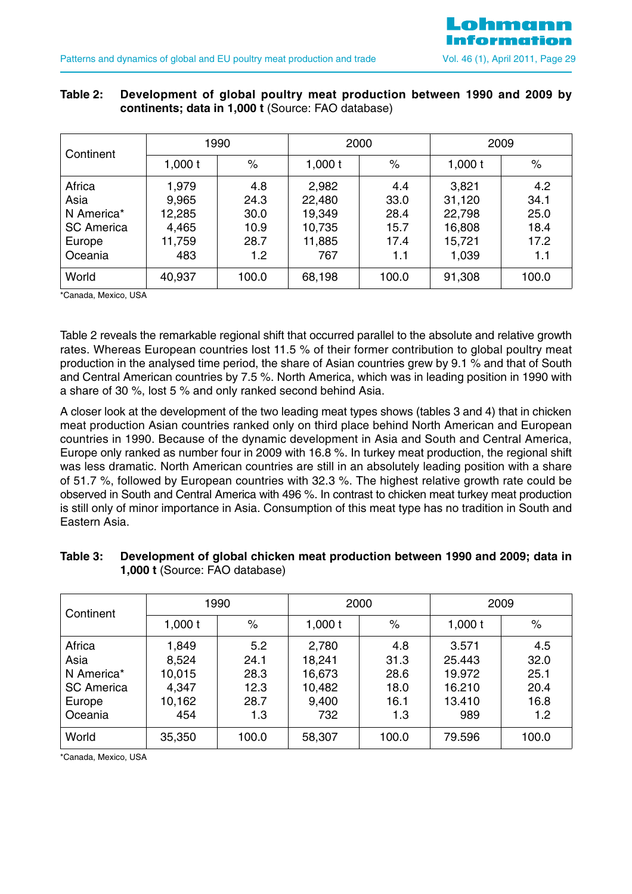**Table 2: Development of global poultry meat production between 1990 and 2009 by continents; data in 1,000 t** (Source: FAO database)

| Continent | 1990 | | 2000 | | 2009 | |
|---|---|---|---|---|---|---|
| | 1,000 t | % | 1,000 t | % | 1,000 t | % |
| Africa | 1,979 | 4.8 | 2,982 | 4.4 | 3,821 | 4.2 |
| Asia | 9,965 | 24.3 | 22,480 | 33.0 | 31,120 | 34.1 |
| N America* | 12,285 | 30.0 | 19,349 | 28.4 | 22,798 | 25.0 |
| SC America | 4,465 | 10.9 | 10,735 | 15.7 | 16,808 | 18.4 |
| Europe | 11,759 | 28.7 | 11,885 | 17.4 | 15,721 | 17.2 |
| Oceania | 483 | 1.2 | 767 | 1.1 | 1,039 | 1.1 |
| World | 40,937 | 100.0 | 68,198 | 100.0 | 91,308 | 100.0 |

*Canada, Mexico, USA

Table 2 reveals the remarkable regional shift that occurred parallel to the absolute and relative growth rates. Whereas European countries lost 11.5 % of their former contribution to global poultry meat production in the analysed time period, the share of Asian countries grew by 9.1 % and that of South and Central American countries by 7.5 %. North America, which was in leading position in 1990 with a share of 30 %, lost 5 % and only ranked second behind Asia.

A closer look at the development of the two leading meat types shows (tables 3 and 4) that in chicken meat production Asian countries ranked only on third place behind North American and European countries in 1990. Because of the dynamic development in Asia and South and Central America, Europe only ranked as number four in 2009 with 16.8 %. In turkey meat production, the regional shift was less dramatic. North American countries are still in an absolutely leading position with a share of 51.7 %, followed by European countries with 32.3 %. The highest relative growth rate could be observed in South and Central America with 496 %. In contrast to chicken meat turkey meat production is still only of minor importance in Asia. Consumption of this meat type has no tradition in South and Eastern Asia.

**Table 3: Development of global chicken meat production between 1990 and 2009; data in 1,000 t** (Source: FAO database)

| Continent | 1990 | | 2000 | | 2009 | |
|---|---|---|---|---|---|---|
| | 1,000 t | % | 1,000 t | % | 1,000 t | % |
| Africa | 1,849 | 5.2 | 2,780 | 4.8 | 3.571 | 4.5 |
| Asia | 8,524 | 24.1 | 18,241 | 31.3 | 25.443 | 32.0 |
| N America* | 10,015 | 28.3 | 16,673 | 28.6 | 19.972 | 25.1 |
| SC America | 4,347 | 12.3 | 10,482 | 18.0 | 16.210 | 20.4 |
| Europe | 10,162 | 28.7 | 9,400 | 16.1 | 13.410 | 16.8 |
| Oceania | 454 | 1.3 | 732 | 1.3 | 989 | 1.2 |
| World | 35,350 | 100.0 | 58,307 | 100.0 | 79.596 | 100.0 |

*Canada, Mexico, USA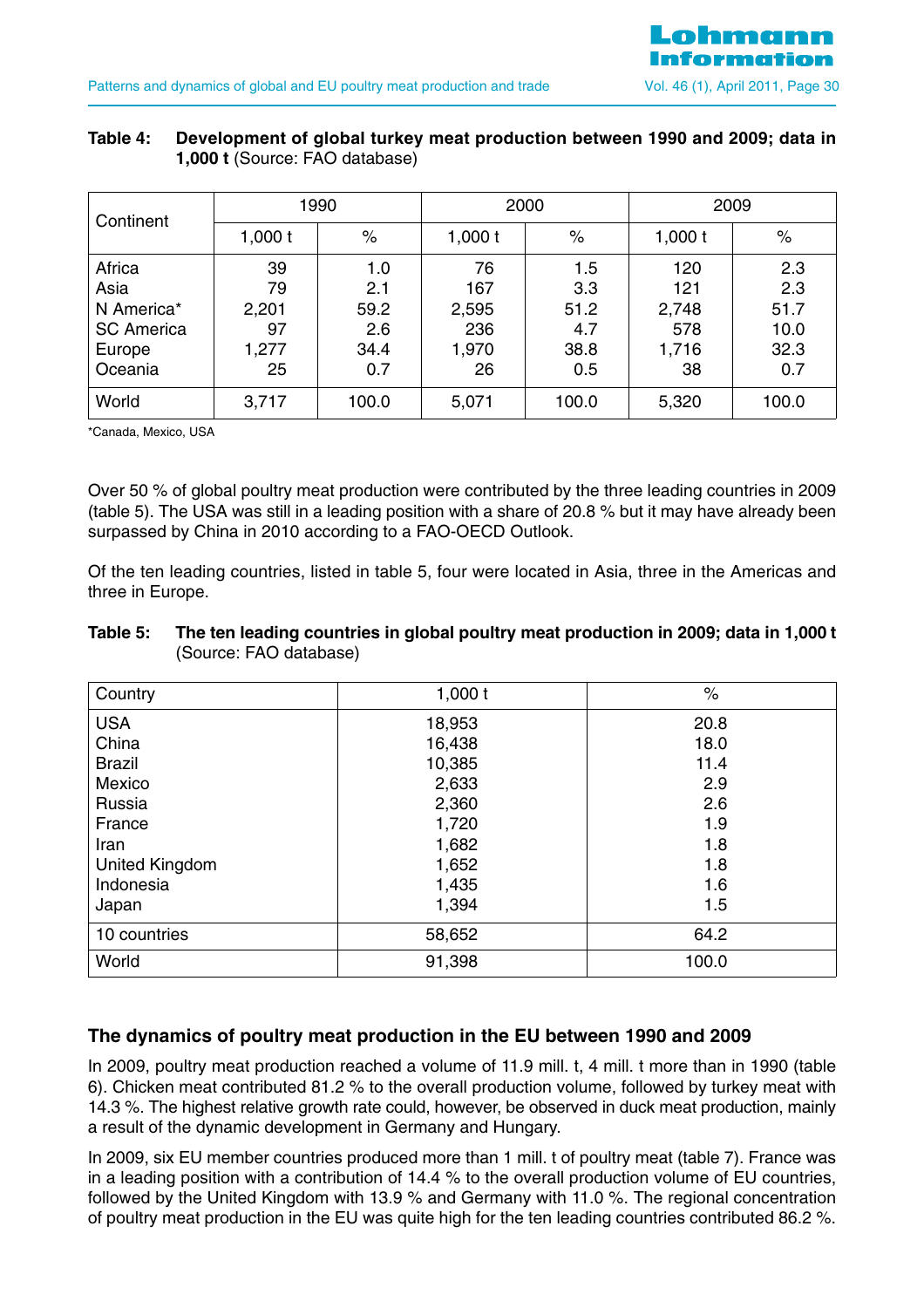**Table 4: Development of global turkey meat production between 1990 and 2009; data in 1,000 t** (Source: FAO database)

| Continent | 1990 | | 2000 | | 2009 | |
|---|---|---|---|---|---|---|
| | 1,000 t | % | 1,000 t | % | 1,000 t | % |
| Africa | 39 | 1.0 | 76 | 1.5 | 120 | 2.3 |
| Asia | 79 | 2.1 | 167 | 3.3 | 121 | 2.3 |
| N America* | 2,201 | 59.2 | 2,595 | 51.2 | 2,748 | 51.7 |
| SC America | 97 | 2.6 | 236 | 4.7 | 578 | 10.0 |
| Europe | 1,277 | 34.4 | 1,970 | 38.8 | 1,716 | 32.3 |
| Oceania | 25 | 0.7 | 26 | 0.5 | 38 | 0.7 |
| World | 3,717 | 100.0 | 5,071 | 100.0 | 5,320 | 100.0 |

*Canada, Mexico, USA

Over 50 % of global poultry meat production were contributed by the three leading countries in 2009 (table 5). The USA was still in a leading position with a share of 20.8 % but it may have already been surpassed by China in 2010 according to a FAO-OECD Outlook.

Of the ten leading countries, listed in table 5, four were located in Asia, three in the Americas and three in Europe.

**Table 5: The ten leading countries in global poultry meat production in 2009; data in 1,000 t** (Source: FAO database)

| Country | 1,000 t | % |
|---|---|---|
| USA | 18,953 | 20.8 |
| China | 16,438 | 18.0 |
| Brazil | 10,385 | 11.4 |
| Mexico | 2,633 | 2.9 |
| Russia | 2,360 | 2.6 |
| France | 1,720 | 1.9 |
| Iran | 1,682 | 1.8 |
| United Kingdom | 1,652 | 1.8 |
| Indonesia | 1,435 | 1.6 |
| Japan | 1,394 | 1.5 |
| 10 countries | 58,652 | 64.2 |
| World | 91,398 | 100.0 |

## The dynamics of poultry meat production in the EU between 1990 and 2009

In 2009, poultry meat production reached a volume of 11.9 mill. t, 4 mill. t more than in 1990 (table 6). Chicken meat contributed 81.2 % to the overall production volume, followed by turkey meat with 14.3 %. The highest relative growth rate could, however, be observed in duck meat production, mainly a result of the dynamic development in Germany and Hungary.

In 2009, six EU member countries produced more than 1 mill. t of poultry meat (table 7). France was in a leading position with a contribution of 14.4 % to the overall production volume of EU countries, followed by the United Kingdom with 13.9 % and Germany with 11.0 %. The regional concentration of poultry meat production in the EU was quite high for the ten leading countries contributed 86.2 %.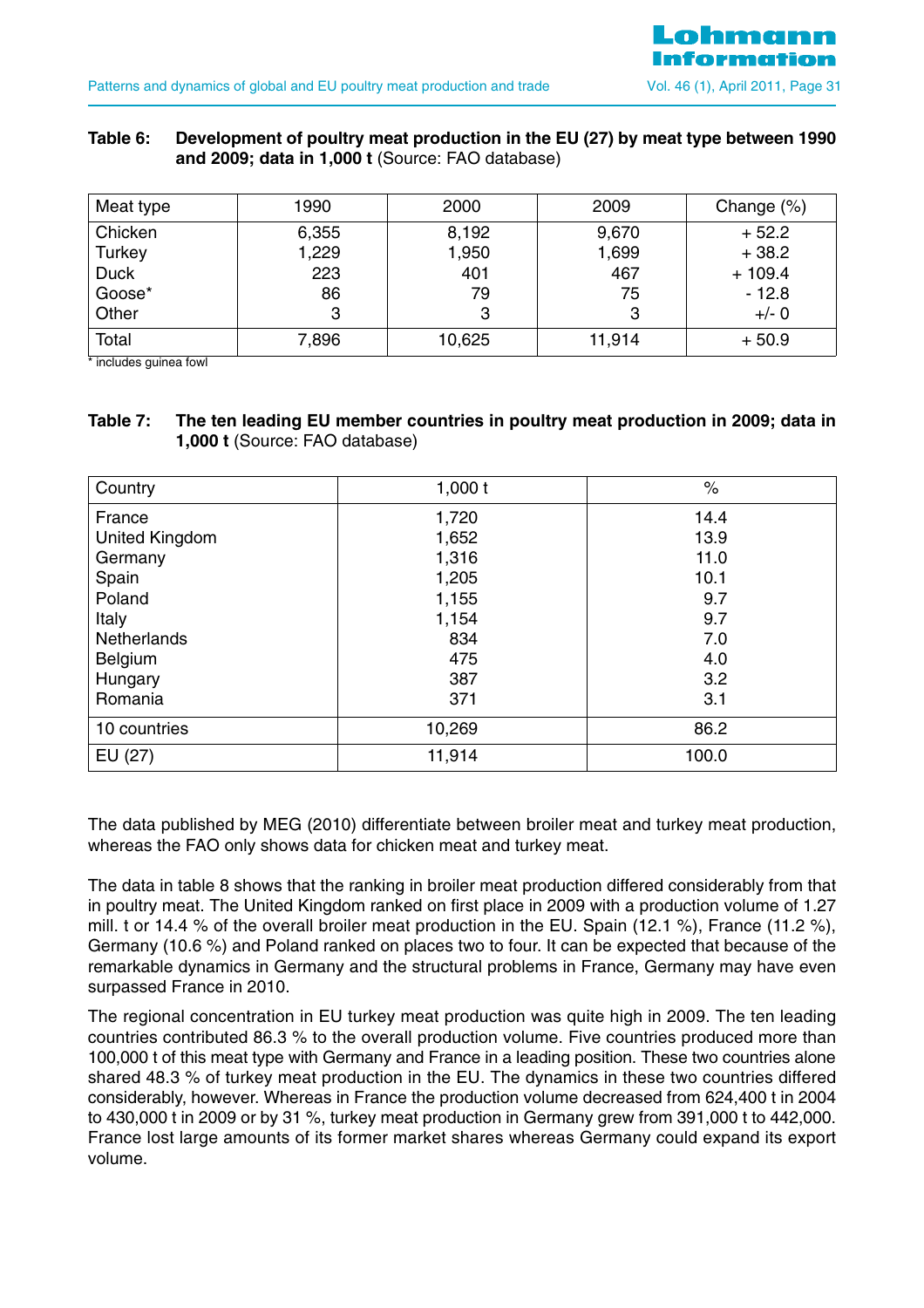**Table 6: Development of poultry meat production in the EU (27) by meat type between 1990 and 2009; data in 1,000 t** (Source: FAO database)

| Meat type | 1990 | 2000 | 2009 | Change (%) |
|---|---|---|---|---|
| Chicken | 6,355 | 8,192 | 9,670 | + 52.2 |
| Turkey | 1,229 | 1,950 | 1,699 | + 38.2 |
| Duck | 223 | 401 | 467 | + 109.4 |
| Goose* | 86 | 79 | 75 | - 12.8 |
| Other | 3 | 3 | 3 | +/- 0 |
| Total | 7,896 | 10,625 | 11,914 | + 50.9 |

* includes guinea fowl

**Table 7: The ten leading EU member countries in poultry meat production in 2009; data in 1,000 t** (Source: FAO database)

| Country | 1,000 t | % |
|---|---|---|
| France | 1,720 | 14.4 |
| United Kingdom | 1,652 | 13.9 |
| Germany | 1,316 | 11.0 |
| Spain | 1,205 | 10.1 |
| Poland | 1,155 | 9.7 |
| Italy | 1,154 | 9.7 |
| Netherlands | 834 | 7.0 |
| Belgium | 475 | 4.0 |
| Hungary | 387 | 3.2 |
| Romania | 371 | 3.1 |
| 10 countries | 10,269 | 86.2 |
| EU (27) | 11,914 | 100.0 |

The data published by MEG (2010) differentiate between broiler meat and turkey meat production, whereas the FAO only shows data for chicken meat and turkey meat.

The data in table 8 shows that the ranking in broiler meat production differed considerably from that in poultry meat. The United Kingdom ranked on first place in 2009 with a production volume of 1.27 mill. t or 14.4 % of the overall broiler meat production in the EU. Spain (12.1 %), France (11.2 %), Germany (10.6 %) and Poland ranked on places two to four. It can be expected that because of the remarkable dynamics in Germany and the structural problems in France, Germany may have even surpassed France in 2010.

The regional concentration in EU turkey meat production was quite high in 2009. The ten leading countries contributed 86.3 % to the overall production volume. Five countries produced more than 100,000 t of this meat type with Germany and France in a leading position. These two countries alone shared 48.3 % of turkey meat production in the EU. The dynamics in these two countries differed considerably, however. Whereas in France the production volume decreased from 624,400 t in 2004 to 430,000 t in 2009 or by 31 %, turkey meat production in Germany grew from 391,000 t to 442,000. France lost large amounts of its former market shares whereas Germany could expand its export volume.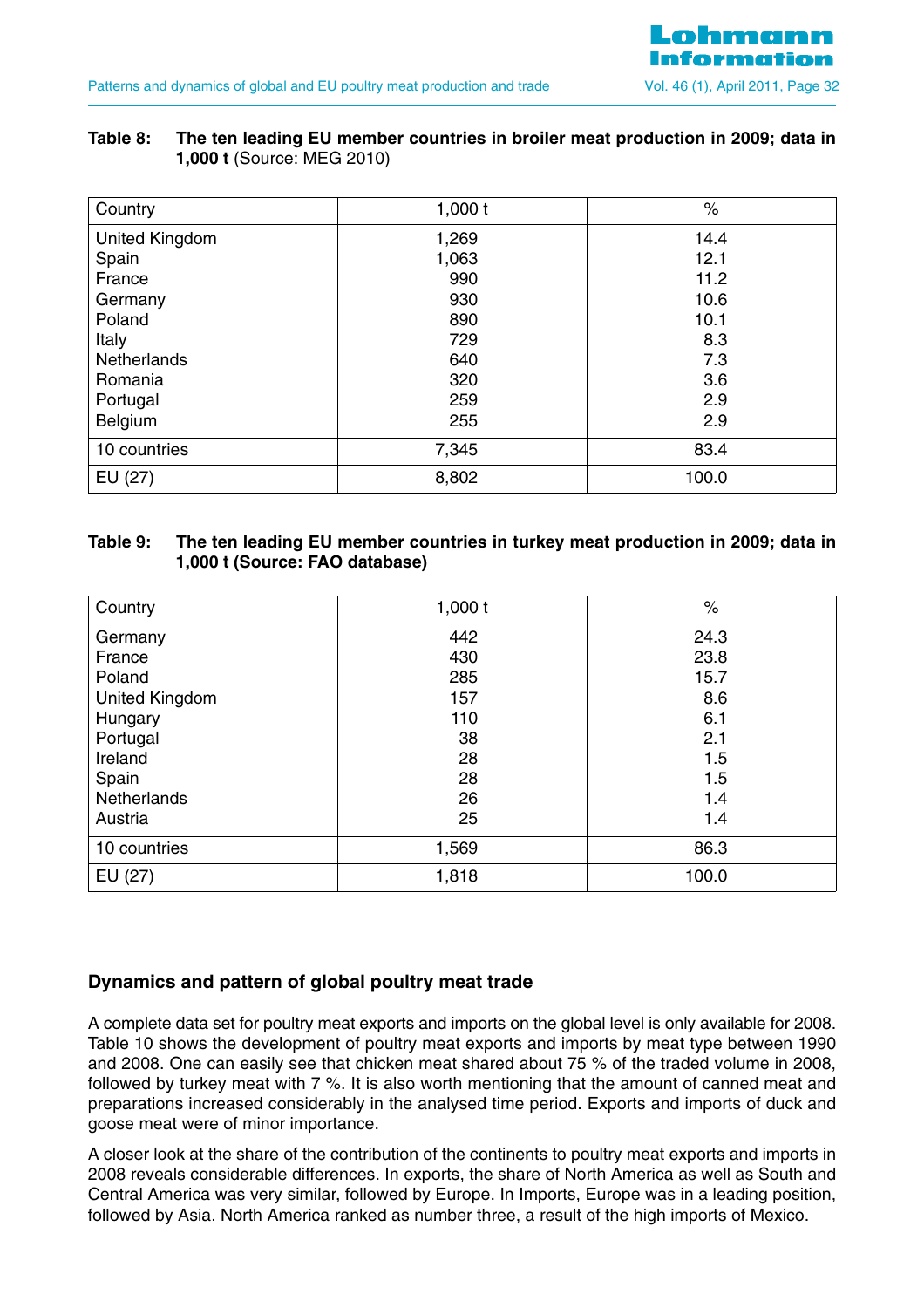**Table 8: The ten leading EU member countries in broiler meat production in 2009; data in 1,000 t** (Source: MEG 2010)

| Country | 1,000 t | % |
|---|---|---|
| United Kingdom | 1,269 | 14.4 |
| Spain | 1,063 | 12.1 |
| France | 990 | 11.2 |
| Germany | 930 | 10.6 |
| Poland | 890 | 10.1 |
| Italy | 729 | 8.3 |
| Netherlands | 640 | 7.3 |
| Romania | 320 | 3.6 |
| Portugal | 259 | 2.9 |
| Belgium | 255 | 2.9 |
| 10 countries | 7,345 | 83.4 |
| EU (27) | 8,802 | 100.0 |

**Table 9: The ten leading EU member countries in turkey meat production in 2009; data in 1,000 t (Source: FAO database)**

| Country | 1,000 t | % |
|---|---|---|
| Germany | 442 | 24.3 |
| France | 430 | 23.8 |
| Poland | 285 | 15.7 |
| United Kingdom | 157 | 8.6 |
| Hungary | 110 | 6.1 |
| Portugal | 38 | 2.1 |
| Ireland | 28 | 1.5 |
| Spain | 28 | 1.5 |
| Netherlands | 26 | 1.4 |
| Austria | 25 | 1.4 |
| 10 countries | 1,569 | 86.3 |
| EU (27) | 1,818 | 100.0 |

## Dynamics and pattern of global poultry meat trade

A complete data set for poultry meat exports and imports on the global level is only available for 2008. Table 10 shows the development of poultry meat exports and imports by meat type between 1990 and 2008. One can easily see that chicken meat shared about 75 % of the traded volume in 2008, followed by turkey meat with 7 %. It is also worth mentioning that the amount of canned meat and preparations increased considerably in the analysed time period. Exports and imports of duck and goose meat were of minor importance.

A closer look at the share of the contribution of the continents to poultry meat exports and imports in 2008 reveals considerable differences. In exports, the share of North America as well as South and Central America was very similar, followed by Europe. In Imports, Europe was in a leading position, followed by Asia. North America ranked as number three, a result of the high imports of Mexico.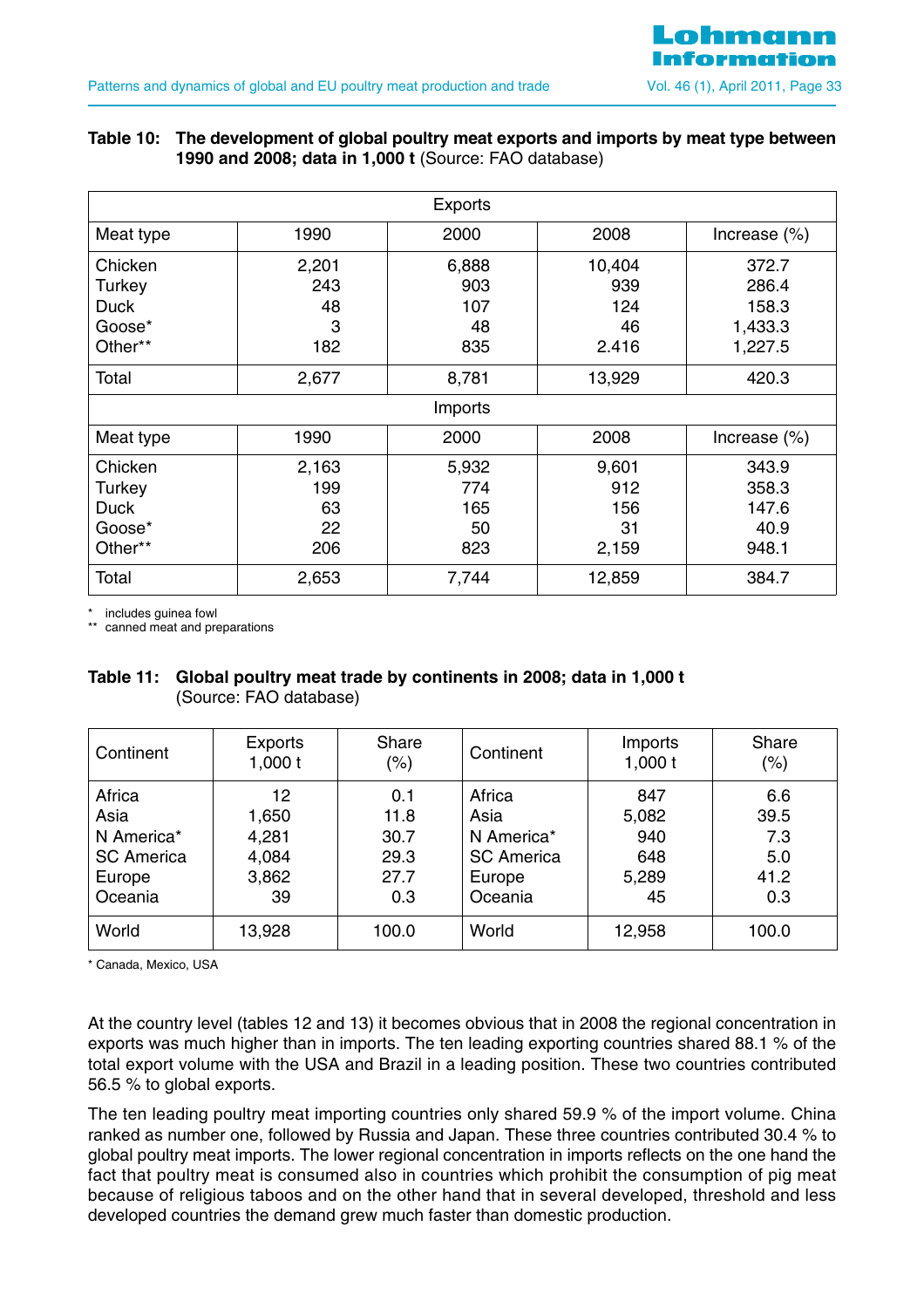**Table 10: The development of global poultry meat exports and imports by meat type between 1990 and 2008; data in 1,000 t** (Source: FAO database)

| Exports | | | | |
|---|---|---|---|---|
| Meat type | 1990 | 2000 | 2008 | Increase (%) |
| Chicken | 2,201 | 6,888 | 10,404 | 372.7 |
| Turkey | 243 | 903 | 939 | 286.4 |
| Duck | 48 | 107 | 124 | 158.3 |
| Goose* | 3 | 48 | 46 | 1,433.3 |
| Other** | 182 | 835 | 2.416 | 1,227.5 |
| Total | 2,677 | 8,781 | 13,929 | 420.3 |
| **Imports** | | | | |
| Meat type | 1990 | 2000 | 2008 | Increase (%) |
| Chicken | 2,163 | 5,932 | 9,601 | 343.9 |
| Turkey | 199 | 774 | 912 | 358.3 |
| Duck | 63 | 165 | 156 | 147.6 |
| Goose* | 22 | 50 | 31 | 40.9 |
| Other** | 206 | 823 | 2,159 | 948.1 |
| Total | 2,653 | 7,744 | 12,859 | 384.7 |

\* includes guinea fowl
\** canned meat and preparations

**Table 11: Global poultry meat trade by continents in 2008; data in 1,000 t** (Source: FAO database)

| Continent | Exports 1,000 t | Share (%) | Continent | Imports 1,000 t | Share (%) |
|---|---|---|---|---|---|
| Africa | 12 | 0.1 | Africa | 847 | 6.6 |
| Asia | 1,650 | 11.8 | Asia | 5,082 | 39.5 |
| N America* | 4,281 | 30.7 | N America* | 940 | 7.3 |
| SC America | 4,084 | 29.3 | SC America | 648 | 5.0 |
| Europe | 3,862 | 27.7 | Europe | 5,289 | 41.2 |
| Oceania | 39 | 0.3 | Oceania | 45 | 0.3 |
| World | 13,928 | 100.0 | World | 12,958 | 100.0 |

\* Canada, Mexico, USA

At the country level (tables 12 and 13) it becomes obvious that in 2008 the regional concentration in exports was much higher than in imports. The ten leading exporting countries shared 88.1 % of the total export volume with the USA and Brazil in a leading position. These two countries contributed 56.5 % to global exports.

The ten leading poultry meat importing countries only shared 59.9 % of the import volume. China ranked as number one, followed by Russia and Japan. These three countries contributed 30.4 % to global poultry meat imports. The lower regional concentration in imports reflects on the one hand the fact that poultry meat is consumed also in countries which prohibit the consumption of pig meat because of religious taboos and on the other hand that in several developed, threshold and less developed countries the demand grew much faster than domestic production.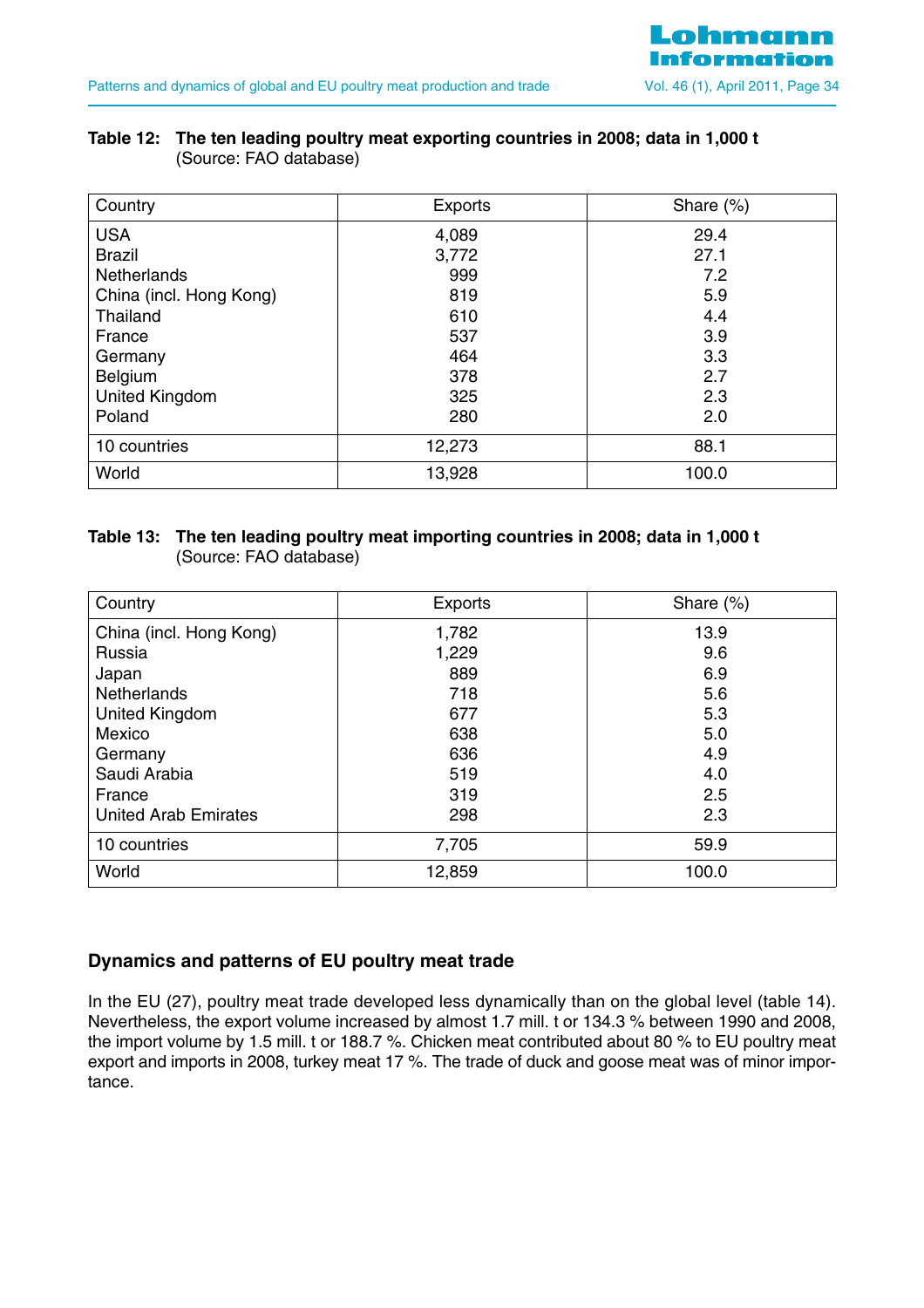**Table 12: The ten leading poultry meat exporting countries in 2008; data in 1,000 t** (Source: FAO database)

| Country | Exports | Share (%) |
|---|---|---|
| USA | 4,089 | 29.4 |
| Brazil | 3,772 | 27.1 |
| Netherlands | 999 | 7.2 |
| China (incl. Hong Kong) | 819 | 5.9 |
| Thailand | 610 | 4.4 |
| France | 537 | 3.9 |
| Germany | 464 | 3.3 |
| Belgium | 378 | 2.7 |
| United Kingdom | 325 | 2.3 |
| Poland | 280 | 2.0 |
| 10 countries | 12,273 | 88.1 |
| World | 13,928 | 100.0 |

**Table 13: The ten leading poultry meat importing countries in 2008; data in 1,000 t** (Source: FAO database)

| Country | Exports | Share (%) |
|---|---|---|
| China (incl. Hong Kong) | 1,782 | 13.9 |
| Russia | 1,229 | 9.6 |
| Japan | 889 | 6.9 |
| Netherlands | 718 | 5.6 |
| United Kingdom | 677 | 5.3 |
| Mexico | 638 | 5.0 |
| Germany | 636 | 4.9 |
| Saudi Arabia | 519 | 4.0 |
| France | 319 | 2.5 |
| United Arab Emirates | 298 | 2.3 |
| 10 countries | 7,705 | 59.9 |
| World | 12,859 | 100.0 |

## Dynamics and patterns of EU poultry meat trade

In the EU (27), poultry meat trade developed less dynamically than on the global level (table 14). Nevertheless, the export volume increased by almost 1.7 mill. t or 134.3 % between 1990 and 2008, the import volume by 1.5 mill. t or 188.7 %. Chicken meat contributed about 80 % to EU poultry meat export and imports in 2008, turkey meat 17 %. The trade of duck and goose meat was of minor importance.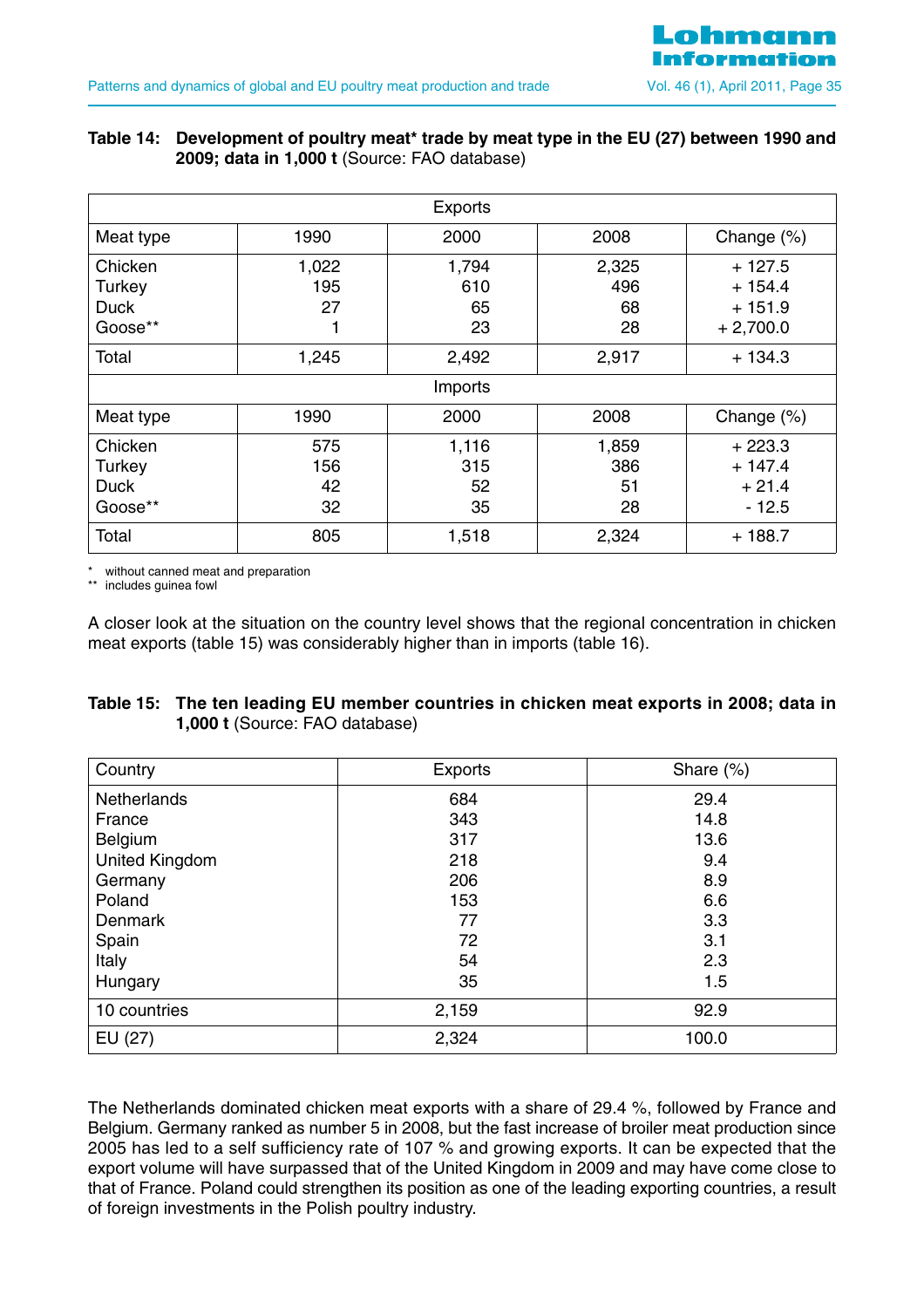**Table 14: Development of poultry meat\* trade by meat type in the EU (27) between 1990 and 2009; data in 1,000 t** (Source: FAO database)

| Exports | | | | |
|---|---|---|---|---|
| Meat type | 1990 | 2000 | 2008 | Change (%) |
| Chicken | 1,022 | 1,794 | 2,325 | + 127.5 |
| Turkey | 195 | 610 | 496 | + 154.4 |
| Duck | 27 | 65 | 68 | + 151.9 |
| Goose** | 1 | 23 | 28 | + 2,700.0 |
| Total | 1,245 | 2,492 | 2,917 | + 134.3 |
| Imports | | | | |
| Meat type | 1990 | 2000 | 2008 | Change (%) |
| Chicken | 575 | 1,116 | 1,859 | + 223.3 |
| Turkey | 156 | 315 | 386 | + 147.4 |
| Duck | 42 | 52 | 51 | + 21.4 |
| Goose** | 32 | 35 | 28 | - 12.5 |
| Total | 805 | 1,518 | 2,324 | + 188.7 |

\* without canned meat and preparation
\*\* includes guinea fowl

A closer look at the situation on the country level shows that the regional concentration in chicken meat exports (table 15) was considerably higher than in imports (table 16).

**Table 15: The ten leading EU member countries in chicken meat exports in 2008; data in 1,000 t** (Source: FAO database)

| Country | Exports | Share (%) |
|---|---|---|
| Netherlands | 684 | 29.4 |
| France | 343 | 14.8 |
| Belgium | 317 | 13.6 |
| United Kingdom | 218 | 9.4 |
| Germany | 206 | 8.9 |
| Poland | 153 | 6.6 |
| Denmark | 77 | 3.3 |
| Spain | 72 | 3.1 |
| Italy | 54 | 2.3 |
| Hungary | 35 | 1.5 |
| 10 countries | 2,159 | 92.9 |
| EU (27) | 2,324 | 100.0 |

The Netherlands dominated chicken meat exports with a share of 29.4 %, followed by France and Belgium. Germany ranked as number 5 in 2008, but the fast increase of broiler meat production since 2005 has led to a self sufficiency rate of 107 % and growing exports. It can be expected that the export volume will have surpassed that of the United Kingdom in 2009 and may have come close to that of France. Poland could strengthen its position as one of the leading exporting countries, a result of foreign investments in the Polish poultry industry.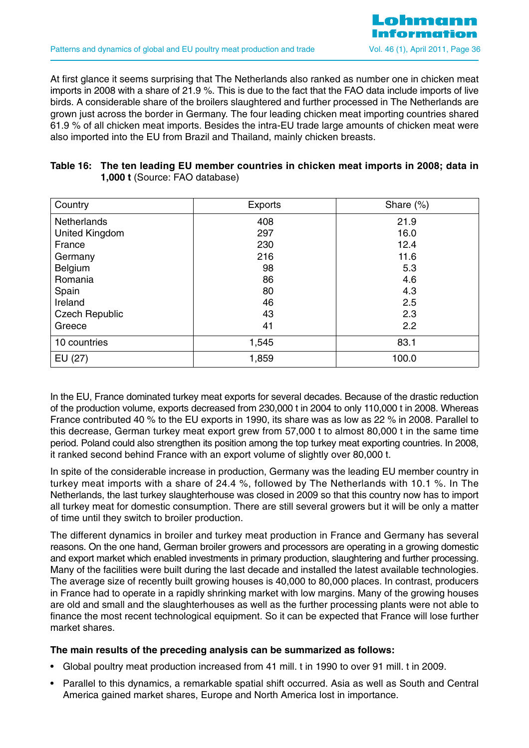At first glance it seems surprising that The Netherlands also ranked as number one in chicken meat imports in 2008 with a share of 21.9 %. This is due to the fact that the FAO data include imports of live birds. A considerable share of the broilers slaughtered and further processed in The Netherlands are grown just across the border in Germany. The four leading chicken meat importing countries shared 61.9 % of all chicken meat imports. Besides the intra-EU trade large amounts of chicken meat were also imported into the EU from Brazil and Thailand, mainly chicken breasts.

**Table 16: The ten leading EU member countries in chicken meat imports in 2008; data in 1,000 t** (Source: FAO database)

| Country | Exports | Share (%) |
|---|---|---|
| Netherlands | 408 | 21.9 |
| United Kingdom | 297 | 16.0 |
| France | 230 | 12.4 |
| Germany | 216 | 11.6 |
| Belgium | 98 | 5.3 |
| Romania | 86 | 4.6 |
| Spain | 80 | 4.3 |
| Ireland | 46 | 2.5 |
| Czech Republic | 43 | 2.3 |
| Greece | 41 | 2.2 |
| 10 countries | 1,545 | 83.1 |
| EU (27) | 1,859 | 100.0 |

In the EU, France dominated turkey meat exports for several decades. Because of the drastic reduction of the production volume, exports decreased from 230,000 t in 2004 to only 110,000 t in 2008. Whereas France contributed 40 % to the EU exports in 1990, its share was as low as 22 % in 2008. Parallel to this decrease, German turkey meat export grew from 57,000 t to almost 80,000 t in the same time period. Poland could also strengthen its position among the top turkey meat exporting countries. In 2008, it ranked second behind France with an export volume of slightly over 80,000 t.

In spite of the considerable increase in production, Germany was the leading EU member country in turkey meat imports with a share of 24.4 %, followed by The Netherlands with 10.1 %. In The Netherlands, the last turkey slaughterhouse was closed in 2009 so that this country now has to import all turkey meat for domestic consumption. There are still several growers but it will be only a matter of time until they switch to broiler production.

The different dynamics in broiler and turkey meat production in France and Germany has several reasons. On the one hand, German broiler growers and processors are operating in a growing domestic and export market which enabled investments in primary production, slaughtering and further processing. Many of the facilities were built during the last decade and installed the latest available technologies. The average size of recently built growing houses is 40,000 to 80,000 places. In contrast, producers in France had to operate in a rapidly shrinking market with low margins. Many of the growing houses are old and small and the slaughterhouses as well as the further processing plants were not able to finance the most recent technological equipment. So it can be expected that France will lose further market shares.

**The main results of the preceding analysis can be summarized as follows:**

- Global poultry meat production increased from 41 mill. t in 1990 to over 91 mill. t in 2009.
- Parallel to this dynamics, a remarkable spatial shift occurred. Asia as well as South and Central America gained market shares, Europe and North America lost in importance.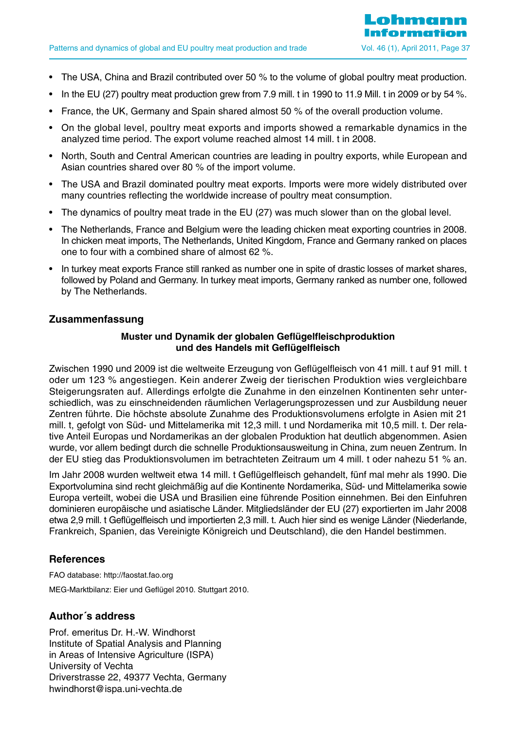- The USA, China and Brazil contributed over 50 % to the volume of global poultry meat production.
- In the EU (27) poultry meat production grew from 7.9 mill. t in 1990 to 11.9 Mill. t in 2009 or by 54 %.
- France, the UK, Germany and Spain shared almost 50 % of the overall production volume.
- On the global level, poultry meat exports and imports showed a remarkable dynamics in the analyzed time period. The export volume reached almost 14 mill. t in 2008.
- North, South and Central American countries are leading in poultry exports, while European and Asian countries shared over 80 % of the import volume.
- The USA and Brazil dominated poultry meat exports. Imports were more widely distributed over many countries reflecting the worldwide increase of poultry meat consumption.
- The dynamics of poultry meat trade in the EU (27) was much slower than on the global level.
- The Netherlands, France and Belgium were the leading chicken meat exporting countries in 2008. In chicken meat imports, The Netherlands, United Kingdom, France and Germany ranked on places one to four with a combined share of almost 62 %.
- In turkey meat exports France still ranked as number one in spite of drastic losses of market shares, followed by Poland and Germany. In turkey meat imports, Germany ranked as number one, followed by The Netherlands.

## Zusammenfassung

**Muster und Dynamik der globalen Geflügelfleischproduktion und des Handels mit Geflügelfleisch**

Zwischen 1990 und 2009 ist die weltweite Erzeugung von Geflügelfleisch von 41 mill. t auf 91 mill. t oder um 123 % angestiegen. Kein anderer Zweig der tierischen Produktion wies vergleichbare Steigerungsraten auf. Allerdings erfolgte die Zunahme in den einzelnen Kontinenten sehr unterschiedlich, was zu einschneidenden räumlichen Verlagerungsprozessen und zur Ausbildung neuer Zentren führte. Die höchste absolute Zunahme des Produktionsvolumens erfolgte in Asien mit 21 mill. t, gefolgt von Süd- und Mittelamerika mit 12,3 mill. t und Nordamerika mit 10,5 mill. t. Der relative Anteil Europas und Nordamerikas an der globalen Produktion hat deutlich abgenommen. Asien wurde, vor allem bedingt durch die schnelle Produktionsausweitung in China, zum neuen Zentrum. In der EU stieg das Produktionsvolumen im betrachteten Zeitraum um 4 mill. t oder nahezu 51 % an.

Im Jahr 2008 wurden weltweit etwa 14 mill. t Geflügelfleisch gehandelt, fünf mal mehr als 1990. Die Exportvolumina sind recht gleichmäßig auf die Kontinente Nordamerika, Süd- und Mittelamerika sowie Europa verteilt, wobei die USA und Brasilien eine führende Position einnehmen. Bei den Einfuhren dominieren europäische und asiatische Länder. Mitgliedsländer der EU (27) exportierten im Jahr 2008 etwa 2,9 mill. t Geflügelfleisch und importierten 2,3 mill. t. Auch hier sind es wenige Länder (Niederlande, Frankreich, Spanien, das Vereinigte Königreich und Deutschland), die den Handel bestimmen.

## References

FAO database: http://faostat.fao.org

MEG-Marktbilanz: Eier und Geflügel 2010. Stuttgart 2010.

## Author´s address

Prof. emeritus Dr. H.-W. Windhorst
Institute of Spatial Analysis and Planning
in Areas of Intensive Agriculture (ISPA)
University of Vechta
Driverstrasse 22, 49377 Vechta, Germany
hwindhorst@ispa.uni-vechta.de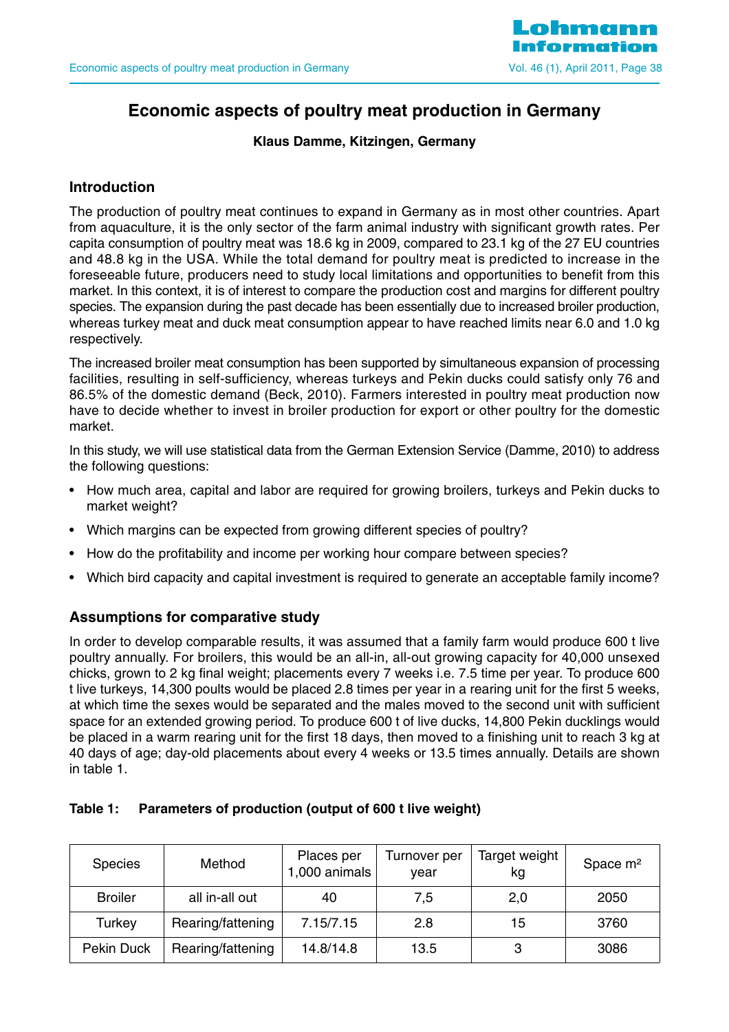# Economic aspects of poultry meat production in Germany

**Klaus Damme, Kitzingen, Germany**

## Introduction

The production of poultry meat continues to expand in Germany as in most other countries. Apart from aquaculture, it is the only sector of the farm animal industry with significant growth rates. Per capita consumption of poultry meat was 18.6 kg in 2009, compared to 23.1 kg of the 27 EU countries and 48.8 kg in the USA. While the total demand for poultry meat is predicted to increase in the foreseeable future, producers need to study local limitations and opportunities to benefit from this market. In this context, it is of interest to compare the production cost and margins for different poultry species. The expansion during the past decade has been essentially due to increased broiler production, whereas turkey meat and duck meat consumption appear to have reached limits near 6.0 and 1.0 kg respectively.

The increased broiler meat consumption has been supported by simultaneous expansion of processing facilities, resulting in self-sufficiency, whereas turkeys and Pekin ducks could satisfy only 76 and 86.5% of the domestic demand (Beck, 2010). Farmers interested in poultry meat production now have to decide whether to invest in broiler production for export or other poultry for the domestic market.

In this study, we will use statistical data from the German Extension Service (Damme, 2010) to address the following questions:

- How much area, capital and labor are required for growing broilers, turkeys and Pekin ducks to market weight?
- Which margins can be expected from growing different species of poultry?
- How do the profitability and income per working hour compare between species?
- Which bird capacity and capital investment is required to generate an acceptable family income?

## Assumptions for comparative study

In order to develop comparable results, it was assumed that a family farm would produce 600 t live poultry annually. For broilers, this would be an all-in, all-out growing capacity for 40,000 unsexed chicks, grown to 2 kg final weight; placements every 7 weeks i.e. 7.5 time per year. To produce 600 t live turkeys, 14,300 poults would be placed 2.8 times per year in a rearing unit for the first 5 weeks, at which time the sexes would be separated and the males moved to the second unit with sufficient space for an extended growing period. To produce 600 t of live ducks, 14,800 Pekin ducklings would be placed in a warm rearing unit for the first 18 days, then moved to a finishing unit to reach 3 kg at 40 days of age; day-old placements about every 4 weeks or 13.5 times annually. Details are shown in table 1.

**Table 1: Parameters of production (output of 600 t live weight)**

| Species | Method | Places per 1,000 animals | Turnover per year | Target weight kg | Space m² |
|---|---|---|---|---|---|
| Broiler | all in-all out | 40 | 7,5 | 2,0 | 2050 |
| Turkey | Rearing/fattening | 7.15/7.15 | 2.8 | 15 | 3760 |
| Pekin Duck | Rearing/fattening | 14.8/14.8 | 13.5 | 3 | 3086 |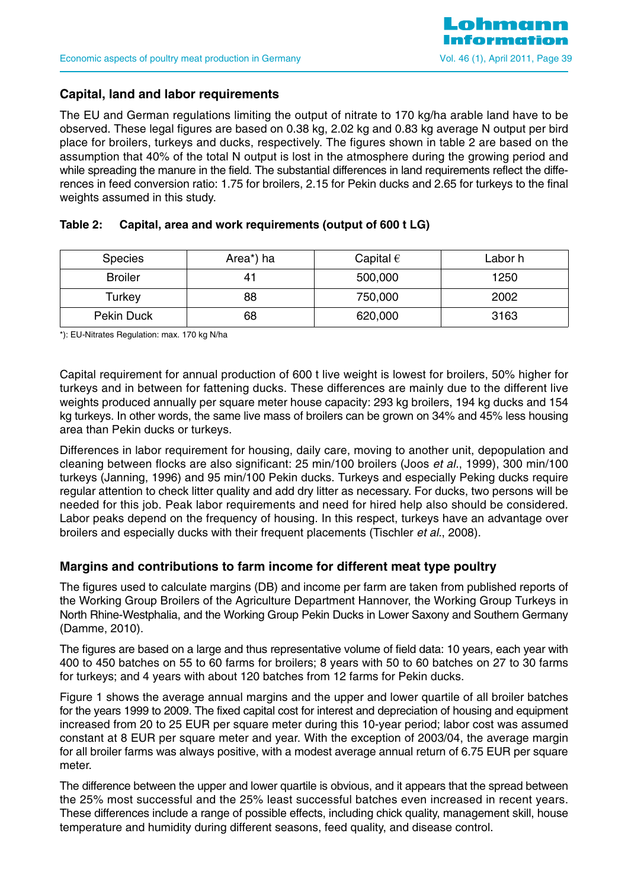## Capital, land and labor requirements

The EU and German regulations limiting the output of nitrate to 170 kg/ha arable land have to be observed. These legal figures are based on 0.38 kg, 2.02 kg and 0.83 kg average N output per bird place for broilers, turkeys and ducks, respectively. The figures shown in table 2 are based on the assumption that 40% of the total N output is lost in the atmosphere during the growing period and while spreading the manure in the field. The substantial differences in land requirements reflect the differences in feed conversion ratio: 1.75 for broilers, 2.15 for Pekin ducks and 2.65 for turkeys to the final weights assumed in this study.

**Table 2: Capital, area and work requirements (output of 600 t LG)**

| Species | Area*) ha | Capital € | Labor h |
|---|---|---|---|
| Broiler | 41 | 500,000 | 1250 |
| Turkey | 88 | 750,000 | 2002 |
| Pekin Duck | 68 | 620,000 | 3163 |

*): EU-Nitrates Regulation: max. 170 kg N/ha

Capital requirement for annual production of 600 t live weight is lowest for broilers, 50% higher for turkeys and in between for fattening ducks. These differences are mainly due to the different live weights produced annually per square meter house capacity: 293 kg broilers, 194 kg ducks and 154 kg turkeys. In other words, the same live mass of broilers can be grown on 34% and 45% less housing area than Pekin ducks or turkeys.

Differences in labor requirement for housing, daily care, moving to another unit, depopulation and cleaning between flocks are also significant: 25 min/100 broilers (Joos *et al.*, 1999), 300 min/100 turkeys (Janning, 1996) and 95 min/100 Pekin ducks. Turkeys and especially Peking ducks require regular attention to check litter quality and add dry litter as necessary. For ducks, two persons will be needed for this job. Peak labor requirements and need for hired help also should be considered. Labor peaks depend on the frequency of housing. In this respect, turkeys have an advantage over broilers and especially ducks with their frequent placements (Tischler *et al.*, 2008).

## Margins and contributions to farm income for different meat type poultry

The figures used to calculate margins (DB) and income per farm are taken from published reports of the Working Group Broilers of the Agriculture Department Hannover, the Working Group Turkeys in North Rhine-Westphalia, and the Working Group Pekin Ducks in Lower Saxony and Southern Germany (Damme, 2010).

The figures are based on a large and thus representative volume of field data: 10 years, each year with 400 to 450 batches on 55 to 60 farms for broilers; 8 years with 50 to 60 batches on 27 to 30 farms for turkeys; and 4 years with about 120 batches from 12 farms for Pekin ducks.

Figure 1 shows the average annual margins and the upper and lower quartile of all broiler batches for the years 1999 to 2009. The fixed capital cost for interest and depreciation of housing and equipment increased from 20 to 25 EUR per square meter during this 10-year period; labor cost was assumed constant at 8 EUR per square meter and year. With the exception of 2003/04, the average margin for all broiler farms was always positive, with a modest average annual return of 6.75 EUR per square meter.

The difference between the upper and lower quartile is obvious, and it appears that the spread between the 25% most successful and the 25% least successful batches even increased in recent years. These differences include a range of possible effects, including chick quality, management skill, house temperature and humidity during different seasons, feed quality, and disease control.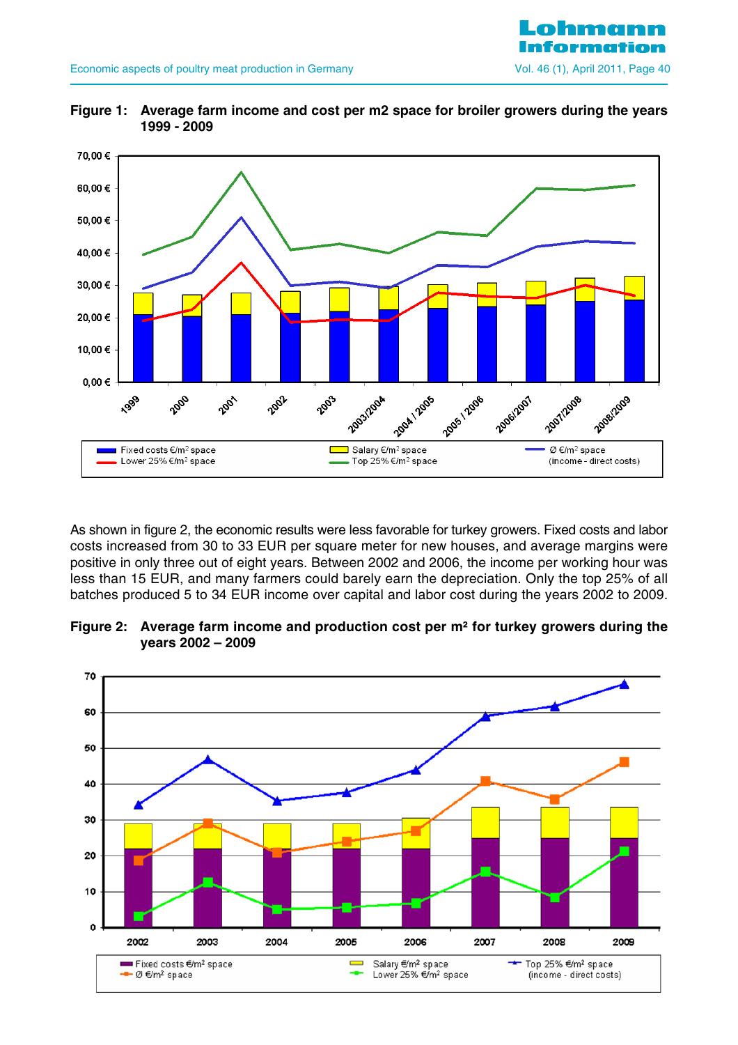**Figure 1: Average farm income and cost per m2 space for broiler growers during the years 1999 - 2009**

70,00 €
60,00 €
50,00 €
40,00 €
30,00 €
20,00 €
10,00 €
0,00 €

1999 2000 2001 2002 2003 2003/2004 2004 / 2005 2005 / 2006 2006/2007 2007/2008 2008/2009

Fixed costs €/m² space
Salary €/m² space
Ø €/m² space (income - direct costs)
Lower 25% €/m² space
Top 25% €/m² space

As shown in figure 2, the economic results were less favorable for turkey growers. Fixed costs and labor costs increased from 30 to 33 EUR per square meter for new houses, and average margins were positive in only three out of eight years. Between 2002 and 2006, the income per working hour was less than 15 EUR, and many farmers could barely earn the depreciation. Only the top 25% of all batches produced 5 to 34 EUR income over capital and labor cost during the years 2002 to 2009.

**Figure 2: Average farm income and production cost per m² for turkey growers during the years 2002 – 2009**

70
60
50
40
30
20
10
0

2002 2003 2004 2005 2006 2007 2008 2009

Fixed costs €/m² space
Salary €/m² space
Top 25% €/m² space (income - direct costs)
Ø €/m² space
Lower 25% €/m² space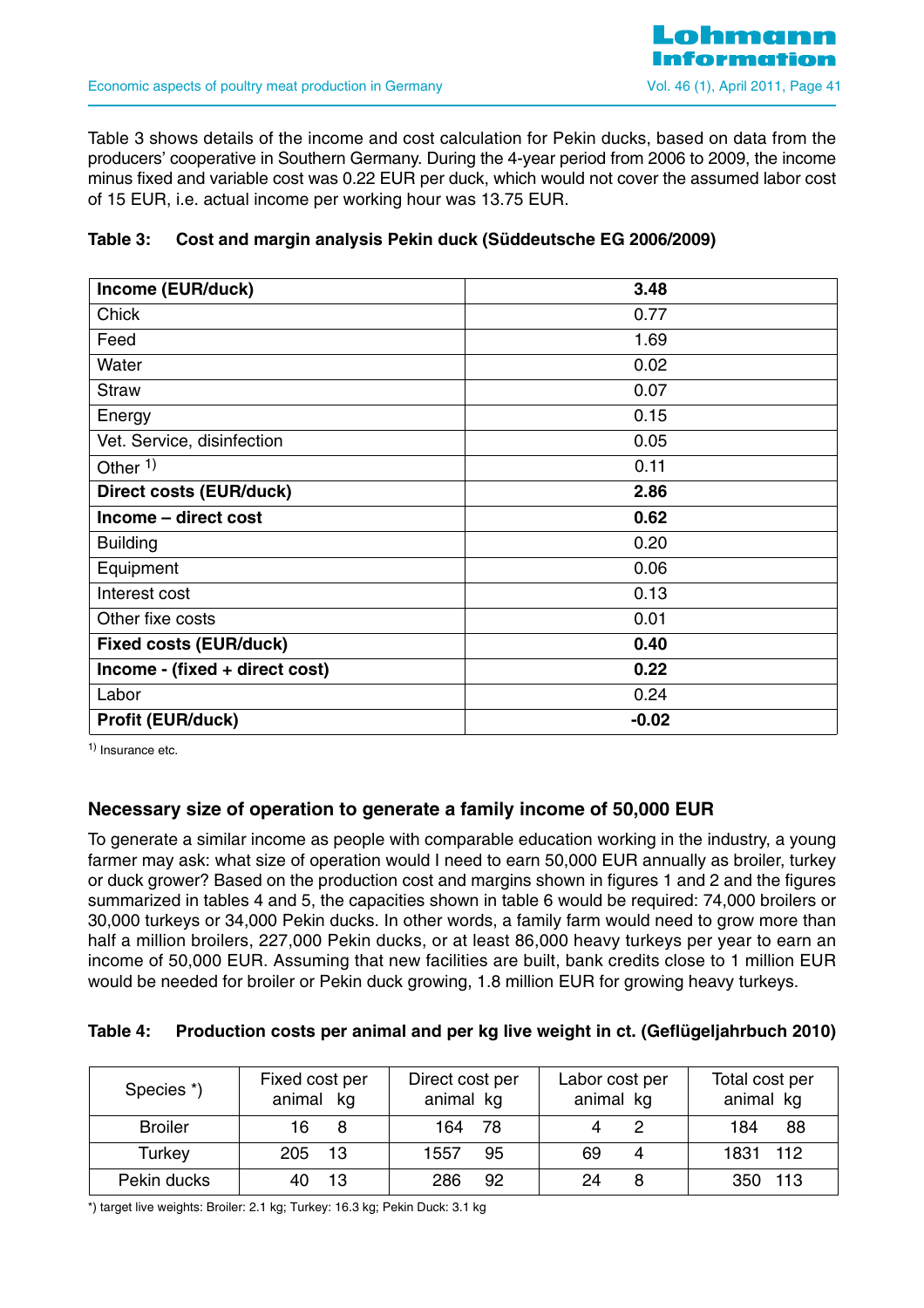Table 3 shows details of the income and cost calculation for Pekin ducks, based on data from the producers' cooperative in Southern Germany. During the 4-year period from 2006 to 2009, the income minus fixed and variable cost was 0.22 EUR per duck, which would not cover the assumed labor cost of 15 EUR, i.e. actual income per working hour was 13.75 EUR.

**Table 3: Cost and margin analysis Pekin duck (Süddeutsche EG 2006/2009)**

| | |
|---|---|
| **Income (EUR/duck)** | **3.48** |
| Chick | 0.77 |
| Feed | 1.69 |
| Water | 0.02 |
| Straw | 0.07 |
| Energy | 0.15 |
| Vet. Service, disinfection | 0.05 |
| Other [1] | 0.11 |
| **Direct costs (EUR/duck)** | **2.86** |
| **Income – direct cost** | **0.62** |
| Building | 0.20 |
| Equipment | 0.06 |
| Interest cost | 0.13 |
| Other fixe costs | 0.01 |
| **Fixed costs (EUR/duck)** | **0.40** |
| **Income - (fixed + direct cost)** | **0.22** |
| Labor | 0.24 |
| **Profit (EUR/duck)** | **-0.02** |

[1] Insurance etc.

## Necessary size of operation to generate a family income of 50,000 EUR

To generate a similar income as people with comparable education working in the industry, a young farmer may ask: what size of operation would I need to earn 50,000 EUR annually as broiler, turkey or duck grower? Based on the production cost and margins shown in figures 1 and 2 and the figures summarized in tables 4 and 5, the capacities shown in table 6 would be required: 74,000 broilers or 30,000 turkeys or 34,000 Pekin ducks. In other words, a family farm would need to grow more than half a million broilers, 227,000 Pekin ducks, or at least 86,000 heavy turkeys per year to earn an income of 50,000 EUR. Assuming that new facilities are built, bank credits close to 1 million EUR would be needed for broiler or Pekin duck growing, 1.8 million EUR for growing heavy turkeys.

**Table 4: Production costs per animal and per kg live weight in ct. (Geflügeljahrbuch 2010)**

| Species *) | Fixed cost per | | Direct cost per | | Labor cost per | | Total cost per | |
|---|---|---|---|---|---|---|---|---|
| | animal | kg | animal | kg | animal | kg | animal | kg |
| Broiler | 16 | 8 | 164 | 78 | 4 | 2 | 184 | 88 |
| Turkey | 205 | 13 | 1557 | 95 | 69 | 4 | 1831 | 112 |
| Pekin ducks | 40 | 13 | 286 | 92 | 24 | 8 | 350 | 113 |

*) target live weights: Broiler: 2.1 kg; Turkey: 16.3 kg; Pekin Duck: 3.1 kg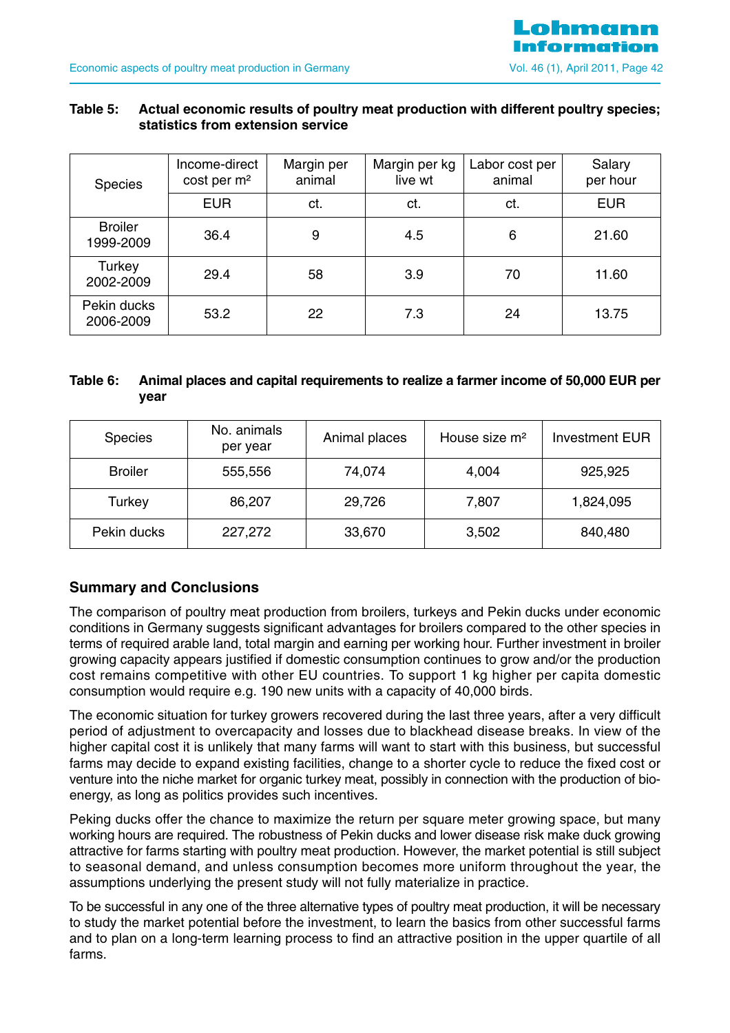**Table 5: Actual economic results of poultry meat production with different poultry species; statistics from extension service**

| Species | Income-direct cost per m² | Margin per animal | Margin per kg live wt | Labor cost per animal | Salary per hour |
|---|---|---|---|---|---|
| | EUR | ct. | ct. | ct. | EUR |
| Broiler 1999-2009 | 36.4 | 9 | 4.5 | 6 | 21.60 |
| Turkey 2002-2009 | 29.4 | 58 | 3.9 | 70 | 11.60 |
| Pekin ducks 2006-2009 | 53.2 | 22 | 7.3 | 24 | 13.75 |

**Table 6: Animal places and capital requirements to realize a farmer income of 50,000 EUR per year**

| Species | No. animals per year | Animal places | House size m² | Investment EUR |
|---|---|---|---|---|
| Broiler | 555,556 | 74,074 | 4,004 | 925,925 |
| Turkey | 86,207 | 29,726 | 7,807 | 1,824,095 |
| Pekin ducks | 227,272 | 33,670 | 3,502 | 840,480 |

## Summary and Conclusions

The comparison of poultry meat production from broilers, turkeys and Pekin ducks under economic conditions in Germany suggests significant advantages for broilers compared to the other species in terms of required arable land, total margin and earning per working hour. Further investment in broiler growing capacity appears justified if domestic consumption continues to grow and/or the production cost remains competitive with other EU countries. To support 1 kg higher per capita domestic consumption would require e.g. 190 new units with a capacity of 40,000 birds.

The economic situation for turkey growers recovered during the last three years, after a very difficult period of adjustment to overcapacity and losses due to blackhead disease breaks. In view of the higher capital cost it is unlikely that many farms will want to start with this business, but successful farms may decide to expand existing facilities, change to a shorter cycle to reduce the fixed cost or venture into the niche market for organic turkey meat, possibly in connection with the production of bio-energy, as long as politics provides such incentives.

Peking ducks offer the chance to maximize the return per square meter growing space, but many working hours are required. The robustness of Pekin ducks and lower disease risk make duck growing attractive for farms starting with poultry meat production. However, the market potential is still subject to seasonal demand, and unless consumption becomes more uniform throughout the year, the assumptions underlying the present study will not fully materialize in practice.

To be successful in any one of the three alternative types of poultry meat production, it will be necessary to study the market potential before the investment, to learn the basics from other successful farms and to plan on a long-term learning process to find an attractive position in the upper quartile of all farms.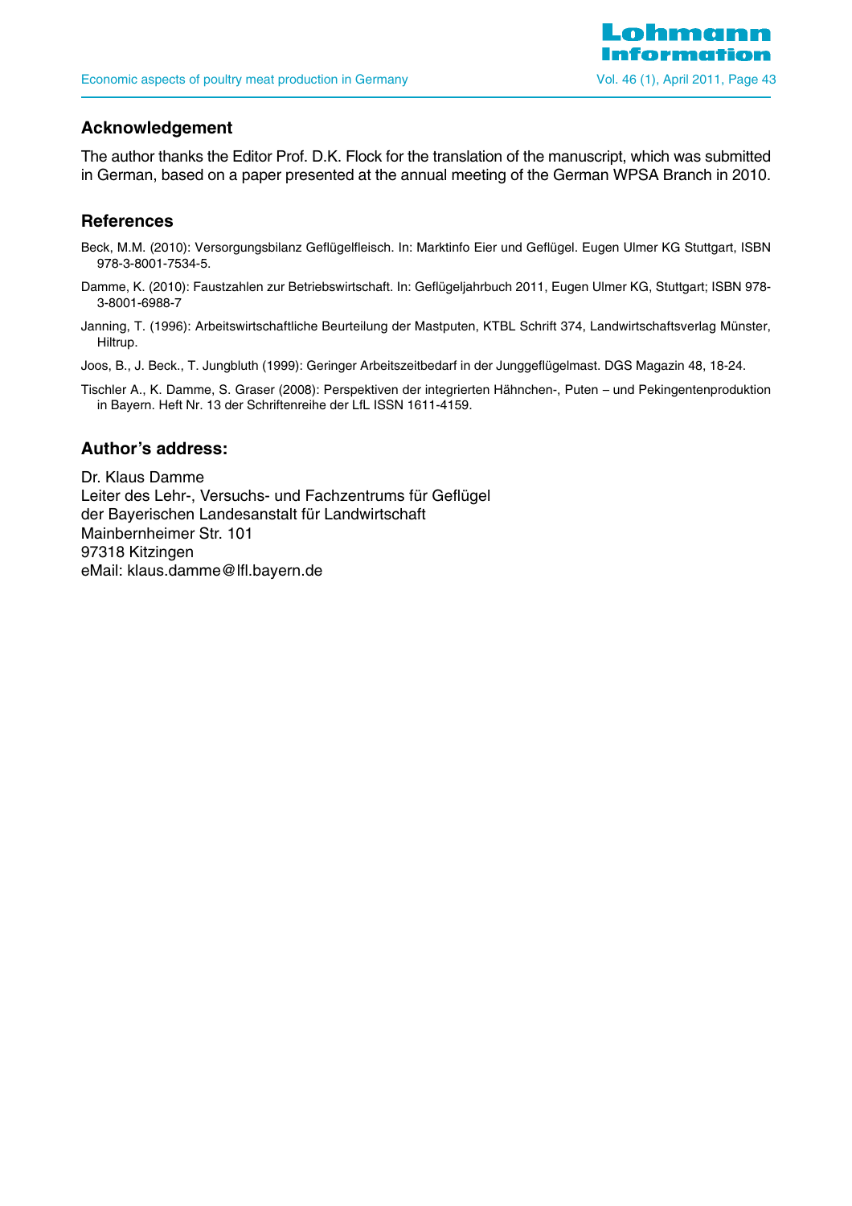## Acknowledgement

The author thanks the Editor Prof. D.K. Flock for the translation of the manuscript, which was submitted in German, based on a paper presented at the annual meeting of the German WPSA Branch in 2010.

## References

Beck, M.M. (2010): Versorgungsbilanz Geflügelfleisch. In: Marktinfo Eier und Geflügel. Eugen Ulmer KG Stuttgart, ISBN 978-3-8001-7534-5.

Damme, K. (2010): Faustzahlen zur Betriebswirtschaft. In: Geflügeljahrbuch 2011, Eugen Ulmer KG, Stuttgart; ISBN 978-3-8001-6988-7

Janning, T. (1996): Arbeitswirtschaftliche Beurteilung der Mastputen, KTBL Schrift 374, Landwirtschaftsverlag Münster, Hiltrup.

Joos, B., J. Beck., T. Jungbluth (1999): Geringer Arbeitszeitbedarf in der Junggeflügelmast. DGS Magazin 48, 18-24.

Tischler A., K. Damme, S. Graser (2008): Perspektiven der integrierten Hähnchen-, Puten – und Pekingentenproduktion in Bayern. Heft Nr. 13 der Schriftenreihe der LfL ISSN 1611-4159.

## Author's address:

Dr. Klaus Damme
Leiter des Lehr-, Versuchs- und Fachzentrums für Geflügel
der Bayerischen Landesanstalt für Landwirtschaft
Mainbernheimer Str. 101
97318 Kitzingen
eMail: klaus.damme@lfl.bayern.de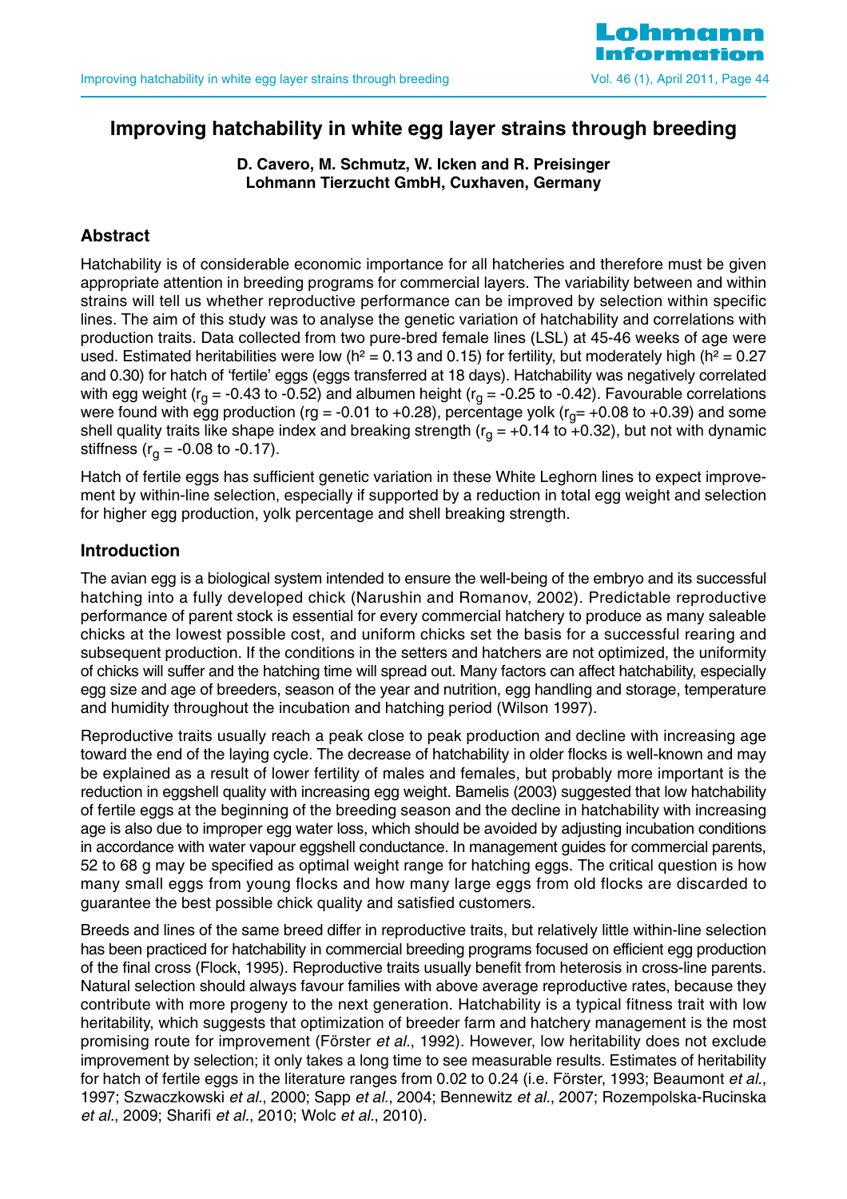# Improving hatchability in white egg layer strains through breeding

**D. Cavero, M. Schmutz, W. Icken and R. Preisinger**
**Lohmann Tierzucht GmbH, Cuxhaven, Germany**

## Abstract

Hatchability is of considerable economic importance for all hatcheries and therefore must be given appropriate attention in breeding programs for commercial layers. The variability between and within strains will tell us whether reproductive performance can be improved by selection within specific lines. The aim of this study was to analyse the genetic variation of hatchability and correlations with production traits. Data collected from two pure-bred female lines (LSL) at 45-46 weeks of age were used. Estimated heritabilities were low ($h^2$ = 0.13 and 0.15) for fertility, but moderately high ($h^2$ = 0.27 and 0.30) for hatch of 'fertile' eggs (eggs transferred at 18 days). Hatchability was negatively correlated with egg weight ($r_g$ = -0.43 to -0.52) and albumen height ($r_g$ = -0.25 to -0.42). Favourable correlations were found with egg production (rg = -0.01 to +0.28), percentage yolk ($r_g$= +0.08 to +0.39) and some shell quality traits like shape index and breaking strength ($r_g$ = +0.14 to +0.32), but not with dynamic stiffness ($r_g$ = -0.08 to -0.17).

Hatch of fertile eggs has sufficient genetic variation in these White Leghorn lines to expect improvement by within-line selection, especially if supported by a reduction in total egg weight and selection for higher egg production, yolk percentage and shell breaking strength.

## Introduction

The avian egg is a biological system intended to ensure the well-being of the embryo and its successful hatching into a fully developed chick (Narushin and Romanov, 2002). Predictable reproductive performance of parent stock is essential for every commercial hatchery to produce as many saleable chicks at the lowest possible cost, and uniform chicks set the basis for a successful rearing and subsequent production. If the conditions in the setters and hatchers are not optimized, the uniformity of chicks will suffer and the hatching time will spread out. Many factors can affect hatchability, especially egg size and age of breeders, season of the year and nutrition, egg handling and storage, temperature and humidity throughout the incubation and hatching period (Wilson 1997).

Reproductive traits usually reach a peak close to peak production and decline with increasing age toward the end of the laying cycle. The decrease of hatchability in older flocks is well-known and may be explained as a result of lower fertility of males and females, but probably more important is the reduction in eggshell quality with increasing egg weight. Bamelis (2003) suggested that low hatchability of fertile eggs at the beginning of the breeding season and the decline in hatchability with increasing age is also due to improper egg water loss, which should be avoided by adjusting incubation conditions in accordance with water vapour eggshell conductance. In management guides for commercial parents, 52 to 68 g may be specified as optimal weight range for hatching eggs. The critical question is how many small eggs from young flocks and how many large eggs from old flocks are discarded to guarantee the best possible chick quality and satisfied customers.

Breeds and lines of the same breed differ in reproductive traits, but relatively little within-line selection has been practiced for hatchability in commercial breeding programs focused on efficient egg production of the final cross (Flock, 1995). Reproductive traits usually benefit from heterosis in cross-line parents. Natural selection should always favour families with above average reproductive rates, because they contribute with more progeny to the next generation. Hatchability is a typical fitness trait with low heritability, which suggests that optimization of breeder farm and hatchery management is the most promising route for improvement (Förster *et al.*, 1992). However, low heritability does not exclude improvement by selection; it only takes a long time to see measurable results. Estimates of heritability for hatch of fertile eggs in the literature ranges from 0.02 to 0.24 (i.e. Förster, 1993; Beaumont *et al.*, 1997; Szwaczkowski *et al.*, 2000; Sapp *et al.*, 2004; Bennewitz *et al.*, 2007; Rozempolska-Rucinska *et al.*, 2009; Sharifi *et al.*, 2010; Wolc *et al.*, 2010).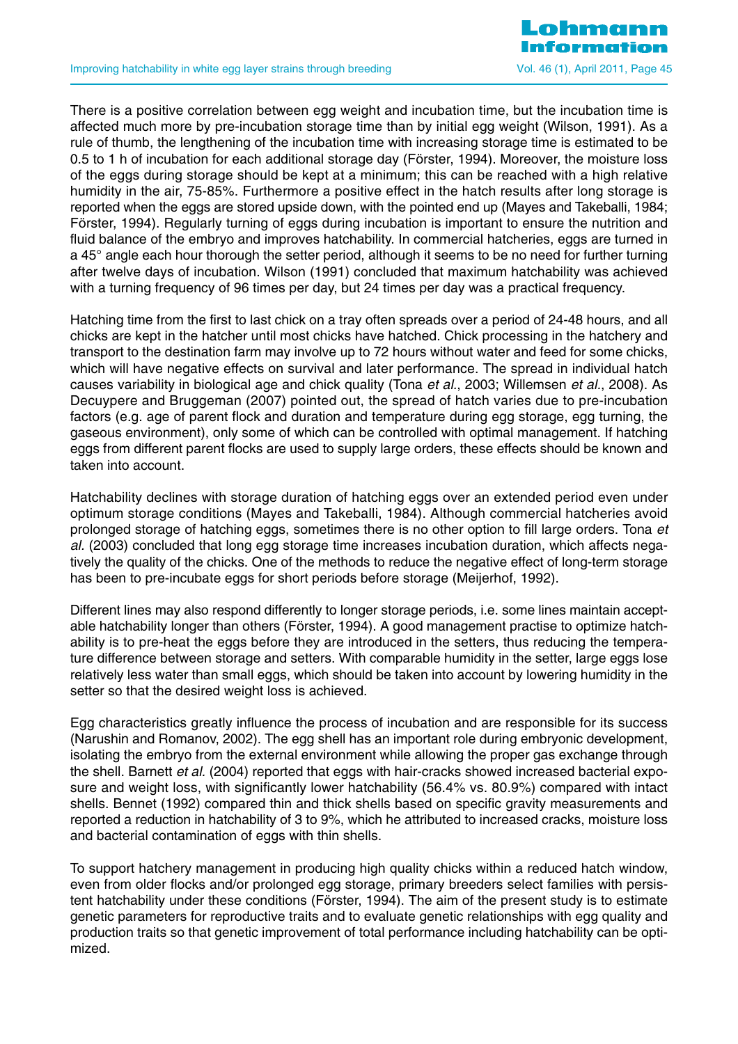There is a positive correlation between egg weight and incubation time, but the incubation time is affected much more by pre-incubation storage time than by initial egg weight (Wilson, 1991). As a rule of thumb, the lengthening of the incubation time with increasing storage time is estimated to be 0.5 to 1 h of incubation for each additional storage day (Förster, 1994). Moreover, the moisture loss of the eggs during storage should be kept at a minimum; this can be reached with a high relative humidity in the air, 75-85%. Furthermore a positive effect in the hatch results after long storage is reported when the eggs are stored upside down, with the pointed end up (Mayes and Takeballi, 1984; Förster, 1994). Regularly turning of eggs during incubation is important to ensure the nutrition and fluid balance of the embryo and improves hatchability. In commercial hatcheries, eggs are turned in a 45° angle each hour thorough the setter period, although it seems to be no need for further turning after twelve days of incubation. Wilson (1991) concluded that maximum hatchability was achieved with a turning frequency of 96 times per day, but 24 times per day was a practical frequency.

Hatching time from the first to last chick on a tray often spreads over a period of 24-48 hours, and all chicks are kept in the hatcher until most chicks have hatched. Chick processing in the hatchery and transport to the destination farm may involve up to 72 hours without water and feed for some chicks, which will have negative effects on survival and later performance. The spread in individual hatch causes variability in biological age and chick quality (Tona *et al.*, 2003; Willemsen *et al.*, 2008). As Decuypere and Bruggeman (2007) pointed out, the spread of hatch varies due to pre-incubation factors (e.g. age of parent flock and duration and temperature during egg storage, egg turning, the gaseous environment), only some of which can be controlled with optimal management. If hatching eggs from different parent flocks are used to supply large orders, these effects should be known and taken into account.

Hatchability declines with storage duration of hatching eggs over an extended period even under optimum storage conditions (Mayes and Takeballi, 1984). Although commercial hatcheries avoid prolonged storage of hatching eggs, sometimes there is no other option to fill large orders. Tona *et al.* (2003) concluded that long egg storage time increases incubation duration, which affects negatively the quality of the chicks. One of the methods to reduce the negative effect of long-term storage has been to pre-incubate eggs for short periods before storage (Meijerhof, 1992).

Different lines may also respond differently to longer storage periods, i.e. some lines maintain acceptable hatchability longer than others (Förster, 1994). A good management practise to optimize hatchability is to pre-heat the eggs before they are introduced in the setters, thus reducing the temperature difference between storage and setters. With comparable humidity in the setter, large eggs lose relatively less water than small eggs, which should be taken into account by lowering humidity in the setter so that the desired weight loss is achieved.

Egg characteristics greatly influence the process of incubation and are responsible for its success (Narushin and Romanov, 2002). The egg shell has an important role during embryonic development, isolating the embryo from the external environment while allowing the proper gas exchange through the shell. Barnett *et al.* (2004) reported that eggs with hair-cracks showed increased bacterial exposure and weight loss, with significantly lower hatchability (56.4% vs. 80.9%) compared with intact shells. Bennet (1992) compared thin and thick shells based on specific gravity measurements and reported a reduction in hatchability of 3 to 9%, which he attributed to increased cracks, moisture loss and bacterial contamination of eggs with thin shells.

To support hatchery management in producing high quality chicks within a reduced hatch window, even from older flocks and/or prolonged egg storage, primary breeders select families with persistent hatchability under these conditions (Förster, 1994). The aim of the present study is to estimate genetic parameters for reproductive traits and to evaluate genetic relationships with egg quality and production traits so that genetic improvement of total performance including hatchability can be optimized.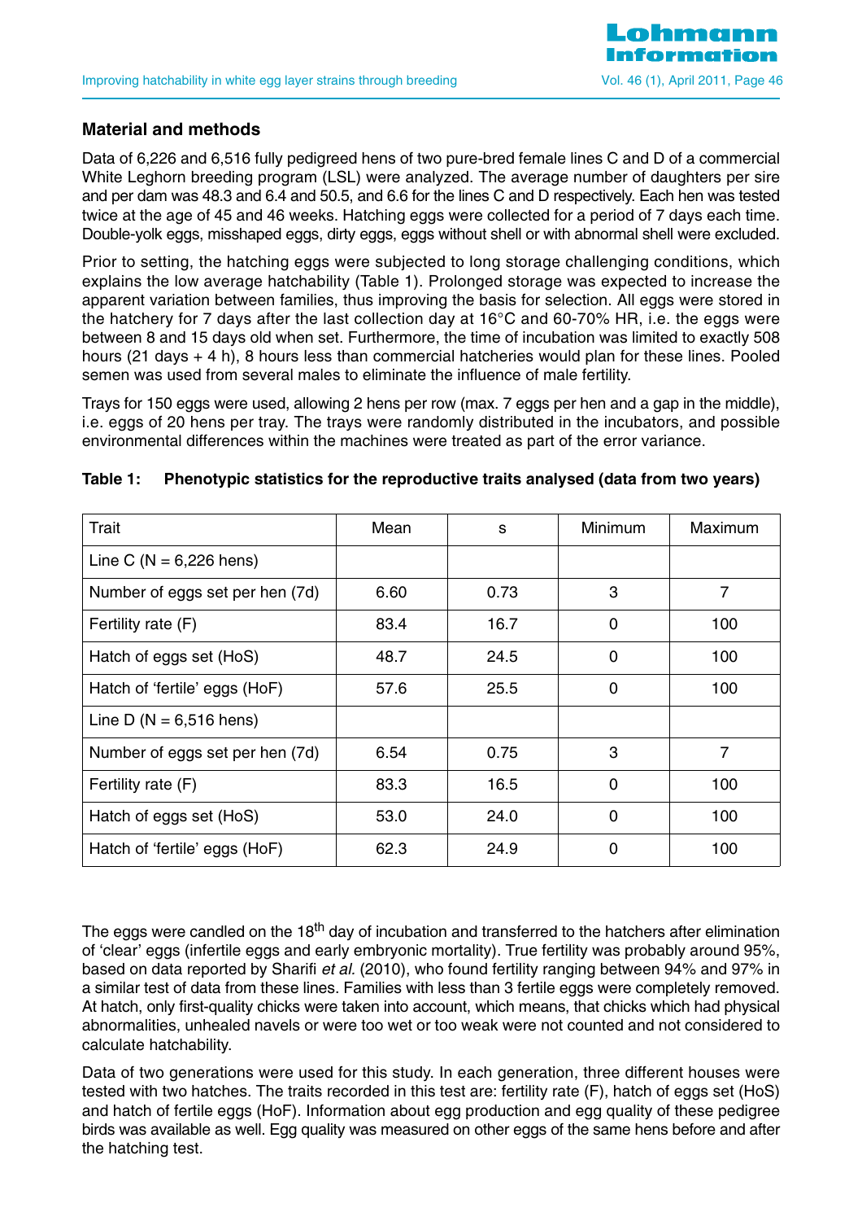## Material and methods

Data of 6,226 and 6,516 fully pedigreed hens of two pure-bred female lines C and D of a commercial White Leghorn breeding program (LSL) were analyzed. The average number of daughters per sire and per dam was 48.3 and 6.4 and 50.5, and 6.6 for the lines C and D respectively. Each hen was tested twice at the age of 45 and 46 weeks. Hatching eggs were collected for a period of 7 days each time. Double-yolk eggs, misshaped eggs, dirty eggs, eggs without shell or with abnormal shell were excluded.

Prior to setting, the hatching eggs were subjected to long storage challenging conditions, which explains the low average hatchability (Table 1). Prolonged storage was expected to increase the apparent variation between families, thus improving the basis for selection. All eggs were stored in the hatchery for 7 days after the last collection day at 16°C and 60-70% HR, i.e. the eggs were between 8 and 15 days old when set. Furthermore, the time of incubation was limited to exactly 508 hours (21 days + 4 h), 8 hours less than commercial hatcheries would plan for these lines. Pooled semen was used from several males to eliminate the influence of male fertility.

Trays for 150 eggs were used, allowing 2 hens per row (max. 7 eggs per hen and a gap in the middle), i.e. eggs of 20 hens per tray. The trays were randomly distributed in the incubators, and possible environmental differences within the machines were treated as part of the error variance.

**Table 1: Phenotypic statistics for the reproductive traits analysed (data from two years)**

| Trait | Mean | s | Minimum | Maximum |
|---|---|---|---|---|
| Line C (N = 6,226 hens) | | | | |
| Number of eggs set per hen (7d) | 6.60 | 0.73 | 3 | 7 |
| Fertility rate (F) | 83.4 | 16.7 | 0 | 100 |
| Hatch of eggs set (HoS) | 48.7 | 24.5 | 0 | 100 |
| Hatch of 'fertile' eggs (HoF) | 57.6 | 25.5 | 0 | 100 |
| Line D (N = 6,516 hens) | | | | |
| Number of eggs set per hen (7d) | 6.54 | 0.75 | 3 | 7 |
| Fertility rate (F) | 83.3 | 16.5 | 0 | 100 |
| Hatch of eggs set (HoS) | 53.0 | 24.0 | 0 | 100 |
| Hatch of 'fertile' eggs (HoF) | 62.3 | 24.9 | 0 | 100 |

The eggs were candled on the 18$^{th}$ day of incubation and transferred to the hatchers after elimination of 'clear' eggs (infertile eggs and early embryonic mortality). True fertility was probably around 95%, based on data reported by Sharifi *et al.* (2010), who found fertility ranging between 94% and 97% in a similar test of data from these lines. Families with less than 3 fertile eggs were completely removed. At hatch, only first-quality chicks were taken into account, which means, that chicks which had physical abnormalities, unhealed navels or were too wet or too weak were not counted and not considered to calculate hatchability.

Data of two generations were used for this study. In each generation, three different houses were tested with two hatches. The traits recorded in this test are: fertility rate (F), hatch of eggs set (HoS) and hatch of fertile eggs (HoF). Information about egg production and egg quality of these pedigree birds was available as well. Egg quality was measured on other eggs of the same hens before and after the hatching test.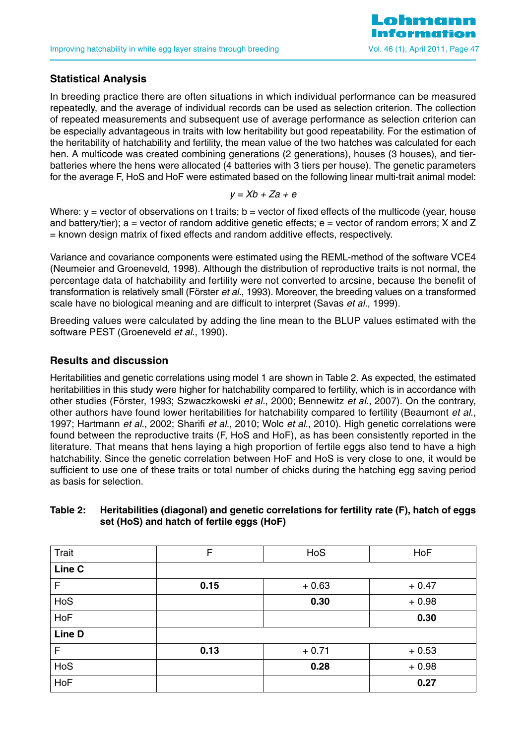## Statistical Analysis

In breeding practice there are often situations in which individual performance can be measured repeatedly, and the average of individual records can be used as selection criterion. The collection of repeated measurements and subsequent use of average performance as selection criterion can be especially advantageous in traits with low heritability but good repeatability. For the estimation of the heritability of hatchability and fertility, the mean value of the two hatches was calculated for each hen. A multicode was created combining generations (2 generations), houses (3 houses), and tier-batteries where the hens were allocated (4 batteries with 3 tiers per house). The genetic parameters for the average F, HoS and HoF were estimated based on the following linear multi-trait animal model:

$$y = Xb + Za + e$$

Where: y = vector of observations on t traits; b = vector of fixed effects of the multicode (year, house and battery/tier); a = vector of random additive genetic effects; e = vector of random errors; X and Z = known design matrix of fixed effects and random additive effects, respectively.

Variance and covariance components were estimated using the REML-method of the software VCE4 (Neumeier and Groeneveld, 1998). Although the distribution of reproductive traits is not normal, the percentage data of hatchability and fertility were not converted to arcsine, because the benefit of transformation is relatively small (Förster *et al*., 1993). Moreover, the breeding values on a transformed scale have no biological meaning and are difficult to interpret (Savas *et al*., 1999).

Breeding values were calculated by adding the line mean to the BLUP values estimated with the software PEST (Groeneveld *et al*., 1990).

## Results and discussion

Heritabilities and genetic correlations using model 1 are shown in Table 2. As expected, the estimated heritabilities in this study were higher for hatchability compared to fertility, which is in accordance with other studies (Förster, 1993; Szwaczkowski *et al*., 2000; Bennewitz *et al*., 2007). On the contrary, other authors have found lower heritabilities for hatchability compared to fertility (Beaumont *et al*., 1997; Hartmann *et al*., 2002; Sharifi *et al*., 2010; Wolc *et al*., 2010). High genetic correlations were found between the reproductive traits (F, HoS and HoF), as has been consistently reported in the literature. That means that hens laying a high proportion of fertile eggs also tend to have a high hatchability. Since the genetic correlation between HoF and HoS is very close to one, it would be sufficient to use one of these traits or total number of chicks during the hatching egg saving period as basis for selection.

**Table 2: Heritabilities (diagonal) and genetic correlations for fertility rate (F), hatch of eggs set (HoS) and hatch of fertile eggs (HoF)**

| Trait | F | HoS | HoF |
|---|---|---|---|
| **Line C** | | | |
| F | **0.15** | + 0.63 | + 0.47 |
| HoS | | **0.30** | + 0.98 |
| HoF | | | **0.30** |
| **Line D** | | | |
| F | **0.13** | + 0.71 | + 0.53 |
| HoS | | **0.28** | + 0.98 |
| HoF | | | **0.27** |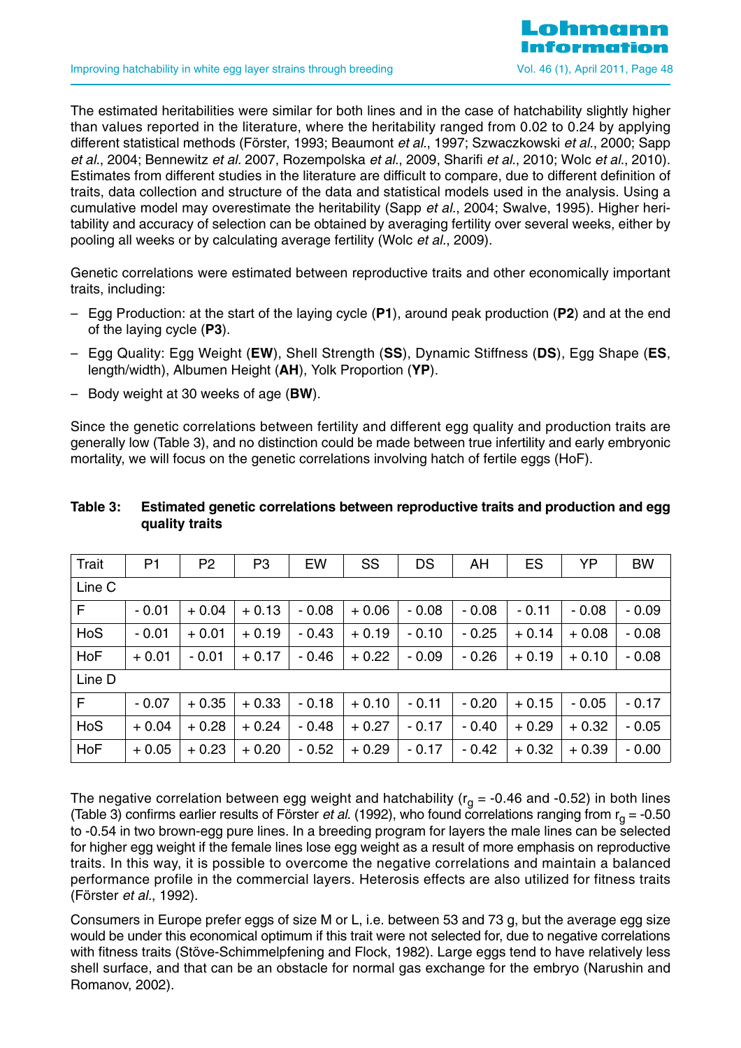The estimated heritabilities were similar for both lines and in the case of hatchability slightly higher than values reported in the literature, where the heritability ranged from 0.02 to 0.24 by applying different statistical methods (Förster, 1993; Beaumont *et al.*, 1997; Szwaczkowski *et al.*, 2000; Sapp *et al.*, 2004; Bennewitz *et al.* 2007, Rozempolska *et al.*, 2009, Sharifi *et al.*, 2010; Wolc *et al.*, 2010). Estimates from different studies in the literature are difficult to compare, due to different definition of traits, data collection and structure of the data and statistical models used in the analysis. Using a cumulative model may overestimate the heritability (Sapp *et al.*, 2004; Swalve, 1995). Higher heritability and accuracy of selection can be obtained by averaging fertility over several weeks, either by pooling all weeks or by calculating average fertility (Wolc *et al.*, 2009).

Genetic correlations were estimated between reproductive traits and other economically important traits, including:

- Egg Production: at the start of the laying cycle (**P1**), around peak production (**P2**) and at the end of the laying cycle (**P3**).
- Egg Quality: Egg Weight (**EW**), Shell Strength (**SS**), Dynamic Stiffness (**DS**), Egg Shape (**ES**, length/width), Albumen Height (**AH**), Yolk Proportion (**YP**).
- Body weight at 30 weeks of age (**BW**).

Since the genetic correlations between fertility and different egg quality and production traits are generally low (Table 3), and no distinction could be made between true infertility and early embryonic mortality, we will focus on the genetic correlations involving hatch of fertile eggs (HoF).

**Table 3: Estimated genetic correlations between reproductive traits and production and egg quality traits**

| Trait | P1 | P2 | P3 | EW | SS | DS | AH | ES | YP | BW |
|---|---|---|---|---|---|---|---|---|---|---|
| Line C | | | | | | | | | | |
| F | - 0.01 | + 0.04 | + 0.13 | - 0.08 | + 0.06 | - 0.08 | - 0.08 | - 0.11 | - 0.08 | - 0.09 |
| HoS | - 0.01 | + 0.01 | + 0.19 | - 0.43 | + 0.19 | - 0.10 | - 0.25 | + 0.14 | + 0.08 | - 0.08 |
| HoF | + 0.01 | - 0.01 | + 0.17 | - 0.46 | + 0.22 | - 0.09 | - 0.26 | + 0.19 | + 0.10 | - 0.08 |
| Line D | | | | | | | | | | |
| F | - 0.07 | + 0.35 | + 0.33 | - 0.18 | + 0.10 | - 0.11 | - 0.20 | + 0.15 | - 0.05 | - 0.17 |
| HoS | + 0.04 | + 0.28 | + 0.24 | - 0.48 | + 0.27 | - 0.17 | - 0.40 | + 0.29 | + 0.32 | - 0.05 |
| HoF | + 0.05 | + 0.23 | + 0.20 | - 0.52 | + 0.29 | - 0.17 | - 0.42 | + 0.32 | + 0.39 | - 0.00 |

The negative correlation between egg weight and hatchability ($r_g$ = -0.46 and -0.52) in both lines (Table 3) confirms earlier results of Förster *et al.* (1992), who found correlations ranging from $r_g$ = -0.50 to -0.54 in two brown-egg pure lines. In a breeding program for layers the male lines can be selected for higher egg weight if the female lines lose egg weight as a result of more emphasis on reproductive traits. In this way, it is possible to overcome the negative correlations and maintain a balanced performance profile in the commercial layers. Heterosis effects are also utilized for fitness traits (Förster *et al.*, 1992).

Consumers in Europe prefer eggs of size M or L, i.e. between 53 and 73 g, but the average egg size would be under this economical optimum if this trait were not selected for, due to negative correlations with fitness traits (Stöve-Schimmelpfening and Flock, 1982). Large eggs tend to have relatively less shell surface, and that can be an obstacle for normal gas exchange for the embryo (Narushin and Romanov, 2002).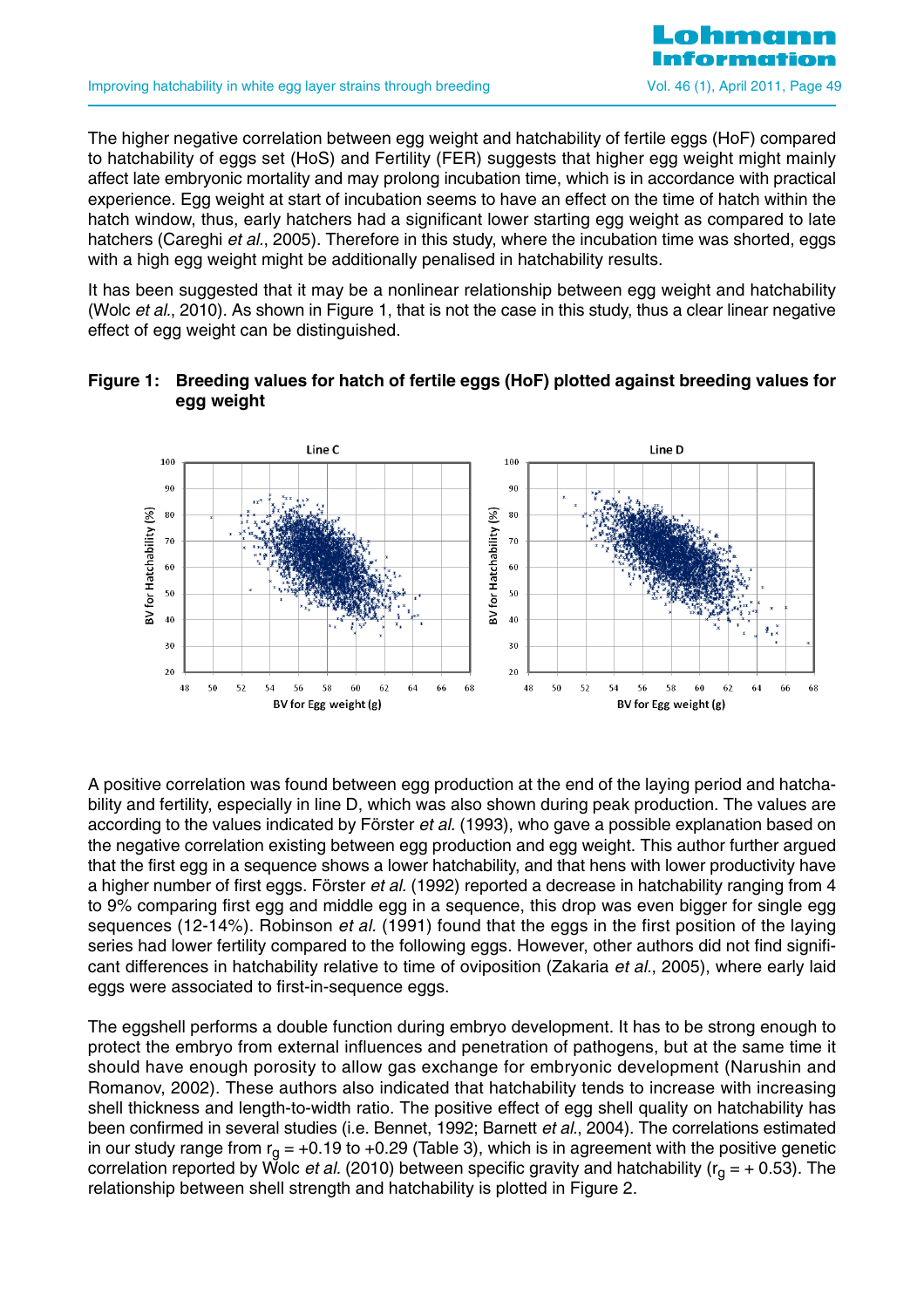The higher negative correlation between egg weight and hatchability of fertile eggs (HoF) compared to hatchability of eggs set (HoS) and Fertility (FER) suggests that higher egg weight might mainly affect late embryonic mortality and may prolong incubation time, which is in accordance with practical experience. Egg weight at start of incubation seems to have an effect on the time of hatch within the hatch window, thus, early hatchers had a significant lower starting egg weight as compared to late hatchers (Careghi *et al.*, 2005). Therefore in this study, where the incubation time was shorted, eggs with a high egg weight might be additionally penalised in hatchability results.

It has been suggested that it may be a nonlinear relationship between egg weight and hatchability (Wolc *et al.*, 2010). As shown in Figure 1, that is not the case in this study, thus a clear linear negative effect of egg weight can be distinguished.

**Figure 1: Breeding values for hatch of fertile eggs (HoF) plotted against breeding values for egg weight**

A positive correlation was found between egg production at the end of the laying period and hatchability and fertility, especially in line D, which was also shown during peak production. The values are according to the values indicated by Förster *et al.* (1993), who gave a possible explanation based on the negative correlation existing between egg production and egg weight. This author further argued that the first egg in a sequence shows a lower hatchability, and that hens with lower productivity have a higher number of first eggs. Förster *et al.* (1992) reported a decrease in hatchability ranging from 4 to 9% comparing first egg and middle egg in a sequence, this drop was even bigger for single egg sequences (12-14%). Robinson *et al.* (1991) found that the eggs in the first position of the laying series had lower fertility compared to the following eggs. However, other authors did not find significant differences in hatchability relative to time of oviposition (Zakaria *et al.*, 2005), where early laid eggs were associated to first-in-sequence eggs.

The eggshell performs a double function during embryo development. It has to be strong enough to protect the embryo from external influences and penetration of pathogens, but at the same time it should have enough porosity to allow gas exchange for embryonic development (Narushin and Romanov, 2002). These authors also indicated that hatchability tends to increase with increasing shell thickness and length-to-width ratio. The positive effect of egg shell quality on hatchability has been confirmed in several studies (i.e. Bennet, 1992; Barnett *et al.*, 2004). The correlations estimated in our study range from $r_g = +0.19$ to $+0.29$ (Table 3), which is in agreement with the positive genetic correlation reported by Wolc *et al.* (2010) between specific gravity and hatchability ($r_g = +0.53$). The relationship between shell strength and hatchability is plotted in Figure 2.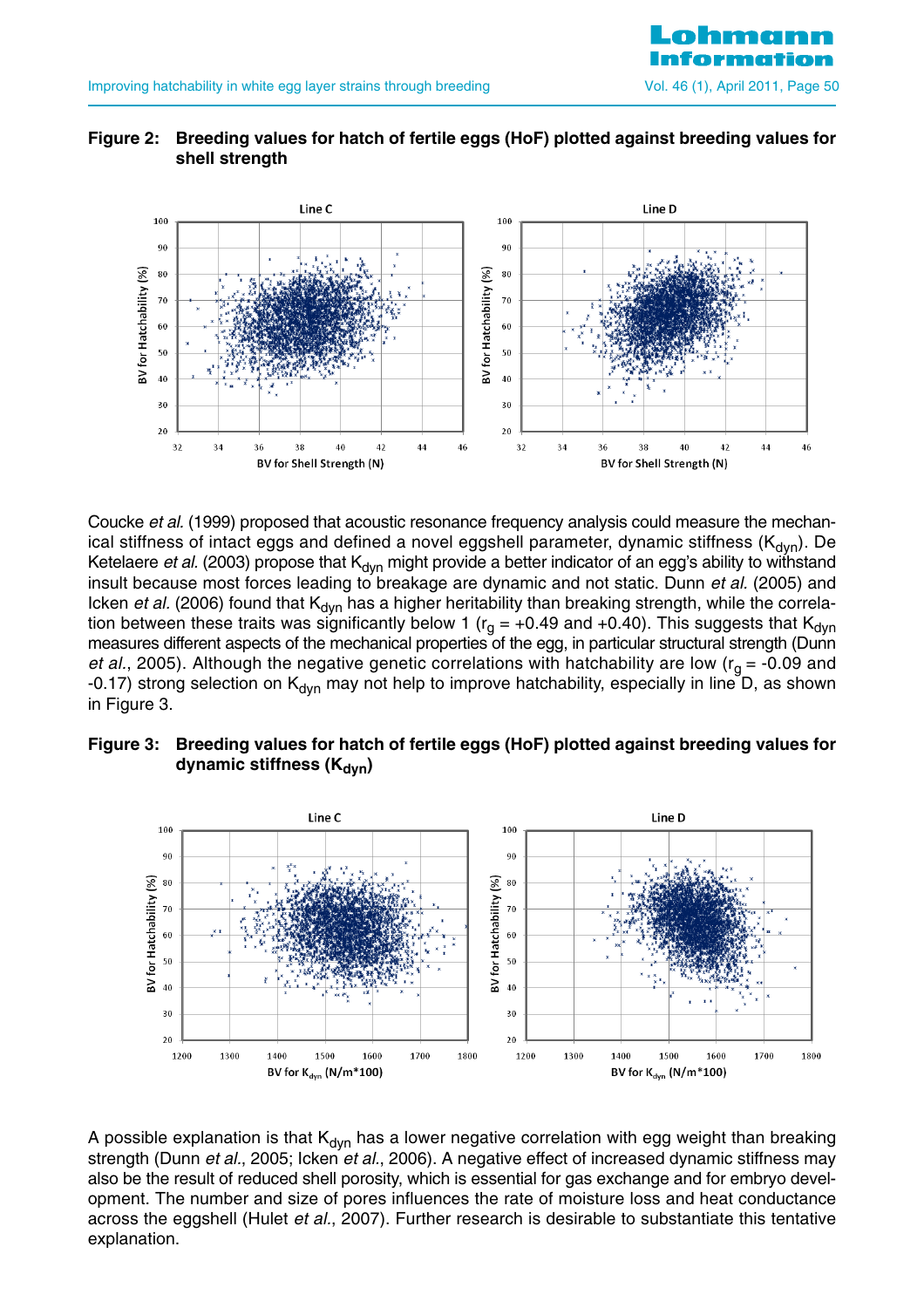**Figure 2: Breeding values for hatch of fertile eggs (HoF) plotted against breeding values for shell strength**

Line C

BV for Hatchability (%)

100
90
80
70
60
50
40
30
20

32 34 36 38 40 42 44 46

BV for Shell Strength (N)

Line D

BV for Hatchability (%)

100
90
80
70
60
50
40
30
20

32 34 36 38 40 42 44 46

BV for Shell Strength (N)

Coucke *et al.* (1999) proposed that acoustic resonance frequency analysis could measure the mechanical stiffness of intact eggs and defined a novel eggshell parameter, dynamic stiffness ($K_{dyn}$). De Ketelaere *et al.* (2003) propose that $K_{dyn}$ might provide a better indicator of an egg's ability to withstand insult because most forces leading to breakage are dynamic and not static. Dunn *et al.* (2005) and Icken *et al.* (2006) found that $K_{dyn}$ has a higher heritability than breaking strength, while the correlation between these traits was significantly below 1 ($r_g$ = +0.49 and +0.40). This suggests that $K_{dyn}$ measures different aspects of the mechanical properties of the egg, in particular structural strength (Dunn *et al.*, 2005). Although the negative genetic correlations with hatchability are low ($r_g$ = -0.09 and -0.17) strong selection on $K_{dyn}$ may not help to improve hatchability, especially in line D, as shown in Figure 3.

**Figure 3: Breeding values for hatch of fertile eggs (HoF) plotted against breeding values for dynamic stiffness ($K_{dyn}$)**

Line C

BV for Hatchability (%)

100
90
80
70
60
50
40
30
20

1200 1300 1400 1500 1600 1700 1800

BV for $K_{dyn}$ (N/m*100)

Line D

BV for Hatchability (%)

100
90
80
70
60
50
40
30
20

1200 1300 1400 1500 1600 1700 1800

BV for $K_{dyn}$ (N/m*100)

A possible explanation is that $K_{dyn}$ has a lower negative correlation with egg weight than breaking strength (Dunn *et al.*, 2005; Icken *et al.*, 2006). A negative effect of increased dynamic stiffness may also be the result of reduced shell porosity, which is essential for gas exchange and for embryo development. The number and size of pores influences the rate of moisture loss and heat conductance across the eggshell (Hulet *et al.*, 2007). Further research is desirable to substantiate this tentative explanation.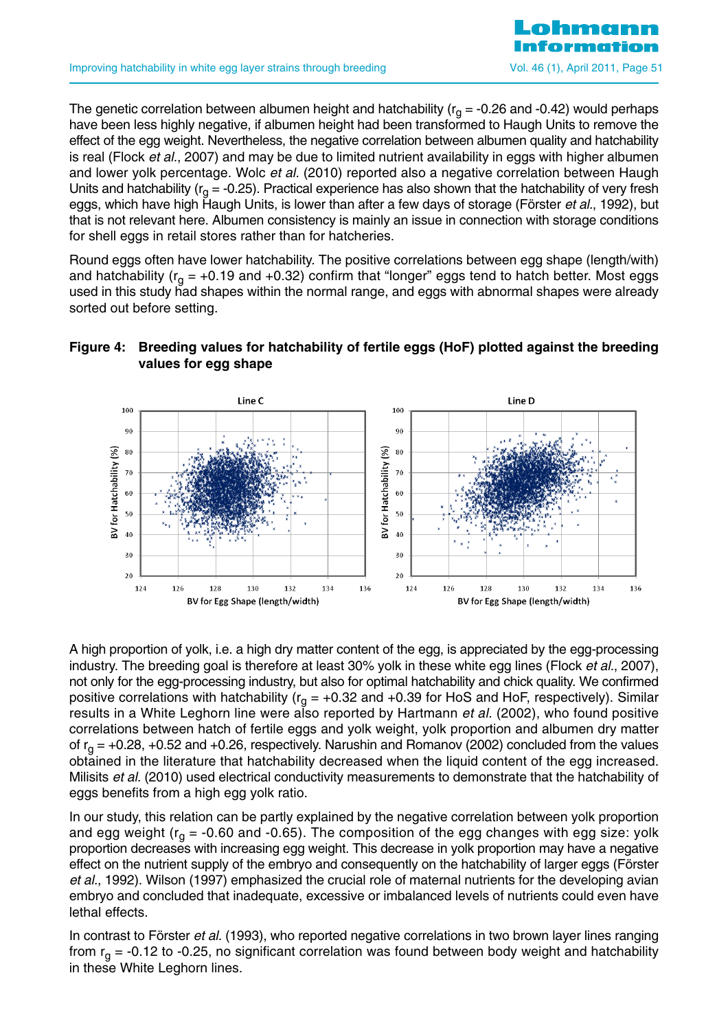The genetic correlation between albumen height and hatchability ($r_g$ = -0.26 and -0.42) would perhaps have been less highly negative, if albumen height had been transformed to Haugh Units to remove the effect of the egg weight. Nevertheless, the negative correlation between albumen quality and hatchability is real (Flock *et al.*, 2007) and may be due to limited nutrient availability in eggs with higher albumen and lower yolk percentage. Wolc *et al.* (2010) reported also a negative correlation between Haugh Units and hatchability ($r_g$ = -0.25). Practical experience has also shown that the hatchability of very fresh eggs, which have high Haugh Units, is lower than after a few days of storage (Förster *et al.*, 1992), but that is not relevant here. Albumen consistency is mainly an issue in connection with storage conditions for shell eggs in retail stores rather than for hatcheries.

Round eggs often have lower hatchability. The positive correlations between egg shape (length/with) and hatchability ($r_g$ = +0.19 and +0.32) confirm that "longer" eggs tend to hatch better. Most eggs used in this study had shapes within the normal range, and eggs with abnormal shapes were already sorted out before setting.

**Figure 4: Breeding values for hatchability of fertile eggs (HoF) plotted against the breeding values for egg shape**

Line C

BV for Hatchability (%)

100
90
80
70
60
50
40
30
20

124 126 128 130 132 134 136

BV for Egg Shape (length/width)

Line D

BV for Hatchability (%)

100
90
80
70
60
50
40
30
20

124 126 128 130 132 134 136

BV for Egg Shape (length/width)

A high proportion of yolk, i.e. a high dry matter content of the egg, is appreciated by the egg-processing industry. The breeding goal is therefore at least 30% yolk in these white egg lines (Flock *et al.*, 2007), not only for the egg-processing industry, but also for optimal hatchability and chick quality. We confirmed positive correlations with hatchability ($r_g$ = +0.32 and +0.39 for HoS and HoF, respectively). Similar results in a White Leghorn line were also reported by Hartmann *et al.* (2002), who found positive correlations between hatch of fertile eggs and yolk weight, yolk proportion and albumen dry matter of $r_g$ = +0.28, +0.52 and +0.26, respectively. Narushin and Romanov (2002) concluded from the values obtained in the literature that hatchability decreased when the liquid content of the egg increased. Milisits *et al.* (2010) used electrical conductivity measurements to demonstrate that the hatchability of eggs benefits from a high egg yolk ratio.

In our study, this relation can be partly explained by the negative correlation between yolk proportion and egg weight ($r_g$ = -0.60 and -0.65). The composition of the egg changes with egg size: yolk proportion decreases with increasing egg weight. This decrease in yolk proportion may have a negative effect on the nutrient supply of the embryo and consequently on the hatchability of larger eggs (Förster *et al.*, 1992). Wilson (1997) emphasized the crucial role of maternal nutrients for the developing avian embryo and concluded that inadequate, excessive or imbalanced levels of nutrients could even have lethal effects.

In contrast to Förster *et al.* (1993), who reported negative correlations in two brown layer lines ranging from $r_g$ = -0.12 to -0.25, no significant correlation was found between body weight and hatchability in these White Leghorn lines.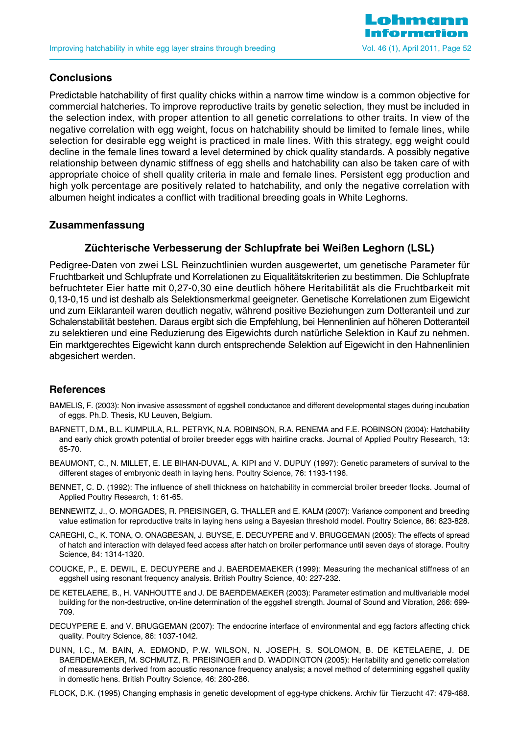## Conclusions

Predictable hatchability of first quality chicks within a narrow time window is a common objective for commercial hatcheries. To improve reproductive traits by genetic selection, they must be included in the selection index, with proper attention to all genetic correlations to other traits. In view of the negative correlation with egg weight, focus on hatchability should be limited to female lines, while selection for desirable egg weight is practiced in male lines. With this strategy, egg weight could decline in the female lines toward a level determined by chick quality standards. A possibly negative relationship between dynamic stiffness of egg shells and hatchability can also be taken care of with appropriate choice of shell quality criteria in male and female lines. Persistent egg production and high yolk percentage are positively related to hatchability, and only the negative correlation with albumen height indicates a conflict with traditional breeding goals in White Leghorns.

## Zusammenfassung

### Züchterische Verbesserung der Schlupfrate bei Weißen Leghorn (LSL)

Pedigree-Daten von zwei LSL Reinzuchtlinien wurden ausgewertet, um genetische Parameter für Fruchtbarkeit und Schlupfrate und Korrelationen zu Eiqualitätskriterien zu bestimmen. Die Schlupfrate befruchteter Eier hatte mit 0,27-0,30 eine deutlich höhere Heritabilität als die Fruchtbarkeit mit 0,13-0,15 und ist deshalb als Selektionsmerkmal geeigneter. Genetische Korrelationen zum Eigewicht und zum Eiklaranteil waren deutlich negativ, während positive Beziehungen zum Dotteranteil und zur Schalenstabilität bestehen. Daraus ergibt sich die Empfehlung, bei Hennenlinien auf höheren Dotteranteil zu selektieren und eine Reduzierung des Eigewichts durch natürliche Selektion in Kauf zu nehmen. Ein marktgerechtes Eigewicht kann durch entsprechende Selektion auf Eigewicht in den Hahnenlinien abgesichert werden.

## References

BAMELIS, F. (2003): Non invasive assessment of eggshell conductance and different developmental stages during incubation of eggs. Ph.D. Thesis, KU Leuven, Belgium.

BARNETT, D.M., B.L. KUMPULA, R.L. PETRYK, N.A. ROBINSON, R.A. RENEMA and F.E. ROBINSON (2004): Hatchability and early chick growth potential of broiler breeder eggs with hairline cracks. Journal of Applied Poultry Research, 13: 65-70.

BEAUMONT, C., N. MILLET, E. LE BIHAN-DUVAL, A. KIPI and V. DUPUY (1997): Genetic parameters of survival to the different stages of embryonic death in laying hens. Poultry Science, 76: 1193-1196.

BENNET, C. D. (1992): The influence of shell thickness on hatchability in commercial broiler breeder flocks. Journal of Applied Poultry Research, 1: 61-65.

BENNEWITZ, J., O. MORGADES, R. PREISINGER, G. THALLER and E. KALM (2007): Variance component and breeding value estimation for reproductive traits in laying hens using a Bayesian threshold model. Poultry Science, 86: 823-828.

CAREGHI, C., K. TONA, O. ONAGBESAN, J. BUYSE, E. DECUYPERE and V. BRUGGEMAN (2005): The effects of spread of hatch and interaction with delayed feed access after hatch on broiler performance until seven days of storage. Poultry Science, 84: 1314-1320.

COUCKE, P., E. DEWIL, E. DECUYPERE and J. BAERDEMAEKER (1999): Measuring the mechanical stiffness of an eggshell using resonant frequency analysis. British Poultry Science, 40: 227-232.

DE KETELAERE, B., H. VANHOUTTE and J. DE BAERDEMAEKER (2003): Parameter estimation and multivariable model building for the non-destructive, on-line determination of the eggshell strength. Journal of Sound and Vibration, 266: 699-709.

DECUYPERE E. and V. BRUGGEMAN (2007): The endocrine interface of environmental and egg factors affecting chick quality. Poultry Science, 86: 1037-1042.

DUNN, I.C., M. BAIN, A. EDMOND, P.W. WILSON, N. JOSEPH, S. SOLOMON, B. DE KETELAERE, J. DE BAERDEMAEKER, M. SCHMUTZ, R. PREISINGER and D. WADDINGTON (2005): Heritability and genetic correlation of measurements derived from acoustic resonance frequency analysis; a novel method of determining eggshell quality in domestic hens. British Poultry Science, 46: 280-286.

FLOCK, D.K. (1995) Changing emphasis in genetic development of egg-type chickens. Archiv für Tierzucht 47: 479-488.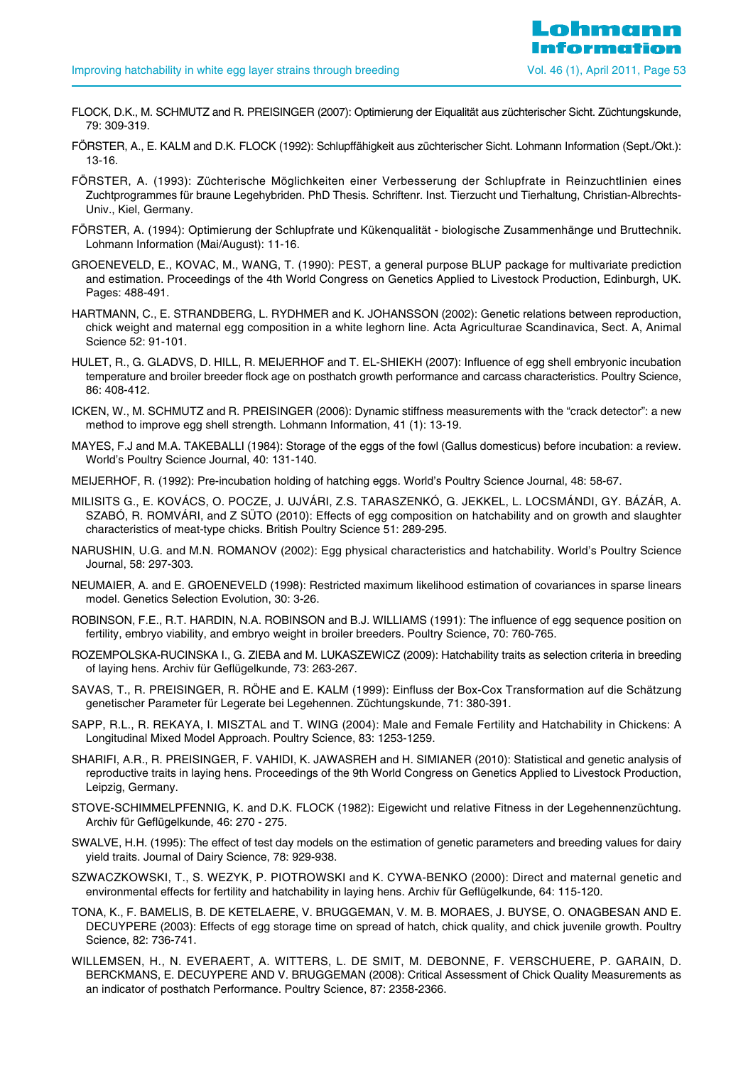FLOCK, D.K., M. SCHMUTZ and R. PREISINGER (2007): Optimierung der Eiqualität aus züchterischer Sicht. Züchtungskunde, 79: 309-319.

FÖRSTER, A., E. KALM and D.K. FLOCK (1992): Schlupffähigkeit aus züchterischer Sicht. Lohmann Information (Sept./Okt.): 13-16.

FÖRSTER, A. (1993): Züchterische Möglichkeiten einer Verbesserung der Schlupfrate in Reinzuchtlinien eines Zuchtprogrammes für braune Legehybriden. PhD Thesis. Schriftenr. Inst. Tierzucht und Tierhaltung, Christian-Albrechts-Univ., Kiel, Germany.

FÖRSTER, A. (1994): Optimierung der Schlupfrate und Kükenqualität - biologische Zusammenhänge und Bruttechnik. Lohmann Information (Mai/August): 11-16.

GROENEVELD, E., KOVAC, M., WANG, T. (1990): PEST, a general purpose BLUP package for multivariate prediction and estimation. Proceedings of the 4th World Congress on Genetics Applied to Livestock Production, Edinburgh, UK. Pages: 488-491.

HARTMANN, C., E. STRANDBERG, L. RYDHMER and K. JOHANSSON (2002): Genetic relations between reproduction, chick weight and maternal egg composition in a white leghorn line. Acta Agriculturae Scandinavica, Sect. A, Animal Science 52: 91-101.

HULET, R., G. GLADVS, D. HILL, R. MEIJERHOF and T. EL-SHIEKH (2007): Influence of egg shell embryonic incubation temperature and broiler breeder flock age on posthatch growth performance and carcass characteristics. Poultry Science, 86: 408-412.

ICKEN, W., M. SCHMUTZ and R. PREISINGER (2006): Dynamic stiffness measurements with the "crack detector": a new method to improve egg shell strength. Lohmann Information, 41 (1): 13-19.

MAYES, F.J and M.A. TAKEBALLI (1984): Storage of the eggs of the fowl (Gallus domesticus) before incubation: a review. World's Poultry Science Journal, 40: 131-140.

MEIJERHOF, R. (1992): Pre-incubation holding of hatching eggs. World's Poultry Science Journal, 48: 58-67.

MILISITS G., E. KOVÁCS, O. POCZE, J. UJVÁRI, Z.S. TARASZENKÓ, G. JEKKEL, L. LOCSMÁNDI, GY. BÁZÁR, A. SZABÓ, R. ROMVÁRI, and Z SÜTO (2010): Effects of egg composition on hatchability and on growth and slaughter characteristics of meat-type chicks. British Poultry Science 51: 289-295.

NARUSHIN, U.G. and M.N. ROMANOV (2002): Egg physical characteristics and hatchability. World's Poultry Science Journal, 58: 297-303.

NEUMAIER, A. and E. GROENEVELD (1998): Restricted maximum likelihood estimation of covariances in sparse linears model. Genetics Selection Evolution, 30: 3-26.

ROBINSON, F.E., R.T. HARDIN, N.A. ROBINSON and B.J. WILLIAMS (1991): The influence of egg sequence position on fertility, embryo viability, and embryo weight in broiler breeders. Poultry Science, 70: 760-765.

ROZEMPOLSKA-RUCINSKA I., G. ZIEBA and M. LUKASZEWICZ (2009): Hatchability traits as selection criteria in breeding of laying hens. Archiv für Geflügelkunde, 73: 263-267.

SAVAS, T., R. PREISINGER, R. RÖHE and E. KALM (1999): Einfluss der Box-Cox Transformation auf die Schätzung genetischer Parameter für Legerate bei Legehennen. Züchtungskunde, 71: 380-391.

SAPP, R.L., R. REKAYA, I. MISZTAL and T. WING (2004): Male and Female Fertility and Hatchability in Chickens: A Longitudinal Mixed Model Approach. Poultry Science, 83: 1253-1259.

SHARIFI, A.R., R. PREISINGER, F. VAHIDI, K. JAWASREH and H. SIMIANER (2010): Statistical and genetic analysis of reproductive traits in laying hens. Proceedings of the 9th World Congress on Genetics Applied to Livestock Production, Leipzig, Germany.

STOVE-SCHIMMELPFENNIG, K. and D.K. FLOCK (1982): Eigewicht und relative Fitness in der Legehennenzüchtung. Archiv für Geflügelkunde, 46: 270 - 275.

SWALVE, H.H. (1995): The effect of test day models on the estimation of genetic parameters and breeding values for dairy yield traits. Journal of Dairy Science, 78: 929-938.

SZWACZKOWSKI, T., S. WEZYK, P. PIOTROWSKI and K. CYWA-BENKO (2000): Direct and maternal genetic and environmental effects for fertility and hatchability in laying hens. Archiv für Geflügelkunde, 64: 115-120.

TONA, K., F. BAMELIS, B. DE KETELAERE, V. BRUGGEMAN, V. M. B. MORAES, J. BUYSE, O. ONAGBESAN AND E. DECUYPERE (2003): Effects of egg storage time on spread of hatch, chick quality, and chick juvenile growth. Poultry Science, 82: 736-741.

WILLEMSEN, H., N. EVERAERT, A. WITTERS, L. DE SMIT, M. DEBONNE, F. VERSCHUERE, P. GARAIN, D. BERCKMANS, E. DECUYPERE AND V. BRUGGEMAN (2008): Critical Assessment of Chick Quality Measurements as an indicator of posthatch Performance. Poultry Science, 87: 2358-2366.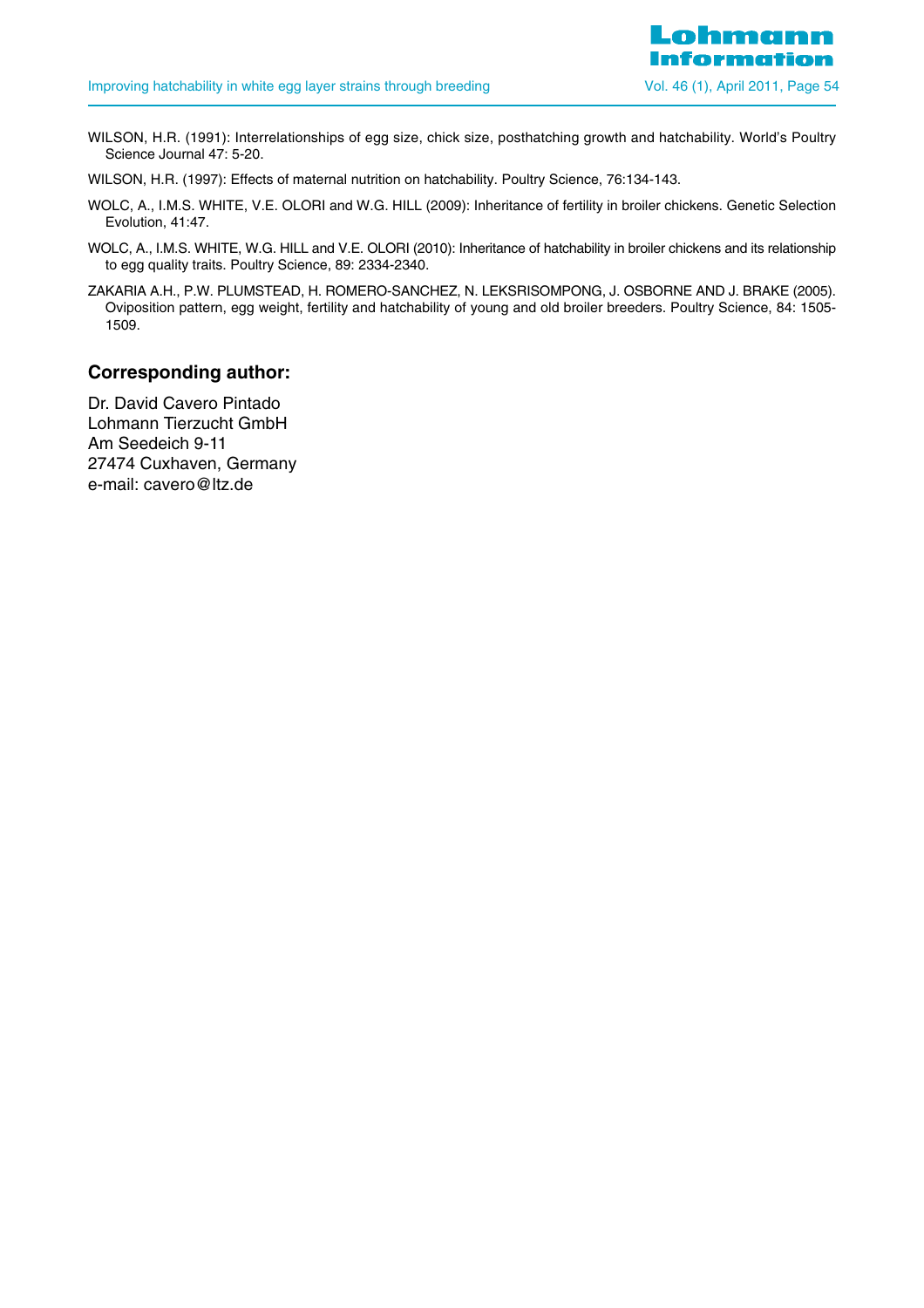WILSON, H.R. (1991): Interrelationships of egg size, chick size, posthatching growth and hatchability. World's Poultry Science Journal 47: 5-20.

WILSON, H.R. (1997): Effects of maternal nutrition on hatchability. Poultry Science, 76:134-143.

WOLC, A., I.M.S. WHITE, V.E. OLORI and W.G. HILL (2009): Inheritance of fertility in broiler chickens. Genetic Selection Evolution, 41:47.

WOLC, A., I.M.S. WHITE, W.G. HILL and V.E. OLORI (2010): Inheritance of hatchability in broiler chickens and its relationship to egg quality traits. Poultry Science, 89: 2334-2340.

ZAKARIA A.H., P.W. PLUMSTEAD, H. ROMERO-SANCHEZ, N. LEKSRISOMPONG, J. OSBORNE AND J. BRAKE (2005). Oviposition pattern, egg weight, fertility and hatchability of young and old broiler breeders. Poultry Science, 84: 1505-1509.

## Corresponding author:

Dr. David Cavero Pintado
Lohmann Tierzucht GmbH
Am Seedeich 9-11
27474 Cuxhaven, Germany
e-mail: cavero@ltz.de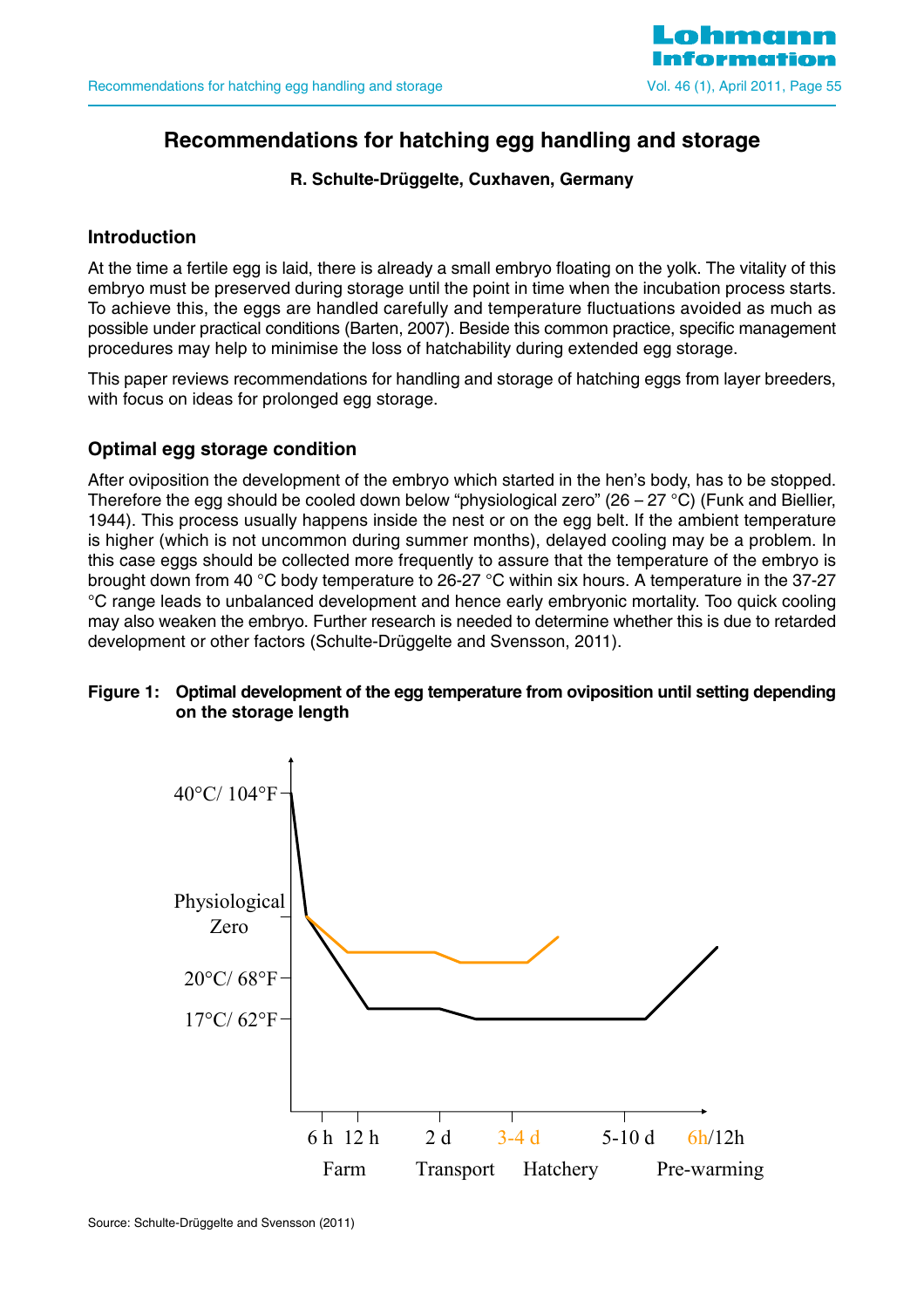# Recommendations for hatching egg handling and storage

**R. Schulte-Drüggelte, Cuxhaven, Germany**

## Introduction

At the time a fertile egg is laid, there is already a small embryo floating on the yolk. The vitality of this embryo must be preserved during storage until the point in time when the incubation process starts. To achieve this, the eggs are handled carefully and temperature fluctuations avoided as much as possible under practical conditions (Barten, 2007). Beside this common practice, specific management procedures may help to minimise the loss of hatchability during extended egg storage.

This paper reviews recommendations for handling and storage of hatching eggs from layer breeders, with focus on ideas for prolonged egg storage.

## Optimal egg storage condition

After oviposition the development of the embryo which started in the hen's body, has to be stopped. Therefore the egg should be cooled down below "physiological zero" (26 – 27 °C) (Funk and Biellier, 1944). This process usually happens inside the nest or on the egg belt. If the ambient temperature is higher (which is not uncommon during summer months), delayed cooling may be a problem. In this case eggs should be collected more frequently to assure that the temperature of the embryo is brought down from 40 °C body temperature to 26-27 °C within six hours. A temperature in the 37-27 °C range leads to unbalanced development and hence early embryonic mortality. Too quick cooling may also weaken the embryo. Further research is needed to determine whether this is due to retarded development or other factors (Schulte-Drüggelte and Svensson, 2011).

**Figure 1: Optimal development of the egg temperature from oviposition until setting depending on the storage length**

40°C/ 104°F
Physiological Zero
20°C/ 68°F
17°C/ 62°F

6 h 12 h 2 d 3-4 d 5-10 d 6h/12h
Farm Transport Hatchery Pre-warming

Source: Schulte-Drüggelte and Svensson (2011)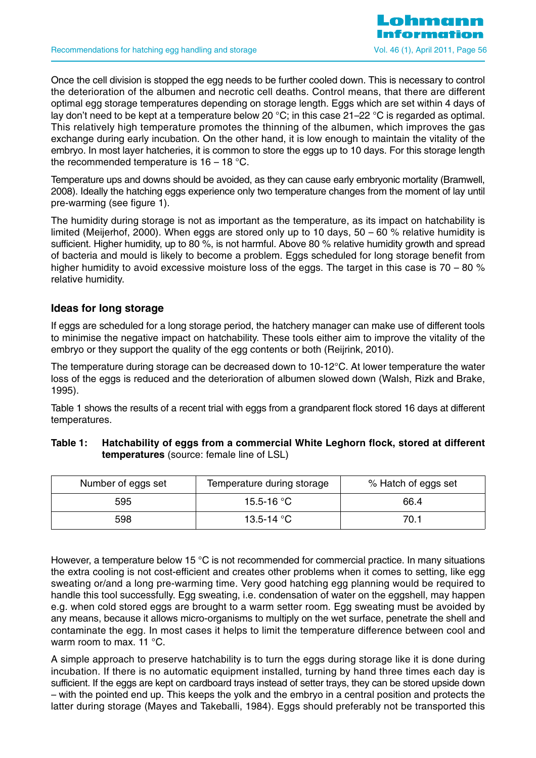Once the cell division is stopped the egg needs to be further cooled down. This is necessary to control the deterioration of the albumen and necrotic cell deaths. Control means, that there are different optimal egg storage temperatures depending on storage length. Eggs which are set within 4 days of lay don't need to be kept at a temperature below 20 °C; in this case 21–22 °C is regarded as optimal. This relatively high temperature promotes the thinning of the albumen, which improves the gas exchange during early incubation. On the other hand, it is low enough to maintain the vitality of the embryo. In most layer hatcheries, it is common to store the eggs up to 10 days. For this storage length the recommended temperature is 16 – 18 °C.

Temperature ups and downs should be avoided, as they can cause early embryonic mortality (Bramwell, 2008). Ideally the hatching eggs experience only two temperature changes from the moment of lay until pre-warming (see figure 1).

The humidity during storage is not as important as the temperature, as its impact on hatchability is limited (Meijerhof, 2000). When eggs are stored only up to 10 days, 50 – 60 % relative humidity is sufficient. Higher humidity, up to 80 %, is not harmful. Above 80 % relative humidity growth and spread of bacteria and mould is likely to become a problem. Eggs scheduled for long storage benefit from higher humidity to avoid excessive moisture loss of the eggs. The target in this case is 70 – 80 % relative humidity.

## Ideas for long storage

If eggs are scheduled for a long storage period, the hatchery manager can make use of different tools to minimise the negative impact on hatchability. These tools either aim to improve the vitality of the embryo or they support the quality of the egg contents or both (Reijrink, 2010).

The temperature during storage can be decreased down to 10-12°C. At lower temperature the water loss of the eggs is reduced and the deterioration of albumen slowed down (Walsh, Rizk and Brake, 1995).

Table 1 shows the results of a recent trial with eggs from a grandparent flock stored 16 days at different temperatures.

**Table 1: Hatchability of eggs from a commercial White Leghorn flock, stored at different temperatures** (source: female line of LSL)

| Number of eggs set | Temperature during storage | % Hatch of eggs set |
|---|---|---|
| 595 | 15.5-16 °C | 66.4 |
| 598 | 13.5-14 °C | 70.1 |

However, a temperature below 15 °C is not recommended for commercial practice. In many situations the extra cooling is not cost-efficient and creates other problems when it comes to setting, like egg sweating or/and a long pre-warming time. Very good hatching egg planning would be required to handle this tool successfully. Egg sweating, i.e. condensation of water on the eggshell, may happen e.g. when cold stored eggs are brought to a warm setter room. Egg sweating must be avoided by any means, because it allows micro-organisms to multiply on the wet surface, penetrate the shell and contaminate the egg. In most cases it helps to limit the temperature difference between cool and warm room to max. 11 °C.

A simple approach to preserve hatchability is to turn the eggs during storage like it is done during incubation. If there is no automatic equipment installed, turning by hand three times each day is sufficient. If the eggs are kept on cardboard trays instead of setter trays, they can be stored upside down – with the pointed end up. This keeps the yolk and the embryo in a central position and protects the latter during storage (Mayes and Takeballi, 1984). Eggs should preferably not be transported this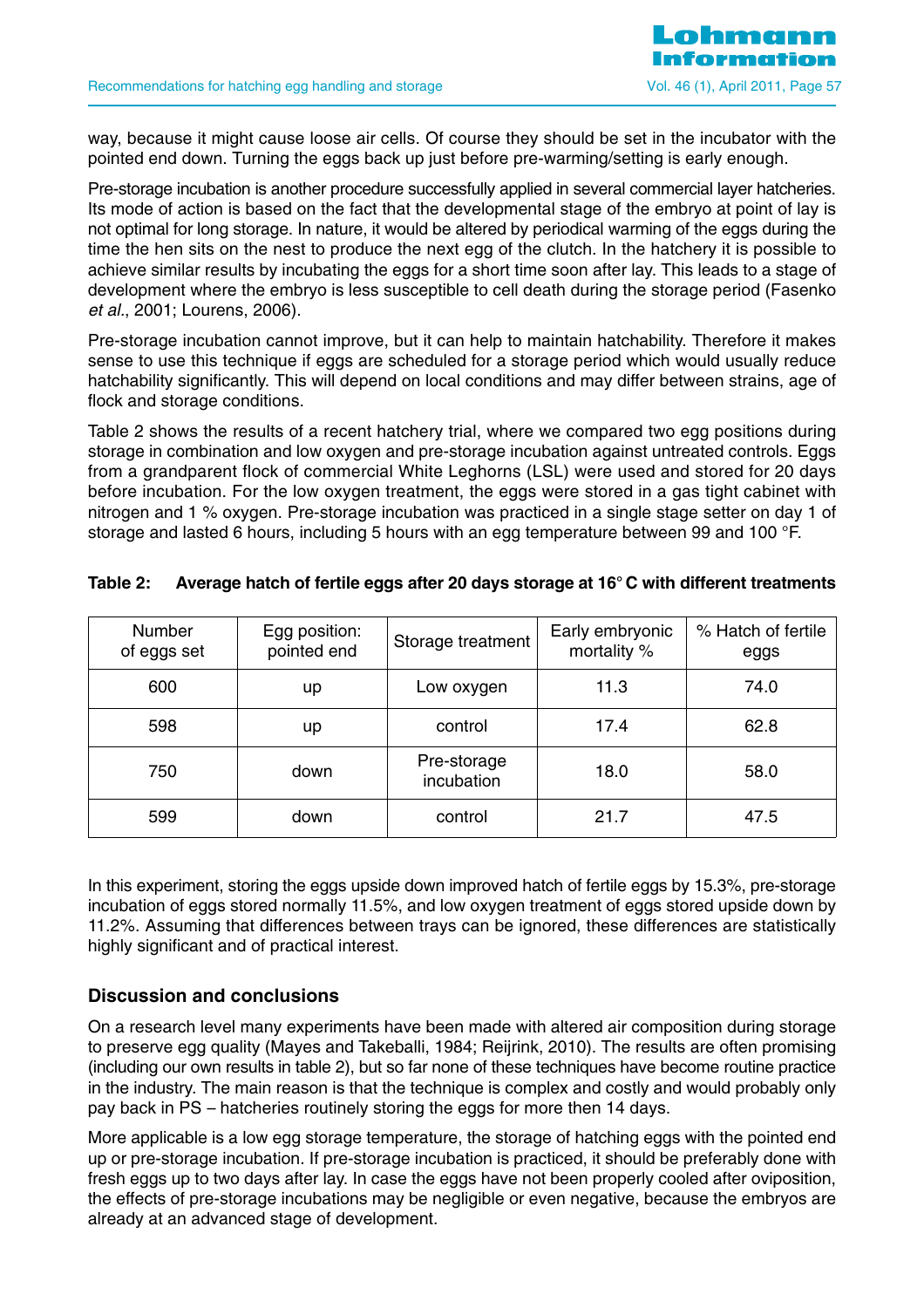way, because it might cause loose air cells. Of course they should be set in the incubator with the pointed end down. Turning the eggs back up just before pre-warming/setting is early enough.

Pre-storage incubation is another procedure successfully applied in several commercial layer hatcheries. Its mode of action is based on the fact that the developmental stage of the embryo at point of lay is not optimal for long storage. In nature, it would be altered by periodical warming of the eggs during the time the hen sits on the nest to produce the next egg of the clutch. In the hatchery it is possible to achieve similar results by incubating the eggs for a short time soon after lay. This leads to a stage of development where the embryo is less susceptible to cell death during the storage period (Fasenko *et al.*, 2001; Lourens, 2006).

Pre-storage incubation cannot improve, but it can help to maintain hatchability. Therefore it makes sense to use this technique if eggs are scheduled for a storage period which would usually reduce hatchability significantly. This will depend on local conditions and may differ between strains, age of flock and storage conditions.

Table 2 shows the results of a recent hatchery trial, where we compared two egg positions during storage in combination and low oxygen and pre-storage incubation against untreated controls. Eggs from a grandparent flock of commercial White Leghorns (LSL) were used and stored for 20 days before incubation. For the low oxygen treatment, the eggs were stored in a gas tight cabinet with nitrogen and 1 % oxygen. Pre-storage incubation was practiced in a single stage setter on day 1 of storage and lasted 6 hours, including 5 hours with an egg temperature between 99 and 100 °F.

**Table 2: Average hatch of fertile eggs after 20 days storage at 16° C with different treatments**

| Number of eggs set | Egg position: pointed end | Storage treatment | Early embryonic mortality % | % Hatch of fertile eggs |
|---|---|---|---|---|
| 600 | up | Low oxygen | 11.3 | 74.0 |
| 598 | up | control | 17.4 | 62.8 |
| 750 | down | Pre-storage incubation | 18.0 | 58.0 |
| 599 | down | control | 21.7 | 47.5 |

In this experiment, storing the eggs upside down improved hatch of fertile eggs by 15.3%, pre-storage incubation of eggs stored normally 11.5%, and low oxygen treatment of eggs stored upside down by 11.2%. Assuming that differences between trays can be ignored, these differences are statistically highly significant and of practical interest.

## Discussion and conclusions

On a research level many experiments have been made with altered air composition during storage to preserve egg quality (Mayes and Takeballi, 1984; Reijrink, 2010). The results are often promising (including our own results in table 2), but so far none of these techniques have become routine practice in the industry. The main reason is that the technique is complex and costly and would probably only pay back in PS – hatcheries routinely storing the eggs for more then 14 days.

More applicable is a low egg storage temperature, the storage of hatching eggs with the pointed end up or pre-storage incubation. If pre-storage incubation is practiced, it should be preferably done with fresh eggs up to two days after lay. In case the eggs have not been properly cooled after oviposition, the effects of pre-storage incubations may be negligible or even negative, because the embryos are already at an advanced stage of development.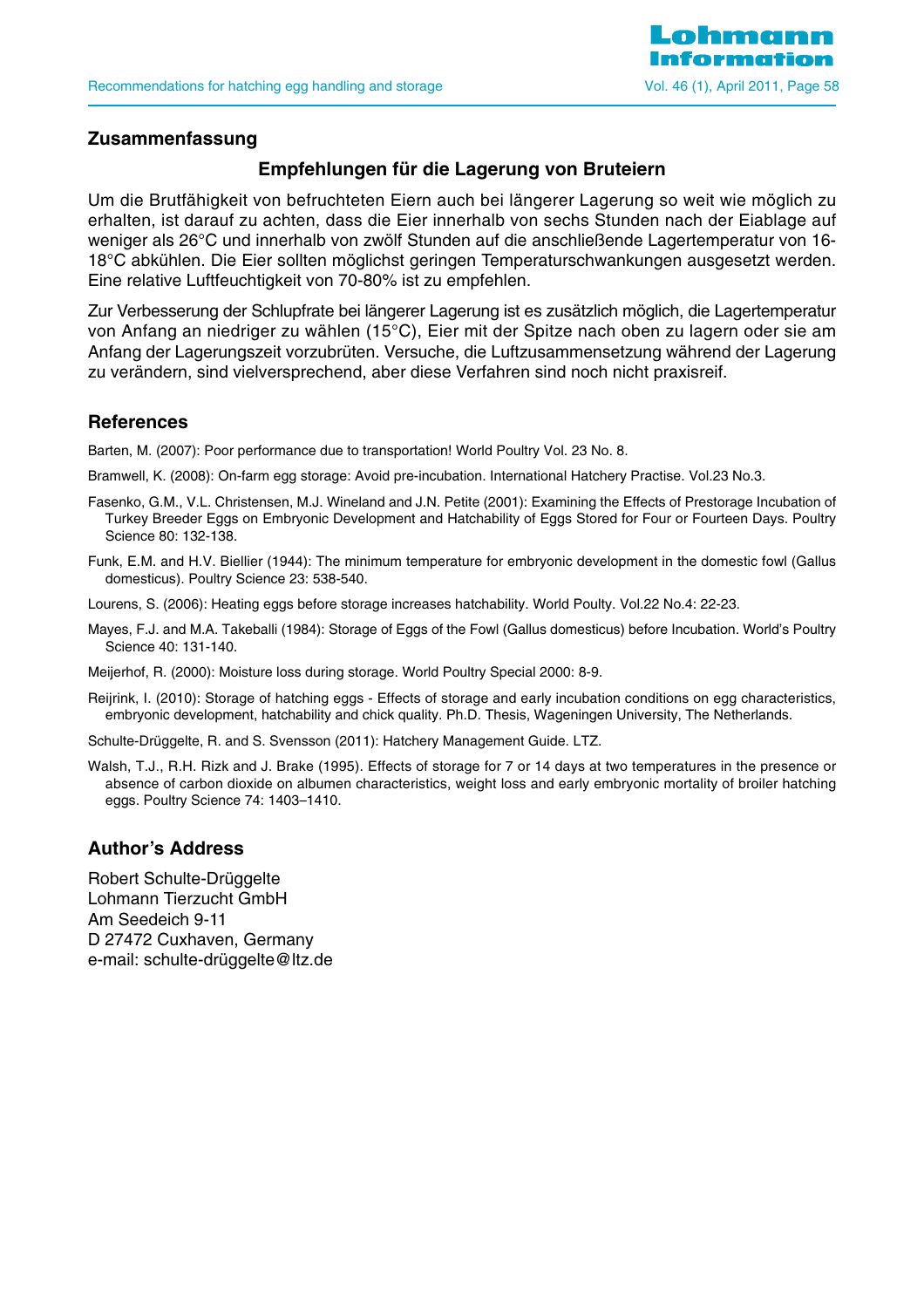## Zusammenfassung

### Empfehlungen für die Lagerung von Bruteiern

Um die Brutfähigkeit von befruchteten Eiern auch bei längerer Lagerung so weit wie möglich zu erhalten, ist darauf zu achten, dass die Eier innerhalb von sechs Stunden nach der Eiablage auf weniger als 26°C und innerhalb von zwölf Stunden auf die anschließende Lagertemperatur von 16-18°C abkühlen. Die Eier sollten möglichst geringen Temperaturschwankungen ausgesetzt werden. Eine relative Luftfeuchtigkeit von 70-80% ist zu empfehlen.

Zur Verbesserung der Schlupfrate bei längerer Lagerung ist es zusätzlich möglich, die Lagertemperatur von Anfang an niedriger zu wählen (15°C), Eier mit der Spitze nach oben zu lagern oder sie am Anfang der Lagerungszeit vorzubrüten. Versuche, die Luftzusammensetzung während der Lagerung zu verändern, sind vielversprechend, aber diese Verfahren sind noch nicht praxisreif.

## References

Barten, M. (2007): Poor performance due to transportation! World Poultry Vol. 23 No. 8.

Bramwell, K. (2008): On-farm egg storage: Avoid pre-incubation. International Hatchery Practise. Vol.23 No.3.

Fasenko, G.M., V.L. Christensen, M.J. Wineland and J.N. Petite (2001): Examining the Effects of Prestorage Incubation of Turkey Breeder Eggs on Embryonic Development and Hatchability of Eggs Stored for Four or Fourteen Days. Poultry Science 80: 132-138.

Funk, E.M. and H.V. Biellier (1944): The minimum temperature for embryonic development in the domestic fowl (Gallus domesticus). Poultry Science 23: 538-540.

Lourens, S. (2006): Heating eggs before storage increases hatchability. World Poulty. Vol.22 No.4: 22-23.

Mayes, F.J. and M.A. Takeballi (1984): Storage of Eggs of the Fowl (Gallus domesticus) before Incubation. World's Poultry Science 40: 131-140.

Meijerhof, R. (2000): Moisture loss during storage. World Poultry Special 2000: 8-9.

Reijrink, I. (2010): Storage of hatching eggs - Effects of storage and early incubation conditions on egg characteristics, embryonic development, hatchability and chick quality. Ph.D. Thesis, Wageningen University, The Netherlands.

Schulte-Drüggelte, R. and S. Svensson (2011): Hatchery Management Guide. LTZ.

Walsh, T.J., R.H. Rizk and J. Brake (1995). Effects of storage for 7 or 14 days at two temperatures in the presence or absence of carbon dioxide on albumen characteristics, weight loss and early embryonic mortality of broiler hatching eggs. Poultry Science 74: 1403–1410.

## Author's Address

Robert Schulte-Drüggelte
Lohmann Tierzucht GmbH
Am Seedeich 9-11
D 27472 Cuxhaven, Germany
e-mail: schulte-drüggelte@ltz.de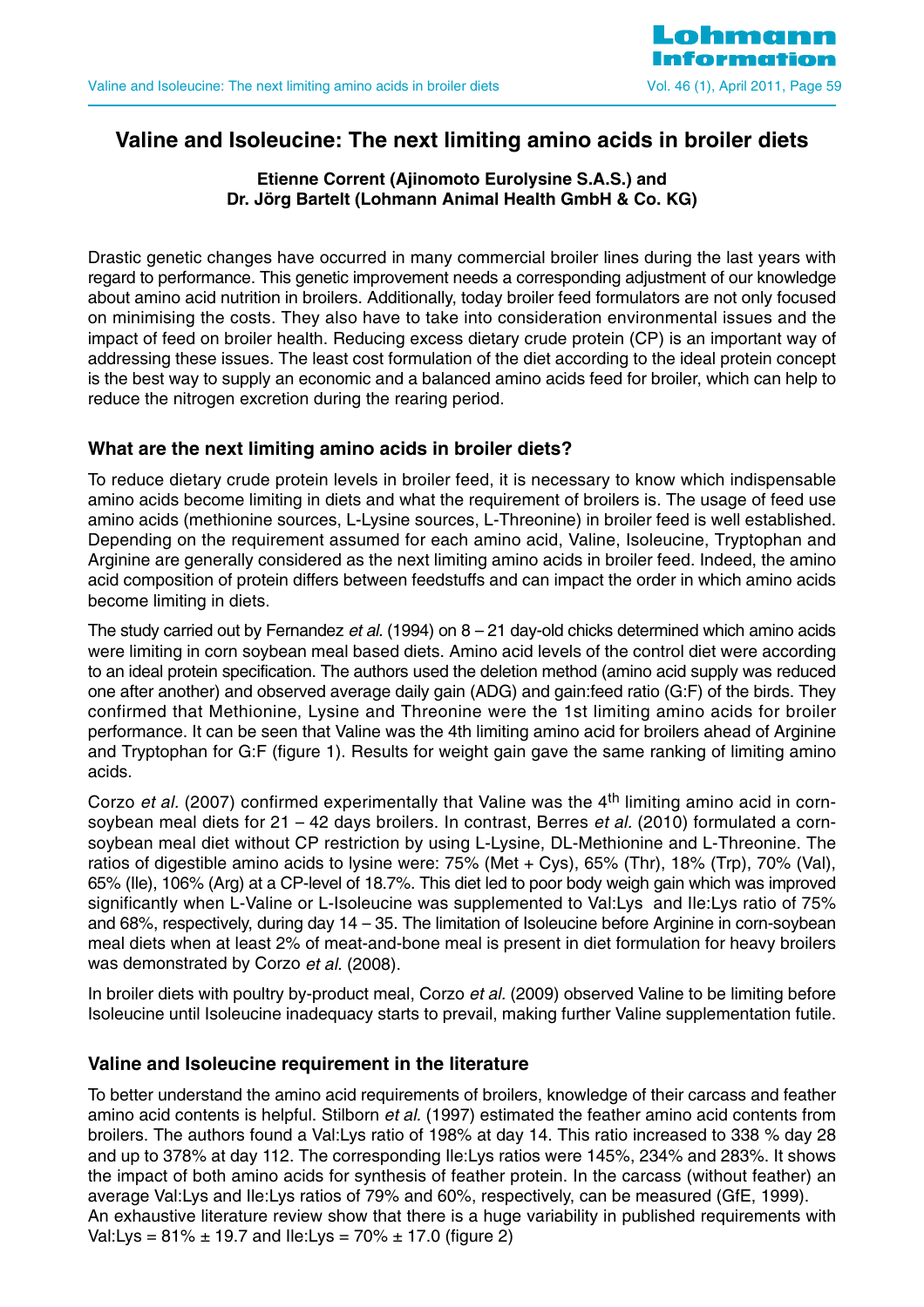# Valine and Isoleucine: The next limiting amino acids in broiler diets

**Etienne Corrent (Ajinomoto Eurolysine S.A.S.) and**
**Dr. Jörg Bartelt (Lohmann Animal Health GmbH & Co. KG)**

Drastic genetic changes have occurred in many commercial broiler lines during the last years with regard to performance. This genetic improvement needs a corresponding adjustment of our knowledge about amino acid nutrition in broilers. Additionally, today broiler feed formulators are not only focused on minimising the costs. They also have to take into consideration environmental issues and the impact of feed on broiler health. Reducing excess dietary crude protein (CP) is an important way of addressing these issues. The least cost formulation of the diet according to the ideal protein concept is the best way to supply an economic and a balanced amino acids feed for broiler, which can help to reduce the nitrogen excretion during the rearing period.

## What are the next limiting amino acids in broiler diets?

To reduce dietary crude protein levels in broiler feed, it is necessary to know which indispensable amino acids become limiting in diets and what the requirement of broilers is. The usage of feed use amino acids (methionine sources, L-Lysine sources, L-Threonine) in broiler feed is well established. Depending on the requirement assumed for each amino acid, Valine, Isoleucine, Tryptophan and Arginine are generally considered as the next limiting amino acids in broiler feed. Indeed, the amino acid composition of protein differs between feedstuffs and can impact the order in which amino acids become limiting in diets.

The study carried out by Fernandez *et al.* (1994) on 8 – 21 day-old chicks determined which amino acids were limiting in corn soybean meal based diets. Amino acid levels of the control diet were according to an ideal protein specification. The authors used the deletion method (amino acid supply was reduced one after another) and observed average daily gain (ADG) and gain:feed ratio (G:F) of the birds. They confirmed that Methionine, Lysine and Threonine were the 1st limiting amino acids for broiler performance. It can be seen that Valine was the 4th limiting amino acid for broilers ahead of Arginine and Tryptophan for G:F (figure 1). Results for weight gain gave the same ranking of limiting amino acids.

Corzo *et al.* (2007) confirmed experimentally that Valine was the 4th limiting amino acid in corn-soybean meal diets for 21 – 42 days broilers. In contrast, Berres *et al.* (2010) formulated a corn-soybean meal diet without CP restriction by using L-Lysine, DL-Methionine and L-Threonine. The ratios of digestible amino acids to lysine were: 75% (Met + Cys), 65% (Thr), 18% (Trp), 70% (Val), 65% (Ile), 106% (Arg) at a CP-level of 18.7%. This diet led to poor body weigh gain which was improved significantly when L-Valine or L-Isoleucine was supplemented to Val:Lys and Ile:Lys ratio of 75% and 68%, respectively, during day 14 – 35. The limitation of Isoleucine before Arginine in corn-soybean meal diets when at least 2% of meat-and-bone meal is present in diet formulation for heavy broilers was demonstrated by Corzo *et al.* (2008).

In broiler diets with poultry by-product meal, Corzo *et al.* (2009) observed Valine to be limiting before Isoleucine until Isoleucine inadequacy starts to prevail, making further Valine supplementation futile.

## Valine and Isoleucine requirement in the literature

To better understand the amino acid requirements of broilers, knowledge of their carcass and feather amino acid contents is helpful. Stilborn *et al.* (1997) estimated the feather amino acid contents from broilers. The authors found a Val:Lys ratio of 198% at day 14. This ratio increased to 338 % day 28 and up to 378% at day 112. The corresponding Ile:Lys ratios were 145%, 234% and 283%. It shows the impact of both amino acids for synthesis of feather protein. In the carcass (without feather) an average Val:Lys and Ile:Lys ratios of 79% and 60%, respectively, can be measured (GfE, 1999).
An exhaustive literature review show that there is a huge variability in published requirements with Val:Lys = 81% ± 19.7 and Ile:Lys = 70% ± 17.0 (figure 2)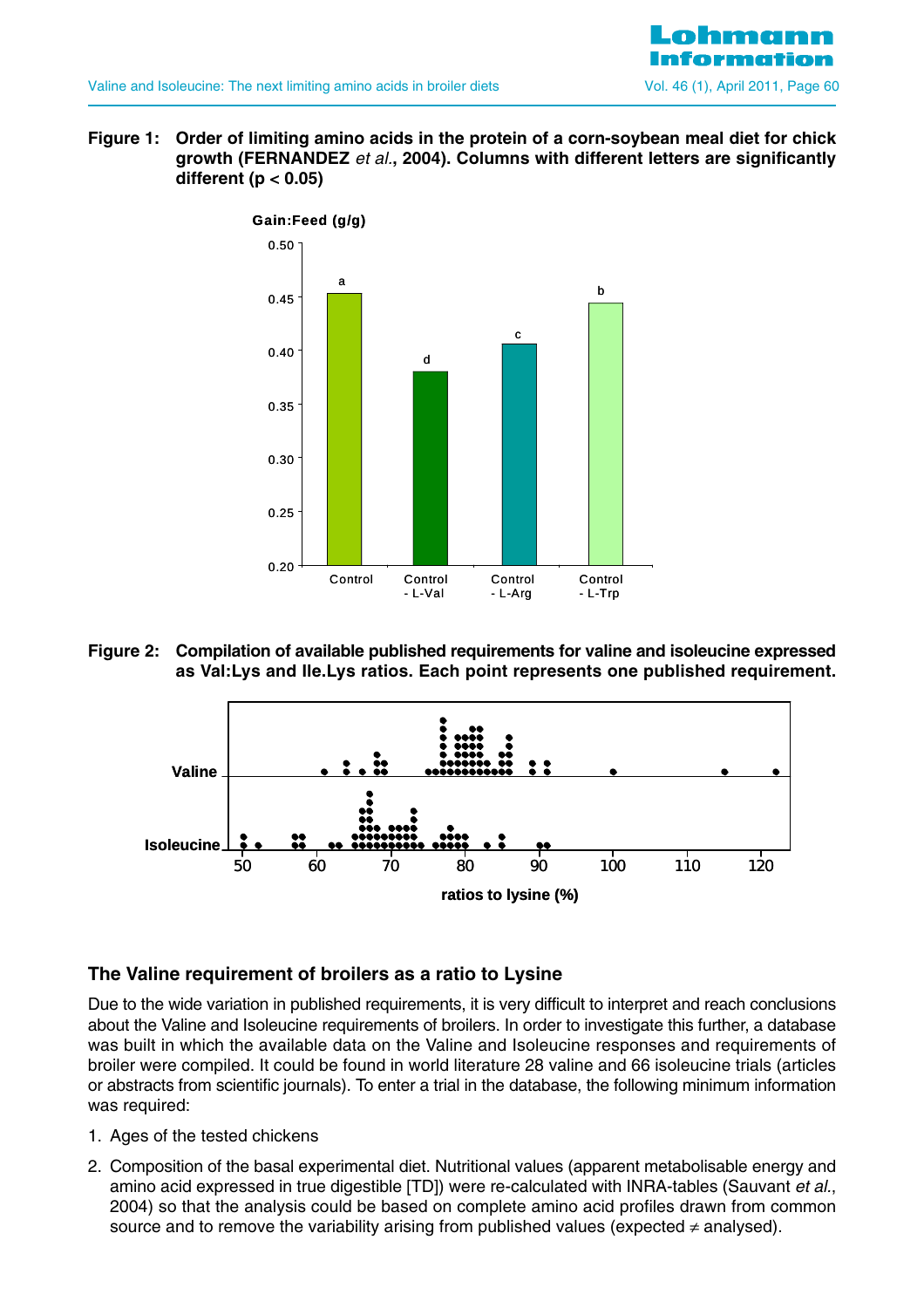**Figure 1: Order of limiting amino acids in the protein of a corn-soybean meal diet for chick growth (FERNANDEZ *et al.*, 2004). Columns with different letters are significantly different ($p < 0.05$)**

Gain:Feed (g/g)

0.50
0.45
0.40
0.35
0.30
0.25
0.20

a
d
c
b

Control
Control - L-Val
Control - L-Arg
Control - L-Trp

**Figure 2: Compilation of available published requirements for valine and isoleucine expressed as Val:Lys and Ile.Lys ratios. Each point represents one published requirement.**

Valine
Isoleucine

50 60 70 80 90 100 110 120

ratios to lysine (%)

## The Valine requirement of broilers as a ratio to Lysine

Due to the wide variation in published requirements, it is very difficult to interpret and reach conclusions about the Valine and Isoleucine requirements of broilers. In order to investigate this further, a database was built in which the available data on the Valine and Isoleucine responses and requirements of broiler were compiled. It could be found in world literature 28 valine and 66 isoleucine trials (articles or abstracts from scientific journals). To enter a trial in the database, the following minimum information was required:

1. Ages of the tested chickens
2. Composition of the basal experimental diet. Nutritional values (apparent metabolisable energy and amino acid expressed in true digestible [TD]) were re-calculated with INRA-tables (Sauvant *et al.*, 2004) so that the analysis could be based on complete amino acid profiles drawn from common source and to remove the variability arising from published values (expected ≠ analysed).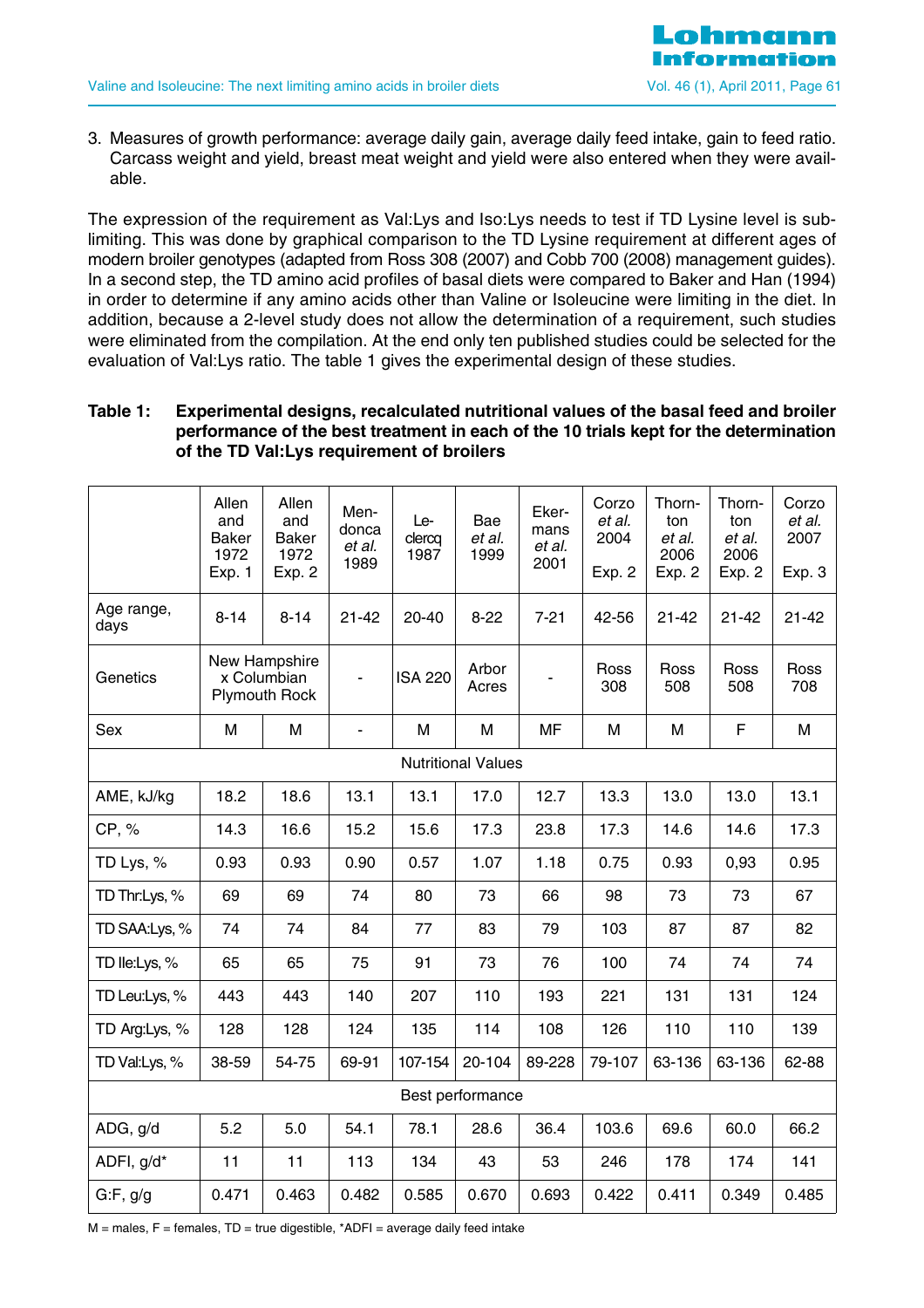3. Measures of growth performance: average daily gain, average daily feed intake, gain to feed ratio. Carcass weight and yield, breast meat weight and yield were also entered when they were available.

The expression of the requirement as Val:Lys and Iso:Lys needs to test if TD Lysine level is sub-limiting. This was done by graphical comparison to the TD Lysine requirement at different ages of modern broiler genotypes (adapted from Ross 308 (2007) and Cobb 700 (2008) management guides). In a second step, the TD amino acid profiles of basal diets were compared to Baker and Han (1994) in order to determine if any amino acids other than Valine or Isoleucine were limiting in the diet. In addition, because a 2-level study does not allow the determination of a requirement, such studies were eliminated from the compilation. At the end only ten published studies could be selected for the evaluation of Val:Lys ratio. The table 1 gives the experimental design of these studies.

**Table 1: Experimental designs, recalculated nutritional values of the basal feed and broiler performance of the best treatment in each of the 10 trials kept for the determination of the TD Val:Lys requirement of broilers**

| | Allen and Baker 1972 Exp. 1 | Allen and Baker 1972 Exp. 2 | Mendonca *et al.* 1989 | Leclercq 1987 | Bae *et al.* 1999 | Ekermans *et al.* 2001 | Corzo *et al.* 2004 Exp. 2 | Thornton *et al.* 2006 Exp. 2 | Thornton *et al.* 2006 Exp. 2 | Corzo *et al.* 2007 Exp. 3 |
|---|---|---|---|---|---|---|---|---|---|---|
| Age range, days | 8-14 | 8-14 | 21-42 | 20-40 | 8-22 | 7-21 | 42-56 | 21-42 | 21-42 | 21-42 |
| Genetics | New Hampshire x Columbian Plymouth Rock | | - | ISA 220 | Arbor Acres | - | Ross 308 | Ross 508 | Ross 508 | Ross 708 |
| Sex | M | M | - | M | M | MF | M | M | F | M |
| Nutritional Values | | | | | | | | | | |
| AME, kJ/kg | 18.2 | 18.6 | 13.1 | 13.1 | 17.0 | 12.7 | 13.3 | 13.0 | 13.0 | 13.1 |
| CP, % | 14.3 | 16.6 | 15.2 | 15.6 | 17.3 | 23.8 | 17.3 | 14.6 | 14.6 | 17.3 |
| TD Lys, % | 0.93 | 0.93 | 0.90 | 0.57 | 1.07 | 1.18 | 0.75 | 0.93 | 0,93 | 0.95 |
| TD Thr:Lys, % | 69 | 69 | 74 | 80 | 73 | 66 | 98 | 73 | 73 | 67 |
| TD SAA:Lys, % | 74 | 74 | 84 | 77 | 83 | 79 | 103 | 87 | 87 | 82 |
| TD Ile:Lys, % | 65 | 65 | 75 | 91 | 73 | 76 | 100 | 74 | 74 | 74 |
| TD Leu:Lys, % | 443 | 443 | 140 | 207 | 110 | 193 | 221 | 131 | 131 | 124 |
| TD Arg:Lys, % | 128 | 128 | 124 | 135 | 114 | 108 | 126 | 110 | 110 | 139 |
| TD Val:Lys, % | 38-59 | 54-75 | 69-91 | 107-154 | 20-104 | 89-228 | 79-107 | 63-136 | 63-136 | 62-88 |
| Best performance | | | | | | | | | | |
| ADG, g/d | 5.2 | 5.0 | 54.1 | 78.1 | 28.6 | 36.4 | 103.6 | 69.6 | 60.0 | 66.2 |
| ADFI, g/d* | 11 | 11 | 113 | 134 | 43 | 53 | 246 | 178 | 174 | 141 |
| G:F, g/g | 0.471 | 0.463 | 0.482 | 0.585 | 0.670 | 0.693 | 0.422 | 0.411 | 0.349 | 0.485 |

M = males, F = females, TD = true digestible, *ADFI = average daily feed intake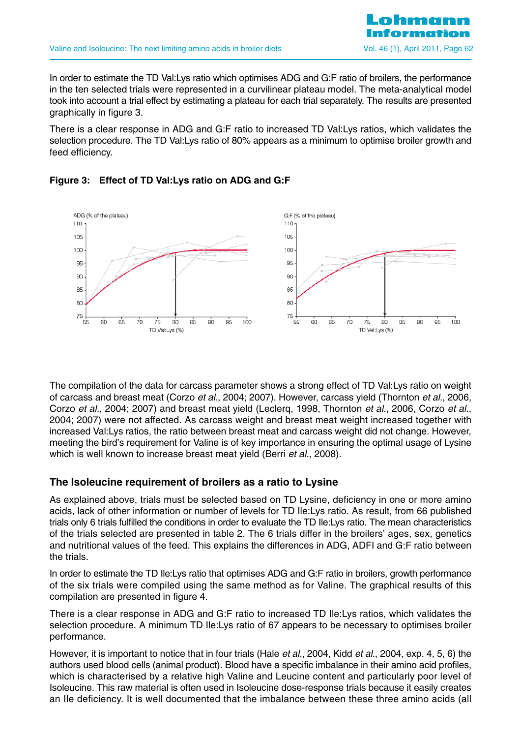In order to estimate the TD Val:Lys ratio which optimises ADG and G:F ratio of broilers, the performance in the ten selected trials were represented in a curvilinear plateau model. The meta-analytical model took into account a trial effect by estimating a plateau for each trial separately. The results are presented graphically in figure 3.

There is a clear response in ADG and G:F ratio to increased TD Val:Lys ratios, which validates the selection procedure. The TD Val:Lys ratio of 80% appears as a minimum to optimise broiler growth and feed efficiency.

**Figure 3: Effect of TD Val:Lys ratio on ADG and G:F**

The compilation of the data for carcass parameter shows a strong effect of TD Val:Lys ratio on weight of carcass and breast meat (Corzo *et al.*, 2004; 2007). However, carcass yield (Thornton *et al.*, 2006, Corzo *et al.*, 2004; 2007) and breast meat yield (Leclerq, 1998, Thornton *et al.*, 2006, Corzo *et al.*, 2004; 2007) were not affected. As carcass weight and breast meat weight increased together with increased Val:Lys ratios, the ratio between breast meat and carcass weight did not change. However, meeting the bird's requirement for Valine is of key importance in ensuring the optimal usage of Lysine which is well known to increase breast meat yield (Berri *et al.*, 2008).

## The Isoleucine requirement of broilers as a ratio to Lysine

As explained above, trials must be selected based on TD Lysine, deficiency in one or more amino acids, lack of other information or number of levels for TD Ile:Lys ratio. As result, from 66 published trials only 6 trials fulfilled the conditions in order to evaluate the TD Ile:Lys ratio. The mean characteristics of the trials selected are presented in table 2. The 6 trials differ in the broilers' ages, sex, genetics and nutritional values of the feed. This explains the differences in ADG, ADFI and G:F ratio between the trials.

In order to estimate the TD Ile:Lys ratio that optimises ADG and G:F ratio in broilers, growth performance of the six trials were compiled using the same method as for Valine. The graphical results of this compilation are presented in figure 4.

There is a clear response in ADG and G:F ratio to increased TD Ile:Lys ratios, which validates the selection procedure. A minimum TD Ile:Lys ratio of 67 appears to be necessary to optimises broiler performance.

However, it is important to notice that in four trials (Hale *et al.*, 2004, Kidd *et al.*, 2004, exp. 4, 5, 6) the authors used blood cells (animal product). Blood have a specific imbalance in their amino acid profiles, which is characterised by a relative high Valine and Leucine content and particularly poor level of Isoleucine. This raw material is often used in Isoleucine dose-response trials because it easily creates an Ile deficiency. It is well documented that the imbalance between these three amino acids (all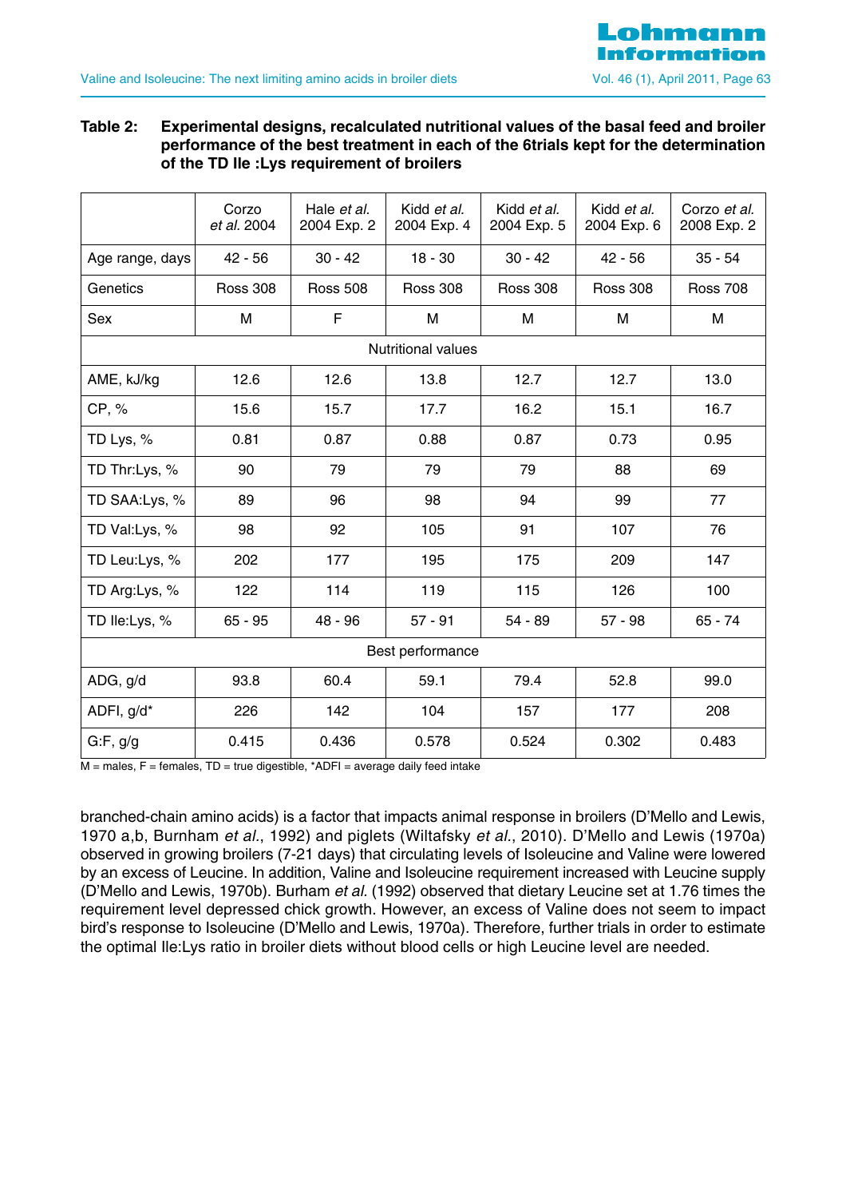**Table 2: Experimental designs, recalculated nutritional values of the basal feed and broiler performance of the best treatment in each of the 6trials kept for the determination of the TD Ile :Lys requirement of broilers**

| | Corzo *et al.* 2004 | Hale *et al.* 2004 Exp. 2 | Kidd *et al.* 2004 Exp. 4 | Kidd *et al.* 2004 Exp. 5 | Kidd *et al.* 2004 Exp. 6 | Corzo *et al.* 2008 Exp. 2 |
|---|---|---|---|---|---|---|
| Age range, days | 42 - 56 | 30 - 42 | 18 - 30 | 30 - 42 | 42 - 56 | 35 - 54 |
| Genetics | Ross 308 | Ross 508 | Ross 308 | Ross 308 | Ross 308 | Ross 708 |
| Sex | M | F | M | M | M | M |
| Nutritional values | | | | | | |
| AME, kJ/kg | 12.6 | 12.6 | 13.8 | 12.7 | 12.7 | 13.0 |
| CP, % | 15.6 | 15.7 | 17.7 | 16.2 | 15.1 | 16.7 |
| TD Lys, % | 0.81 | 0.87 | 0.88 | 0.87 | 0.73 | 0.95 |
| TD Thr:Lys, % | 90 | 79 | 79 | 79 | 88 | 69 |
| TD SAA:Lys, % | 89 | 96 | 98 | 94 | 99 | 77 |
| TD Val:Lys, % | 98 | 92 | 105 | 91 | 107 | 76 |
| TD Leu:Lys, % | 202 | 177 | 195 | 175 | 209 | 147 |
| TD Arg:Lys, % | 122 | 114 | 119 | 115 | 126 | 100 |
| TD Ile:Lys, % | 65 - 95 | 48 - 96 | 57 - 91 | 54 - 89 | 57 - 98 | 65 - 74 |
| Best performance | | | | | | |
| ADG, g/d | 93.8 | 60.4 | 59.1 | 79.4 | 52.8 | 99.0 |
| ADFI, g/d* | 226 | 142 | 104 | 157 | 177 | 208 |
| G:F, g/g | 0.415 | 0.436 | 0.578 | 0.524 | 0.302 | 0.483 |

M = males, F = females, TD = true digestible, *ADFI = average daily feed intake

branched-chain amino acids) is a factor that impacts animal response in broilers (D'Mello and Lewis, 1970 a,b, Burnham *et al.*, 1992) and piglets (Wiltafsky *et al.*, 2010). D'Mello and Lewis (1970a) observed in growing broilers (7-21 days) that circulating levels of Isoleucine and Valine were lowered by an excess of Leucine. In addition, Valine and Isoleucine requirement increased with Leucine supply (D'Mello and Lewis, 1970b). Burham *et al.* (1992) observed that dietary Leucine set at 1.76 times the requirement level depressed chick growth. However, an excess of Valine does not seem to impact bird's response to Isoleucine (D'Mello and Lewis, 1970a). Therefore, further trials in order to estimate the optimal Ile:Lys ratio in broiler diets without blood cells or high Leucine level are needed.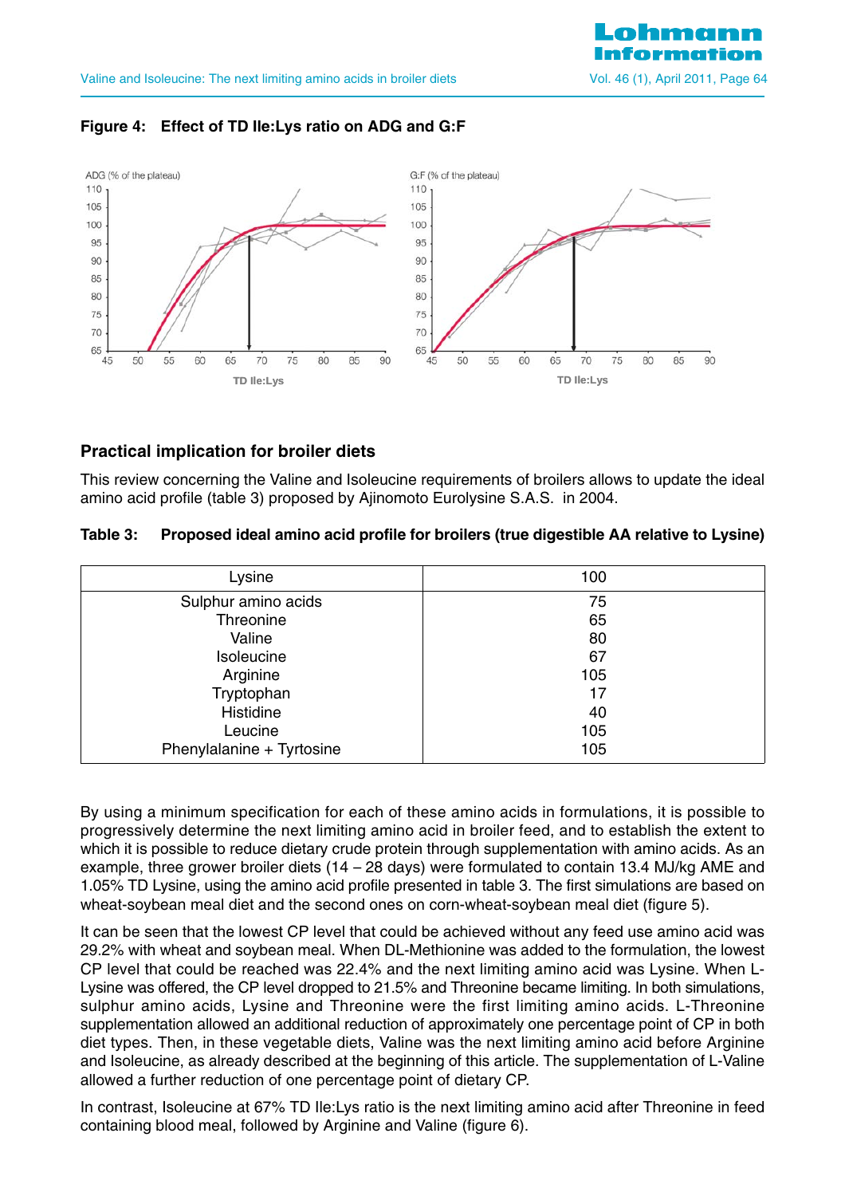**Figure 4: Effect of TD Ile:Lys ratio on ADG and G:F**

ADG (% of the plateau)

110
105
100
95
90
85
80
75
70
65

45 50 55 60 65 70 75 80 85 90

TD Ile:Lys

G:F (% of the plateau)

110
105
100
95
90
85
80
75
70
65

45 50 55 60 65 70 75 80 85 90

TD Ile:Lys

## Practical implication for broiler diets

This review concerning the Valine and Isoleucine requirements of broilers allows to update the ideal amino acid profile (table 3) proposed by Ajinomoto Eurolysine S.A.S. in 2004.

**Table 3: Proposed ideal amino acid profile for broilers (true digestible AA relative to Lysine)**

| Lysine | 100 |
|---|---|
| Sulphur amino acids | 75 |
| Threonine | 65 |
| Valine | 80 |
| Isoleucine | 67 |
| Arginine | 105 |
| Tryptophan | 17 |
| Histidine | 40 |
| Leucine | 105 |
| Phenylalanine + Tyrtosine | 105 |

By using a minimum specification for each of these amino acids in formulations, it is possible to progressively determine the next limiting amino acid in broiler feed, and to establish the extent to which it is possible to reduce dietary crude protein through supplementation with amino acids. As an example, three grower broiler diets (14 – 28 days) were formulated to contain 13.4 MJ/kg AME and 1.05% TD Lysine, using the amino acid profile presented in table 3. The first simulations are based on wheat-soybean meal diet and the second ones on corn-wheat-soybean meal diet (figure 5).

It can be seen that the lowest CP level that could be achieved without any feed use amino acid was 29.2% with wheat and soybean meal. When DL-Methionine was added to the formulation, the lowest CP level that could be reached was 22.4% and the next limiting amino acid was Lysine. When L-Lysine was offered, the CP level dropped to 21.5% and Threonine became limiting. In both simulations, sulphur amino acids, Lysine and Threonine were the first limiting amino acids. L-Threonine supplementation allowed an additional reduction of approximately one percentage point of CP in both diet types. Then, in these vegetable diets, Valine was the next limiting amino acid before Arginine and Isoleucine, as already described at the beginning of this article. The supplementation of L-Valine allowed a further reduction of one percentage point of dietary CP.

In contrast, Isoleucine at 67% TD Ile:Lys ratio is the next limiting amino acid after Threonine in feed containing blood meal, followed by Arginine and Valine (figure 6).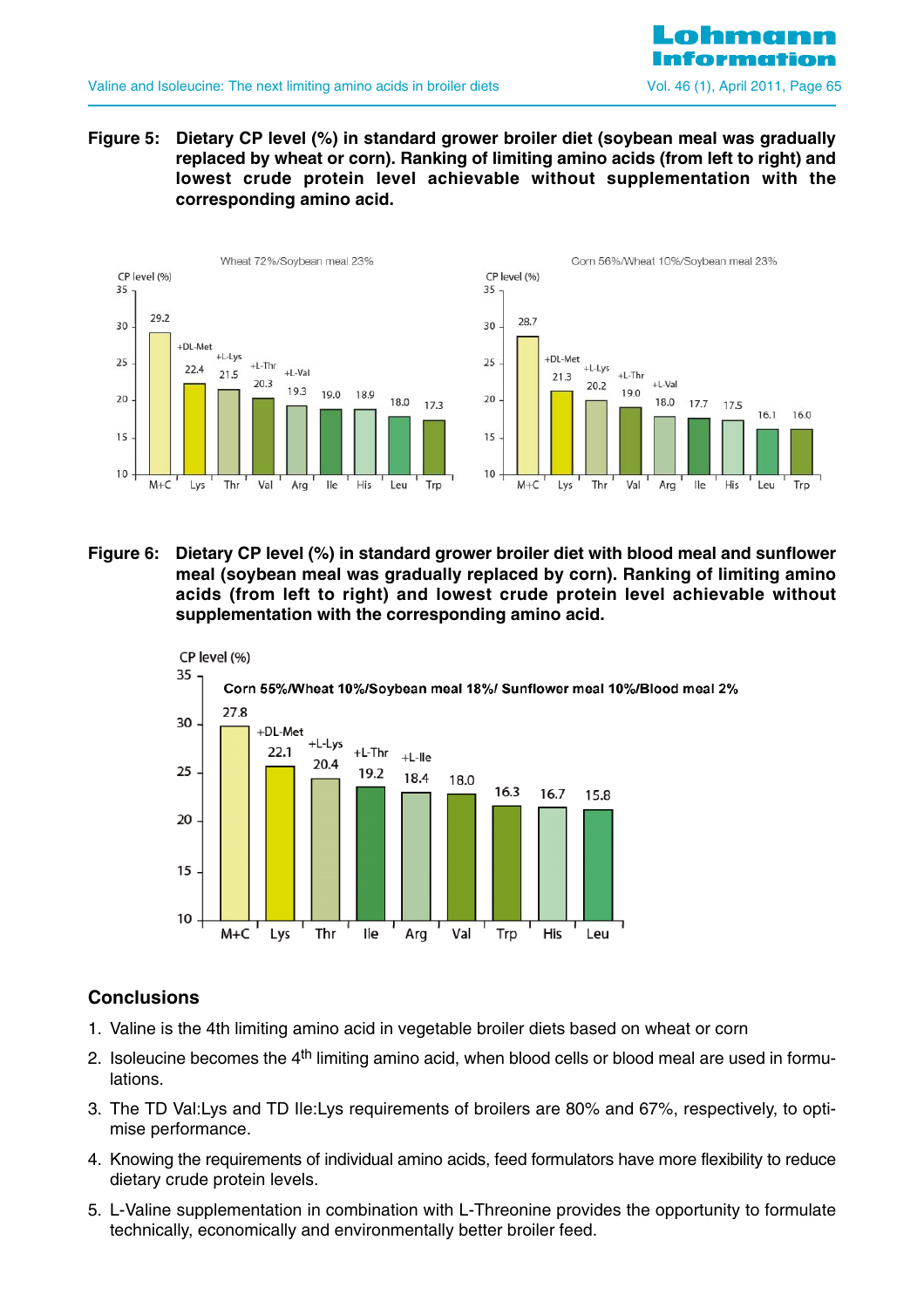**Figure 5: Dietary CP level (%) in standard grower broiler diet (soybean meal was gradually replaced by wheat or corn). Ranking of limiting amino acids (from left to right) and lowest crude protein level achievable without supplementation with the corresponding amino acid.**

Wheat 72%/Soybean meal 23%

CP level (%)

35
30
25
20
15
10

29.2
+DL-Met 22.4
+L-Lys 21.5
+L-Thr 20.3
+L-Val 19.3
19.0
18.9
18.0
17.3

M+C Lys Thr Val Arg Ile His Leu Trp

Corn 56%/Wheat 10%/Soybean meal 23%

CP level (%)

35
30
25
20
15
10

28.7
+DL-Met 21.3
+L-Lys 20.2
+L-Thr 19.0
+L-Val 18.0
17.7
17.5
16.1
16.0

M+C Lys Thr Val Arg Ile His Leu Trp

**Figure 6: Dietary CP level (%) in standard grower broiler diet with blood meal and sunflower meal (soybean meal was gradually replaced by corn). Ranking of limiting amino acids (from left to right) and lowest crude protein level achievable without supplementation with the corresponding amino acid.**

CP level (%)

Corn 55%/Wheat 10%/Soybean meal 18%/ Sunflower meal 10%/Blood meal 2%

35
30
25
20
15
10

27.8
+DL-Met 22.1
+L-Lys 20.4
+L-Thr 19.2
+L-Ile 18.4
18.0
16.3
16.7
15.8

M+C Lys Thr Ile Arg Val Trp His Leu

## Conclusions

1. Valine is the 4th limiting amino acid in vegetable broiler diets based on wheat or corn
2. Isoleucine becomes the 4th limiting amino acid, when blood cells or blood meal are used in formulations.
3. The TD Val:Lys and TD Ile:Lys requirements of broilers are 80% and 67%, respectively, to optimise performance.
4. Knowing the requirements of individual amino acids, feed formulators have more flexibility to reduce dietary crude protein levels.
5. L-Valine supplementation in combination with L-Threonine provides the opportunity to formulate technically, economically and environmentally better broiler feed.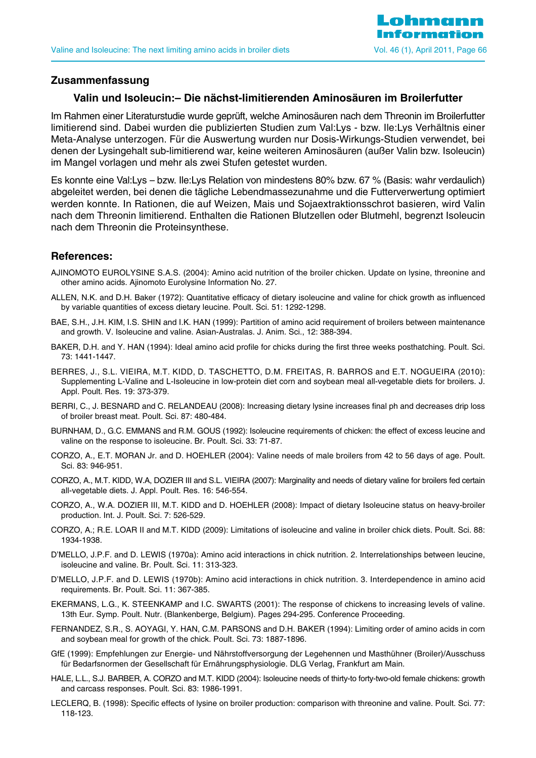## Zusammenfassung

### Valin und Isoleucin:– Die nächst-limitierenden Aminosäuren im Broilerfutter

Im Rahmen einer Literaturstudie wurde geprüft, welche Aminosäuren nach dem Threonin im Broilerfutter limitierend sind. Dabei wurden die publizierten Studien zum Val:Lys - bzw. Ile:Lys Verhältnis einer Meta-Analyse unterzogen. Für die Auswertung wurden nur Dosis-Wirkungs-Studien verwendet, bei denen der Lysingehalt sub-limitierend war, keine weiteren Aminosäuren (außer Valin bzw. Isoleucin) im Mangel vorlagen und mehr als zwei Stufen getestet wurden.

Es konnte eine Val:Lys – bzw. Ile:Lys Relation von mindestens 80% bzw. 67 % (Basis: wahr verdaulich) abgeleitet werden, bei denen die tägliche Lebendmassezunahme und die Futterverwertung optimiert werden konnte. In Rationen, die auf Weizen, Mais und Sojaextraktionsschrot basieren, wird Valin nach dem Threonin limitierend. Enthalten die Rationen Blutzellen oder Blutmehl, begrenzt Isoleucin nach dem Threonin die Proteinsynthese.

## References:

AJINOMOTO EUROLYSINE S.A.S. (2004): Amino acid nutrition of the broiler chicken. Update on lysine, threonine and other amino acids. Ajinomoto Eurolysine Information No. 27.

ALLEN, N.K. and D.H. Baker (1972): Quantitative efficacy of dietary isoleucine and valine for chick growth as influenced by variable quantities of excess dietary leucine. Poult. Sci. 51: 1292-1298.

BAE, S.H., J.H. KIM, I.S. SHIN and I.K. HAN (1999): Partition of amino acid requirement of broilers between maintenance and growth. V. Isoleucine and valine. Asian-Australas. J. Anim. Sci., 12: 388-394.

BAKER, D.H. and Y. HAN (1994): Ideal amino acid profile for chicks during the first three weeks posthatching. Poult. Sci. 73: 1441-1447.

BERRES, J., S.L. VIEIRA, M.T. KIDD, D. TASCHETTO, D.M. FREITAS, R. BARROS and E.T. NOGUEIRA (2010): Supplementing L-Valine and L-Isoleucine in low-protein diet corn and soybean meal all-vegetable diets for broilers. J. Appl. Poult. Res. 19: 373-379.

BERRI, C., J. BESNARD and C. RELANDEAU (2008): Increasing dietary lysine increases final ph and decreases drip loss of broiler breast meat. Poult. Sci. 87: 480-484.

BURNHAM, D., G.C. EMMANS and R.M. GOUS (1992): Isoleucine requirements of chicken: the effect of excess leucine and valine on the response to isoleucine. Br. Poult. Sci. 33: 71-87.

CORZO, A., E.T. MORAN Jr. and D. HOEHLER (2004): Valine needs of male broilers from 42 to 56 days of age. Poult. Sci. 83: 946-951.

CORZO, A., M.T. KIDD, W.A, DOZIER III and S.L. VIEIRA (2007): Marginality and needs of dietary valine for broilers fed certain all-vegetable diets. J. Appl. Poult. Res. 16: 546-554.

CORZO, A., W.A. DOZIER III, M.T. KIDD and D. HOEHLER (2008): Impact of dietary Isoleucine status on heavy-broiler production. Int. J. Poult. Sci. 7: 526-529.

CORZO, A.; R.E. LOAR II and M.T. KIDD (2009): Limitations of isoleucine and valine in broiler chick diets. Poult. Sci. 88: 1934-1938.

D'MELLO, J.P.F. and D. LEWIS (1970a): Amino acid interactions in chick nutrition. 2. Interrelationships between leucine, isoleucine and valine. Br. Poult. Sci. 11: 313-323.

D'MELLO, J.P.F. and D. LEWIS (1970b): Amino acid interactions in chick nutrition. 3. Interdependence in amino acid requirements. Br. Poult. Sci. 11: 367-385.

EKERMANS, L.G., K. STEENKAMP and I.C. SWARTS (2001): The response of chickens to increasing levels of valine. 13th Eur. Symp. Poult. Nutr. (Blankenberge, Belgium). Pages 294-295. Conference Proceeding.

FERNANDEZ, S.R., S. AOYAGI, Y. HAN, C.M. PARSONS and D.H. BAKER (1994): Limiting order of amino acids in corn and soybean meal for growth of the chick. Poult. Sci. 73: 1887-1896.

GfE (1999): Empfehlungen zur Energie- und Nährstoffversorgung der Legehennen und Masthühner (Broiler)/Ausschuss für Bedarfsnormen der Gesellschaft für Ernährungsphysiologie. DLG Verlag, Frankfurt am Main.

HALE, L.L., S.J. BARBER, A. CORZO and M.T. KIDD (2004): Isoleucine needs of thirty-to forty-two-old female chickens: growth and carcass responses. Poult. Sci. 83: 1986-1991.

LECLERQ, B. (1998): Specific effects of lysine on broiler production: comparison with threonine and valine. Poult. Sci. 77: 118-123.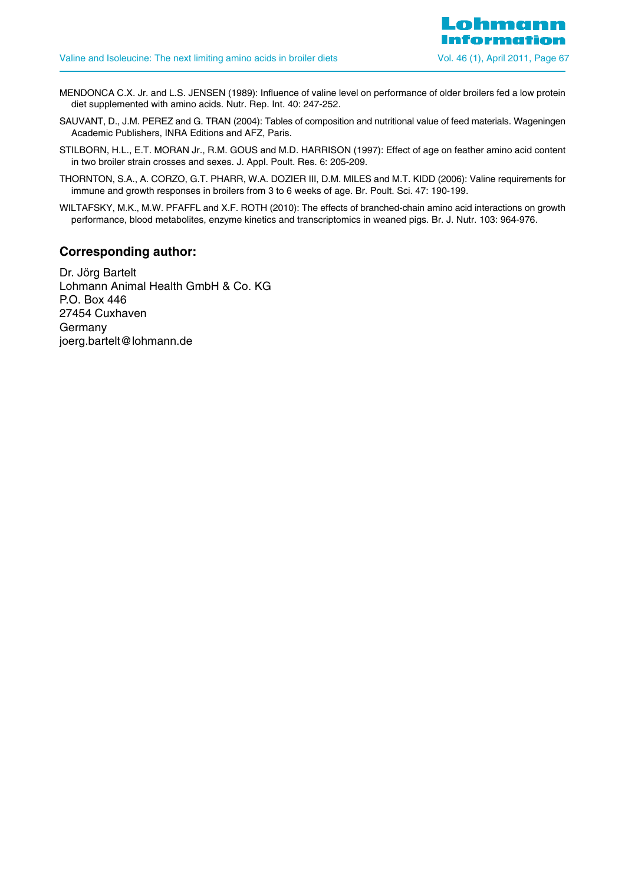MENDONCA C.X. Jr. and L.S. JENSEN (1989): Influence of valine level on performance of older broilers fed a low protein diet supplemented with amino acids. Nutr. Rep. Int. 40: 247-252.

SAUVANT, D., J.M. PEREZ and G. TRAN (2004): Tables of composition and nutritional value of feed materials. Wageningen Academic Publishers, INRA Editions and AFZ, Paris.

STILBORN, H.L., E.T. MORAN Jr., R.M. GOUS and M.D. HARRISON (1997): Effect of age on feather amino acid content in two broiler strain crosses and sexes. J. Appl. Poult. Res. 6: 205-209.

THORNTON, S.A., A. CORZO, G.T. PHARR, W.A. DOZIER III, D.M. MILES and M.T. KIDD (2006): Valine requirements for immune and growth responses in broilers from 3 to 6 weeks of age. Br. Poult. Sci. 47: 190-199.

WILTAFSKY, M.K., M.W. PFAFFL and X.F. ROTH (2010): The effects of branched-chain amino acid interactions on growth performance, blood metabolites, enzyme kinetics and transcriptomics in weaned pigs. Br. J. Nutr. 103: 964-976.

## Corresponding author:

Dr. Jörg Bartelt
Lohmann Animal Health GmbH & Co. KG
P.O. Box 446
27454 Cuxhaven
Germany
joerg.bartelt@lohmann.de